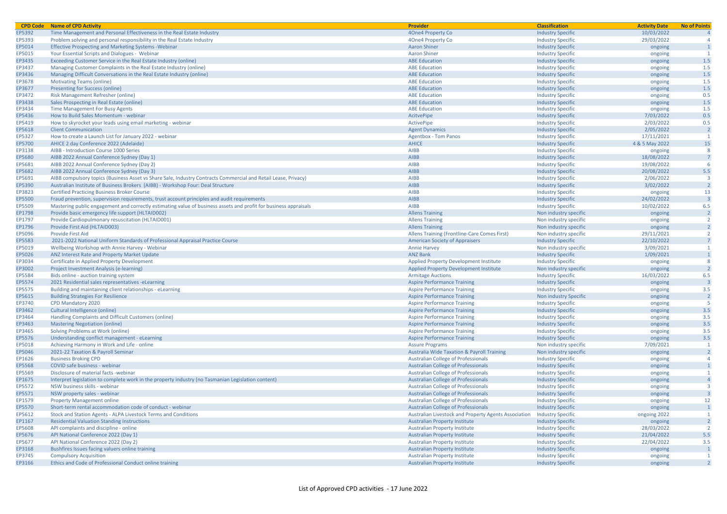| CPD Code | Name of CPD Activity | Provider | Classification | Activity Date | No of Points |
|---|---|---|---|---|---|
| EP5392 | Time Management and Personal Effectiveness in the Real Estate Industry | 4One4 Property Co | Industry Specific | 10/03/2022 | 4 |
| EP5393 | Problem solving and personal responsibility in the Real Estate Industry | 4One4 Property Co | Industry Specific | 29/03/2022 | 4 |
| EP5014 | Effective Prospecting and Marketing Systems -Webinar | Aaron Shiner | Industry Specific | ongoing | 1 |
| EP5015 | Your Essential Scripts and Dialogues - Webinar | Aaron Shiner | Industry Specific | ongoing | 1 |
| EP3435 | Exceeding Customer Service in the Real Estate Industry (online) | ABE Education | Industry Specific | ongoing | 1.5 |
| EP3437 | Managing Customer Complaints in the Real Estate Industry (online) | ABE Education | Industry Specific | ongoing | 1.5 |
| EP3436 | Managing Difficult Conversations in the Real Estate Industry (online) | ABE Education | Industry Specific | ongoing | 1.5 |
| EP3678 | Motivating Teams (online) | ABE Education | Industry Specific | ongoing | 1.5 |
| EP3677 | Presenting for Success (online) | ABE Education | Industry Specific | ongoing | 1.5 |
| EP3472 | Risk Management Refresher (online) | ABE Education | Industry Specific | ongoing | 0.5 |
| EP3438 | Sales Prospecting in Real Estate (online) | ABE Education | Industry Specific | ongoing | 1.5 |
| EP3434 | Time Management For Busy Agents | ABE Education | Industry Specific | ongoing | 1.5 |
| EP5436 | How to Build Sales Momentum - webinar | AcitvePipe | Industry Specific | 7/03/2022 | 0.5 |
| EP5419 | How to skyrocket your leads using email marketing - webinar | ActivePipe | Industry Specific | 2/03/2022 | 0.5 |
| EP5618 | Client Communication | Agent Dynamics | Industry Specific | 2/05/2022 | 2 |
| EP5327 | How to create a Launch List for January 2022 - webinar | Agentbox - Tom Panos | Industry Specific | 17/11/2021 | 1 |
| EP5700 | AHICE 2 day Conference 2022 (Adelaide) | AHICE | Industry Specific | 4 & 5 May 2022 | 15 |
| EP3138 | AIBB - Introduction Course 1000 Series | AIBB | Industry Specific | ongoing | 8 |
| EP5680 | AIBB 2022 Annual Conference Sydney (Day 1) | AIBB | Industry Specific | 18/08/2022 | 7 |
| EP5681 | AIBB 2022 Annual Conference Sydney (Day 2) | AIBB | Industry Specific | 19/08/2022 | 6 |
| EP5682 | AIBB 2022 Annual Conference Sydney (Day 3) | AIBB | Industry Specific | 20/08/2022 | 5.5 |
| EP5691 | AIBB compulsory topics (Business Asset vs Share Sale, Industry Contracts Commercial and Retail Lease, Privacy) | AIBB | Industry Specific | 2/06/2022 | 3 |
| EP5390 | Australian Institute of Business Brokers (AIBB) - Workshop Four: Deal Structure | AIBB | Industry Specific | 3/02/2022 | 2 |
| EP3823 | Certified Practicing Business Broker Course | AIBB | Industry Specific | ongoing | 13 |
| EP5500 | Fraud prevention, supervision requirements, trust account principles and audit requirements | AIBB | Industry Specific | 24/02/2022 | 3 |
| EP5509 | Mastering public engagement and correctly estimating value of business assets and profit for business appraisals | AIBB | Industry Specific | 10/02/2022 | 6.5 |
| EP1798 | Provide basic emergency life support (HLTAID002) | Allens Training | Non industry specific | ongoing | 2 |
| EP1797 | Provide Cardiopulmonary resuscitation (HLTAID001) | Allens Training | Non industry specific | ongoing | 2 |
| EP1796 | Provide First Aid (HLTAID003) | Allens Training | Non industry specific | ongoing | 2 |
| EP5096 | Provide First Aid | Allens Training (Frontline-Care Comes First) | Non industry specific | 29/11/2021 | 2 |
| EP5583 | 2021-2022 National Uniform Standards of Professional Appraisal Practice Course | American Society of Appraisers | Industry Specific | 22/10/2022 | 7 |
| EP5019 | Wellbeing Workshop with Annie Harvey - Webinar | Annie Harvey | Non industry specific | 3/09/2021 | 1 |
| EP5026 | ANZ Interest Rate and Property Market Update | ANZ Bank | Industry Specific | 1/09/2021 | 1 |
| EP3034 | Certificate in Applied Property Development | Applied Property Development Institute | Industry Specific | ongoing | 8 |
| EP3002 | Project Investment Analysis (e-learning) | Applied Property Development Institute | Non industry specific | ongoing | 2 |
| EP5584 | Bids online - auction training system | Armitage Auctions | Industry Specific | 16/03/2022 | 6.5 |
| EP5574 | 2021 Residential sales representatives -eLearning | Aspire Performance Training | Industry Specific | ongoing | 3 |
| EP5575 | Building and maintaining client relationships - eLearning | Aspire Performance Training | Industry Specific | ongoing | 3.5 |
| EP5615 | Building Strategies For Resilience | Aspire Performance Training | Non industry Specific | ongoing | 2 |
| EP3740 | CPD Mandatory 2020 | Aspire Performance Training | Industry Specific | ongoing | 5 |
| EP3462 | Cultural Intelligence (online) | Aspire Performance Training | Industry Specific | ongoing | 3.5 |
| EP3464 | Handling Complaints and Difficult Customers (online) | Aspire Performance Training | Industry Specific | ongoing | 3.5 |
| EP3463 | Mastering Negotiation (online) | Aspire Performance Training | Industry Specific | ongoing | 3.5 |
| EP3465 | Solving Problems at Work (online) | Aspire Performance Training | Industry Specific | ongoing | 3.5 |
| EP5576 | Understanding conflict management - eLearning | Aspire Performance Training | Industry Specific | ongoing | 3.5 |
| EP5018 | Achieving Harmony in Work and Life - online | Assure Programs | Non industry specific | 7/09/2021 | 1 |
| EP5046 | 2021-22 Taxation & Payroll Seminar | Australia Wide Taxation & Payroll Training | Non industry specific | ongoing | 2 |
| EP1626 | Business Broking CPD | Australian College of Professionals | Industry Specific | ongoing | 4 |
| EP5568 | COVID safe business - webinar | Australian College of Professionals | Industry Specific | ongoing | 1 |
| EP5569 | Disclosure of material facts -webinar | Australian College of Professionals | Industry Specific | ongoing | 1 |
| EP1675 | Interpret legislation to complete work in the property industry (no Tasmanian Legislation content) | Australian College of Professionals | Industry Specific | ongoing | 4 |
| EP5572 | NSW business skills - webinar | Australian College of Professionals | Industry Specific | ongoing | 3 |
| EP5571 | NSW property sales - webinar | Australian College of Professionals | Industry Specific | ongoing | 3 |
| EP1579 | Property Management online | Australian College of Professionals | Industry Specific | ongoing | 12 |
| EP5570 | Short-term rental accommodation code of conduct - webinar | Australian College of Professionals | Industry Specific | ongoing | 1 |
| EP5612 | Stock and Station Agents - ALPA Livestock Terms and Conditions | Australian Livestock and Property Agents Association | Industry Specific | ongoing 2022 | 1 |
| EP1167 | Residential Valuation Standing Instructions | Australian Property Institute | Industry Specific | ongoing | 2 |
| EP5608 | API complaints and discipline - online | Australian Property Institute | Industry Specific | 28/03/2022 | 2 |
| EP5676 | API National Conference 2022 (Day 1) | Australian Property Institute | Industry Specific | 21/04/2022 | 5.5 |
| EP5677 | API National Conference 2022 (Day 2) | Australian Property Institute | Industry Specific | 22/04/2022 | 3.5 |
| EP3168 | Bushfires Issues facing valuers online training | Australian Property Institute | Industry Specific | ongoing | 1 |
| EP3745 | Compulsory Acquisition | Australian Property Institute | Industry Specific | ongoing | 1 |
| EP3166 | Ethics and Code of Professional Conduct online training | Australian Property Institute | Industry Specific | ongoing | 2 |

List of Approved CPD activities - 17 June 2022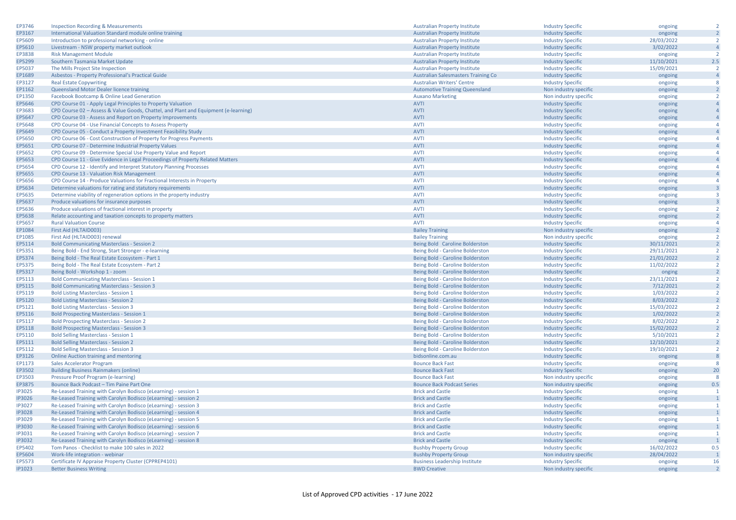| | | | | | |
|---|---|---|---|---|---|
| EP3746 | Inspection Recording & Measurements | Australian Property Institute | Industry Specific | ongoing | 2 |
| EP3167 | International Valuation Standard module online training | Australian Property Institute | Industry Specific | ongoing | 2 |
| EP5609 | Introduction to professional networking - online | Australian Property Institute | Industry Specific | 28/03/2022 | 2 |
| EP5610 | Livestream - NSW property market outlook | Australian Property Institute | Industry Specific | 3/02/2022 | 4 |
| EP3838 | Risk Management Module | Australian Property Institute | Industry Specific | ongoing | 2 |
| EP5299 | Southern Tasmania Market Update | Australian Property Institute | Industry Specific | 11/10/2021 | 2.5 |
| EP5037 | The Mills Project Site Inspection | Australian Property Institute | Industry Specific | 15/09/2021 | 2 |
| EP1689 | Asbestos - Property Professional's Practical Guide | Australian Salesmasters Training Co | Industry Specific | ongoing | 4 |
| EP3127 | Real Estate Copywriting | Australian Writers' Centre | Industry Specific | ongoing | 8 |
| EP1162 | Queensland Motor Dealer licence training | Automotive Training Queensland | Non industry specific | ongoing | 2 |
| EP1350 | Facebook Bootcamp & Online Lead Generation | Auxano Marketing | Non industry specific | ongoing | 2 |
| EP5646 | CPD Course 01 - Apply Legal Principles to Property Valuation | AVTI | Industry Specific | ongoing | 4 |
| EP3683 | CPD Course 02 – Assess & Value Goods, Chattel, and Plant and Equipment (e-learning) | AVTI | Industry Specific | ongoing | 4 |
| EP5647 | CPD Course 03 - Assess and Report on Property Improvements | AVTI | Industry Specific | ongoing | 4 |
| EP5648 | CPD Course 04 - Use Financial Concepts to Assess Property | AVTI | Industry Specific | ongoing | 4 |
| EP5649 | CPD Course 05 - Conduct a Property Investment Feasibility Study | AVTI | Industry Specific | ongoing | 4 |
| EP5650 | CPD Course 06 - Cost Construction of Property for Progress Payments | AVTI | Industry Specific | ongoing | 4 |
| EP5651 | CPD Course 07 - Determine Industrial Property Values | AVTI | Industry Specific | ongoing | 4 |
| EP5652 | CPD Course 09 - Determine Special Use Property Value and Report | AVTI | Industry Specific | ongoing | 4 |
| EP5653 | CPD Course 11 - Give Evidence in Legal Proceedings of Property Related Matters | AVTI | Industry Specific | ongoing | 4 |
| EP5654 | CPD Course 12 - Identify and Interpret Statutory Planning Processes | AVTI | Industry Specific | ongoing | 4 |
| EP5655 | CPD Course 13 - Valuation Risk Management | AVTI | Industry Specific | ongoing | 4 |
| EP5656 | CPD Course 14 - Produce Valuations for Fractional Interests in Property | AVTI | Industry Specific | ongoing | 4 |
| EP5634 | Determine valuations for rating and statutory requirements | AVTI | Industry Specific | ongoing | 3 |
| EP5635 | Determine viability of regeneration options in the property industry | AVTI | Industry Specific | ongoing | 3 |
| EP5637 | Produce valuations for insurance purposes | AVTI | Industry Specific | ongoing | 3 |
| EP5636 | Produce valuations of fractional interest in property | AVTI | Industry Specific | ongoing | 2 |
| EP5638 | Relate accounting and taxation concepts to property matters | AVTI | Industry Specific | ongoing | 2 |
| EP5657 | Rural Valuation Course | AVTI | Industry Specific | ongoing | 4 |
| EP1084 | First Aid (HLTAID003) | Bailey Training | Non industry specific | ongoing | 2 |
| EP1085 | First Aid (HLTAID003) renewal | Bailey Training | Non industry specific | ongoing | 2 |
| EP5114 | Bold Communicating Masterclass - Session 2 | Being Bold  Caroline Bolderston | Industry Specific | 30/11/2021 | 2 |
| EP5351 | Being Bold - End Strong, Start Stronger - e-learning | Being Bold - Caroline Bolderston | Industry Specific | 29/11/2021 | 2 |
| EP5374 | Being Bold - The Real Estate Ecosystem - Part 1 | Being Bold - Caroline Bolderston | Industry Specific | 21/01/2022 | 2 |
| EP5375 | Being Bold - The Real Estate Ecosystem - Part 2 | Being Bold - Caroline Bolderston | Industry Specific | 11/02/2022 | 2 |
| EP5317 | Being Bold - Workshop 1 - zoom | Being Bold - Caroline Bolderston | Industry Specific | onging | 2 |
| EP5113 | Bold Communicating Masterclass - Session 1 | Being Bold - Caroline Bolderston | Industry Specific | 23/11/2021 | 2 |
| EP5115 | Bold Communicating Masterclass - Session 3 | Being Bold - Caroline Bolderston | Industry Specific | 7/12/2021 | 2 |
| EP5119 | Bold Listing Masterclass - Session 1 | Being Bold - Caroline Bolderston | Industry Specific | 1/03/2022 | 2 |
| EP5120 | Bold Listing Masterclass - Session 2 | Being Bold - Caroline Bolderston | Industry Specific | 8/03/2022 | 2 |
| EP5121 | Bold Listing Masterclass - Session 3 | Being Bold - Caroline Bolderston | Industry Specific | 15/03/2022 | 2 |
| EP5116 | Bold Prospecting Masterclass - Session 1 | Being Bold - Caroline Bolderston | Industry Specific | 1/02/2022 | 2 |
| EP5117 | Bold Prospecting Masterclass - Session 2 | Being Bold - Caroline Bolderston | Industry Specific | 8/02/2022 | 2 |
| EP5118 | Bold Prospecting Masterclass - Session 3 | Being Bold - Caroline Bolderston | Industry Specific | 15/02/2022 | 2 |
| EP5110 | Bold Selling Masterclass - Session 1 | Being Bold - Caroline Bolderston | Industry Specific | 5/10/2021 | 2 |
| EP5111 | Bold Selling Masterclass - Session 2 | Being Bold - Caroline Bolderston | Industry Specific | 12/10/2021 | 2 |
| EP5112 | Bold Selling Masterclass - Session 3 | Being Bold - Caroline Bolderston | Industry Specific | 19/10/2021 | 2 |
| EP3126 | Online Auction training and mentoring | bidsonline.com.au | Industry Specific | ongoing | 8 |
| EP1173 | Sales Accelerator Program | Bounce Back Fast | Industry Specific | ongoing | 8 |
| EP3502 | Building Business Rainmakers (online) | Bounce Back Fast | Industry Specific | ongoing | 20 |
| EP3503 | Pressure Proof Program (e-learning) | Bounce Back Fast | Non industry specific | ongoing | 8 |
| EP3875 | Bounce Back Podcast – Tim Paine Part One | Bounce Back Podcast Series | Non industry specific | ongoing | 0.5 |
| IP3025 | Re-Leased Training with Carolyn Bodisco (eLearning) - session 1 | Brick and Castle | Industry Specific | ongoing | 1 |
| IP3026 | Re-Leased Training with Carolyn Bodisco (eLearning) - session 2 | Brick and Castle | Industry Specific | ongoing | 1 |
| IP3027 | Re-Leased Training with Carolyn Bodisco (eLearning) - session 3 | Brick and Castle | Industry Specific | ongoing | 1 |
| IP3028 | Re-Leased Training with Carolyn Bodisco (eLearning) - session 4 | Brick and Castle | Industry Specific | ongoing | 1 |
| IP3029 | Re-Leased Training with Carolyn Bodisco (eLearning) - session 5 | Brick and Castle | Industry Specific | ongoing | 1 |
| IP3030 | Re-Leased Training with Carolyn Bodisco (eLearning) - session 6 | Brick and Castle | Industry Specific | ongoing | 1 |
| IP3031 | Re-Leased Training with Carolyn Bodisco (eLearning) - session 7 | Brick and Castle | Industry Specific | ongoing | 1 |
| IP3032 | Re-Leased Training with Carolyn Bodisco (eLearning) - session 8 | Brick and Castle | Industry Specific | ongoing | 1 |
| EP5402 | Tom Panos - Checklist to make 100 sales in 2022 | Bushby Property Group | Industry Specific | 16/02/2022 | 0.5 |
| EP5604 | Work-life integration - webinar | Bushby Property Group | Non industry specific | 28/04/2022 | 1 |
| EP5573 | Certificate IV Appraise Property Cluster (CPPREP4101) | Business Leadership Institute | Industry Specific | ongoing | 16 |
| IP1023 | Better Business Writing | BWD Creative | Non industry specific | ongoing | 2 |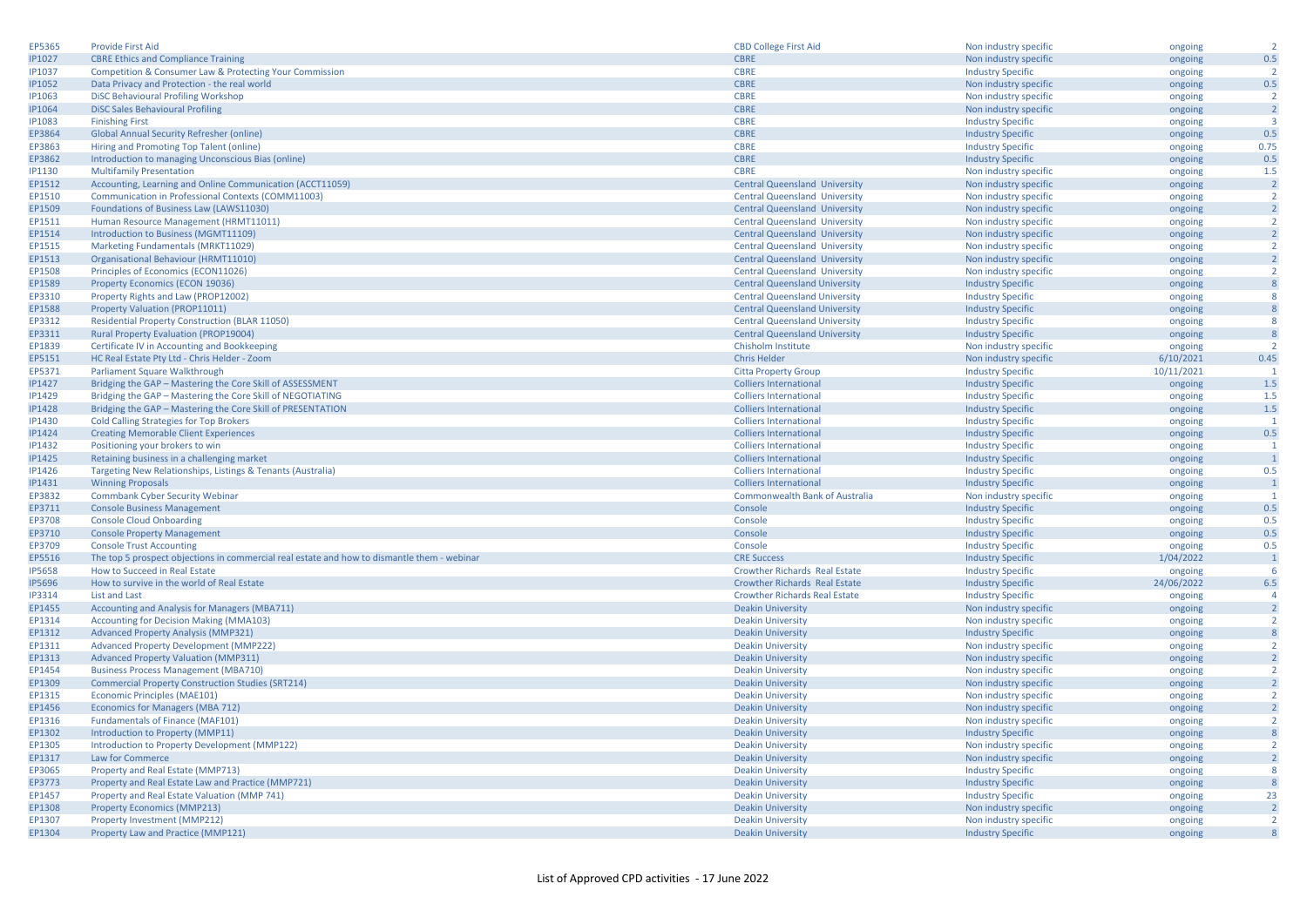| | | | | | |
|---|---|---|---|---|---|
| EP5365 | Provide First Aid | CBD College First Aid | Non industry specific | ongoing | 2 |
| IP1027 | CBRE Ethics and Compliance Training | CBRE | Non industry specific | ongoing | 0.5 |
| IP1037 | Competition & Consumer Law & Protecting Your Commission | CBRE | Industry Specific | ongoing | 2 |
| IP1052 | Data Privacy and Protection - the real world | CBRE | Non industry specific | ongoing | 0.5 |
| IP1063 | DiSC Behavioural Profiling Workshop | CBRE | Non industry specific | ongoing | 2 |
| IP1064 | DiSC Sales Behavioural Profiling | CBRE | Non industry specific | ongoing | 2 |
| IP1083 | Finishing First | CBRE | Industry Specific | ongoing | 3 |
| EP3864 | Global Annual Security Refresher (online) | CBRE | Industry Specific | ongoing | 0.5 |
| EP3863 | Hiring and Promoting Top Talent (online) | CBRE | Industry Specific | ongoing | 0.75 |
| EP3862 | Introduction to managing Unconscious Bias (online) | CBRE | Industry Specific | ongoing | 0.5 |
| IP1130 | Multifamily Presentation | CBRE | Non industry specific | ongoing | 1.5 |
| EP1512 | Accounting, Learning and Online Communication (ACCT11059) | Central Queensland University | Non industry specific | ongoing | 2 |
| EP1510 | Communication in Professional Contexts (COMM11003) | Central Queensland University | Non industry specific | ongoing | 2 |
| EP1509 | Foundations of Business Law (LAWS11030) | Central Queensland University | Non industry specific | ongoing | 2 |
| EP1511 | Human Resource Management (HRMT11011) | Central Queensland University | Non industry specific | ongoing | 2 |
| EP1514 | Introduction to Business (MGMT11109) | Central Queensland University | Non industry specific | ongoing | 2 |
| EP1515 | Marketing Fundamentals (MRKT11029) | Central Queensland University | Non industry specific | ongoing | 2 |
| EP1513 | Organisational Behaviour (HRMT11010) | Central Queensland University | Non industry specific | ongoing | 2 |
| EP1508 | Principles of Economics (ECON11026) | Central Queensland University | Non industry specific | ongoing | 2 |
| EP1589 | Property Economics (ECON 19036) | Central Queensland University | Industry Specific | ongoing | 8 |
| EP3310 | Property Rights and Law (PROP12002) | Central Queensland University | Industry Specific | ongoing | 8 |
| EP1588 | Property Valuation (PROP11011) | Central Queensland University | Industry Specific | ongoing | 8 |
| EP3312 | Residential Property Construction (BLAR 11050) | Central Queensland University | Industry Specific | ongoing | 8 |
| EP3311 | Rural Property Evaluation (PROP19004) | Central Queensland University | Industry Specific | ongoing | 8 |
| EP1839 | Certificate IV in Accounting and Bookkeeping | Chisholm Institute | Non industry specific | ongoing | 2 |
| EP5151 | HC Real Estate Pty Ltd - Chris Helder - Zoom | Chris Helder | Non industry specific | 6/10/2021 | 0.45 |
| EP5371 | Parliament Square Walkthrough | Citta Property Group | Industry Specific | 10/11/2021 | 1 |
| IP1427 | Bridging the GAP – Mastering the Core Skill of ASSESSMENT | Colliers International | Industry Specific | ongoing | 1.5 |
| IP1429 | Bridging the GAP – Mastering the Core Skill of NEGOTIATING | Colliers International | Industry Specific | ongoing | 1.5 |
| IP1428 | Bridging the GAP – Mastering the Core Skill of PRESENTATION | Colliers International | Industry Specific | ongoing | 1.5 |
| IP1430 | Cold Calling Strategies for Top Brokers | Colliers International | Industry Specific | ongoing | 1 |
| IP1424 | Creating Memorable Client Experiences | Colliers International | Industry Specific | ongoing | 0.5 |
| IP1432 | Positioning your brokers to win | Colliers International | Industry Specific | ongoing | 1 |
| IP1425 | Retaining business in a challenging market | Colliers International | Industry Specific | ongoing | 1 |
| IP1426 | Targeting New Relationships, Listings & Tenants (Australia) | Colliers International | Industry Specific | ongoing | 0.5 |
| IP1431 | Winning Proposals | Colliers International | Industry Specific | ongoing | 1 |
| EP3832 | Commbank Cyber Security Webinar | Commonwealth Bank of Australia | Non industry specific | ongoing | 1 |
| EP3711 | Console Business Management | Console | Industry Specific | ongoing | 0.5 |
| EP3708 | Console Cloud Onboarding | Console | Industry Specific | ongoing | 0.5 |
| EP3710 | Console Property Management | Console | Industry Specific | ongoing | 0.5 |
| EP3709 | Console Trust Accounting | Console | Industry Specific | ongoing | 0.5 |
| EP5516 | The top 5 prospect objections in commercial real estate and how to dismantle them - webinar | CRE Success | Industry Specific | 1/04/2022 | 1 |
| IP5658 | How to Succeed in Real Estate | Crowther Richards Real Estate | Industry Specific | ongoing | 6 |
| IP5696 | How to survive in the world of Real Estate | Crowther Richards Real Estate | Industry Specific | 24/06/2022 | 6.5 |
| IP3314 | List and Last | Crowther Richards Real Estate | Industry Specific | ongoing | 4 |
| EP1455 | Accounting and Analysis for Managers (MBA711) | Deakin University | Non industry specific | ongoing | 2 |
| EP1314 | Accounting for Decision Making (MMA103) | Deakin University | Non industry specific | ongoing | 2 |
| EP1312 | Advanced Property Analysis (MMP321) | Deakin University | Industry Specific | ongoing | 8 |
| EP1311 | Advanced Property Development (MMP222) | Deakin University | Non industry specific | ongoing | 2 |
| EP1313 | Advanced Property Valuation (MMP311) | Deakin University | Non industry specific | ongoing | 2 |
| EP1454 | Business Process Management (MBA710) | Deakin University | Non industry specific | ongoing | 2 |
| EP1309 | Commercial Property Construction Studies (SRT214) | Deakin University | Non industry specific | ongoing | 2 |
| EP1315 | Economic Principles (MAE101) | Deakin University | Non industry specific | ongoing | 2 |
| EP1456 | Economics for Managers (MBA 712) | Deakin University | Non industry specific | ongoing | 2 |
| EP1316 | Fundamentals of Finance (MAF101) | Deakin University | Non industry specific | ongoing | 2 |
| EP1302 | Introduction to Property (MMP11) | Deakin University | Industry Specific | ongoing | 8 |
| EP1305 | Introduction to Property Development (MMP122) | Deakin University | Non industry specific | ongoing | 2 |
| EP1317 | Law for Commerce | Deakin University | Non industry specific | ongoing | 2 |
| EP3065 | Property and Real Estate (MMP713) | Deakin University | Industry Specific | ongoing | 8 |
| EP3773 | Property and Real Estate Law and Practice (MMP721) | Deakin University | Industry Specific | ongoing | 8 |
| EP1457 | Property and Real Estate Valuation (MMP 741) | Deakin University | Industry Specific | ongoing | 23 |
| EP1308 | Property Economics (MMP213) | Deakin University | Non industry specific | ongoing | 2 |
| EP1307 | Property Investment (MMP212) | Deakin University | Non industry specific | ongoing | 2 |
| EP1304 | Property Law and Practice (MMP121) | Deakin University | Industry Specific | ongoing | 8 |

List of Approved CPD activities - 17 June 2022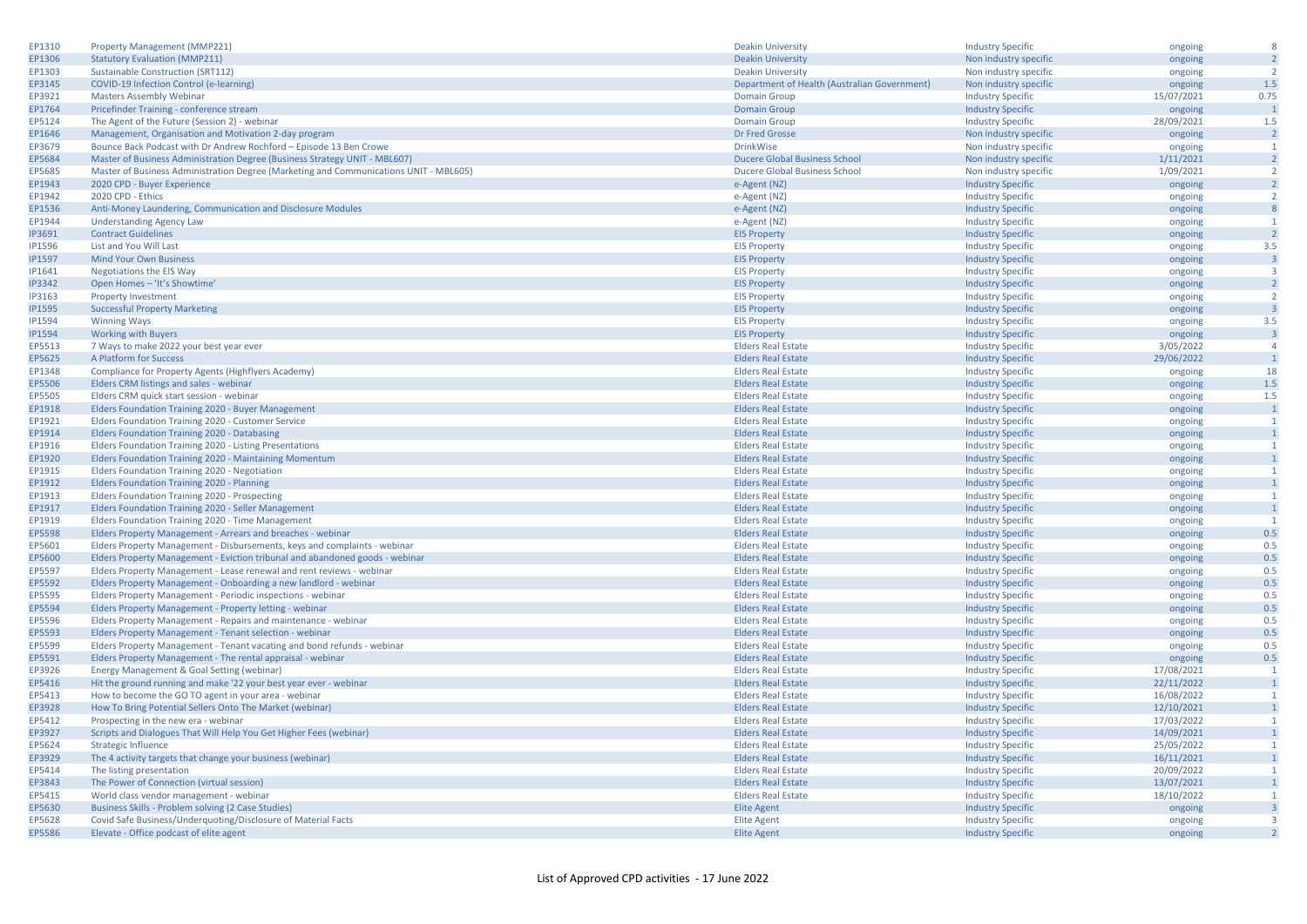| | | | | | |
|---|---|---|---|---|---|
| EP1310 | Property Management (MMP221) | Deakin University | Industry Specific | ongoing | 8 |
| EP1306 | Statutory Evaluation (MMP211) | Deakin University | Non industry specific | ongoing | 2 |
| EP1303 | Sustainable Construction (SRT112) | Deakin University | Non industry specific | ongoing | 2 |
| EP3145 | COVID-19 Infection Control (e-learning) | Department of Health (Australian Government) | Non industry specific | ongoing | 1.5 |
| EP3921 | Masters Assembly Webinar | Domain Group | Industry Specific | 15/07/2021 | 0.75 |
| EP1764 | Pricefinder Training - conference stream | Domain Group | Industry Specific | ongoing | 1 |
| EP5124 | The Agent of the Future (Session 2) - webinar | Domain Group | Industry Specific | 28/09/2021 | 1.5 |
| EP1646 | Management, Organisation and Motivation 2-day program | Dr Fred Grosse | Non industry specific | ongoing | 2 |
| EP3679 | Bounce Back Podcast with Dr Andrew Rochford – Episode 13 Ben Crowe | DrinkWise | Non industry specific | ongoing | 1 |
| EP5684 | Master of Business Administration Degree (Business Strategy UNIT - MBL607) | Ducere Global Business School | Non industry specific | 1/11/2021 | 2 |
| EP5685 | Master of Business Administration Degree (Marketing and Communications UNIT - MBL605) | Ducere Global Business School | Non industry specific | 1/09/2021 | 2 |
| EP1943 | 2020 CPD - Buyer Experience | e-Agent (NZ) | Industry Specific | ongoing | 2 |
| EP1942 | 2020 CPD - Ethics | e-Agent (NZ) | Industry Specific | ongoing | 2 |
| EP1536 | Anti-Money Laundering, Communication and Disclosure Modules | e-Agent (NZ) | Industry Specific | ongoing | 8 |
| EP1944 | Understanding Agency Law | e-Agent (NZ) | Industry Specific | ongoing | 1 |
| IP3691 | Contract Guidelines | EIS Property | Industry Specific | ongoing | 2 |
| IP1596 | List and You Will Last | EIS Property | Industry Specific | ongoing | 3.5 |
| IP1597 | Mind Your Own Business | EIS Property | Industry Specific | ongoing | 3 |
| IP1641 | Negotiations the EIS Way | EIS Property | Industry Specific | ongoing | 3 |
| IP3342 | Open Homes – 'It's Showtime' | EIS Property | Industry Specific | ongoing | 2 |
| IP3163 | Property Investment | EIS Property | Industry Specific | ongoing | 2 |
| IP1595 | Successful Property Marketing | EIS Property | Industry Specific | ongoing | 3 |
| IP1594 | Winning Ways | EIS Property | Industry Specific | ongoing | 3.5 |
| IP1594 | Working with Buyers | EIS Property | Industry Specific | ongoing | 3 |
| EP5513 | 7 Ways to make 2022 your best year ever | Elders Real Estate | Industry Specific | 3/05/2022 | 4 |
| EP5625 | A Platform for Success | Elders Real Estate | Industry Specific | 29/06/2022 | 1 |
| EP1348 | Compliance for Property Agents (Highflyers Academy) | Elders Real Estate | Industry Specific | ongoing | 18 |
| EP5506 | Elders CRM listings and sales - webinar | Elders Real Estate | Industry Specific | ongoing | 1.5 |
| EP5505 | Elders CRM quick start session - webinar | Elders Real Estate | Industry Specific | ongoing | 1.5 |
| EP1918 | Elders Foundation Training 2020 - Buyer Management | Elders Real Estate | Industry Specific | ongoing | 1 |
| EP1921 | Elders Foundation Training 2020 - Customer Service | Elders Real Estate | Industry Specific | ongoing | 1 |
| EP1914 | Elders Foundation Training 2020 - Databasing | Elders Real Estate | Industry Specific | ongoing | 1 |
| EP1916 | Elders Foundation Training 2020 - Listing Presentations | Elders Real Estate | Industry Specific | ongoing | 1 |
| EP1920 | Elders Foundation Training 2020 - Maintaining Momentum | Elders Real Estate | Industry Specific | ongoing | 1 |
| EP1915 | Elders Foundation Training 2020 - Negotiation | Elders Real Estate | Industry Specific | ongoing | 1 |
| EP1912 | Elders Foundation Training 2020 - Planning | Elders Real Estate | Industry Specific | ongoing | 1 |
| EP1913 | Elders Foundation Training 2020 - Prospecting | Elders Real Estate | Industry Specific | ongoing | 1 |
| EP1917 | Elders Foundation Training 2020 - Seller Management | Elders Real Estate | Industry Specific | ongoing | 1 |
| EP1919 | Elders Foundation Training 2020 - Time Management | Elders Real Estate | Industry Specific | ongoing | 1 |
| EP5598 | Elders Property Management - Arrears and breaches - webinar | Elders Real Estate | Industry Specific | ongoing | 0.5 |
| EP5601 | Elders Property Management - Disbursements, keys and complaints - webinar | Elders Real Estate | Industry Specific | ongoing | 0.5 |
| EP5600 | Elders Property Management - Eviction tribunal and abandoned goods - webinar | Elders Real Estate | Industry Specific | ongoing | 0.5 |
| EP5597 | Elders Property Management - Lease renewal and rent reviews - webinar | Elders Real Estate | Industry Specific | ongoing | 0.5 |
| EP5592 | Elders Property Management - Onboarding a new landlord - webinar | Elders Real Estate | Industry Specific | ongoing | 0.5 |
| EP5595 | Elders Property Management - Periodic inspections - webinar | Elders Real Estate | Industry Specific | ongoing | 0.5 |
| EP5594 | Elders Property Management - Property letting - webinar | Elders Real Estate | Industry Specific | ongoing | 0.5 |
| EP5596 | Elders Property Management - Repairs and maintenance - webinar | Elders Real Estate | Industry Specific | ongoing | 0.5 |
| EP5593 | Elders Property Management - Tenant selection - webinar | Elders Real Estate | Industry Specific | ongoing | 0.5 |
| EP5599 | Elders Property Management - Tenant vacating and bond refunds - webinar | Elders Real Estate | Industry Specific | ongoing | 0.5 |
| EP5591 | Elders Property Management - The rental appraisal - webinar | Elders Real Estate | Industry Specific | ongoing | 0.5 |
| EP3926 | Energy Management & Goal Setting (webinar) | Elders Real Estate | Industry Specific | 17/08/2021 | 1 |
| EP5416 | Hit the ground running and make '22 your best year ever - webinar | Elders Real Estate | Industry Specific | 22/11/2022 | 1 |
| EP5413 | How to become the GO TO agent in your area - webinar | Elders Real Estate | Industry Specific | 16/08/2022 | 1 |
| EP3928 | How To Bring Potential Sellers Onto The Market (webinar) | Elders Real Estate | Industry Specific | 12/10/2021 | 1 |
| EP5412 | Prospecting in the new era - webinar | Elders Real Estate | Industry Specific | 17/03/2022 | 1 |
| EP3927 | Scripts and Dialogues That Will Help You Get Higher Fees (webinar) | Elders Real Estate | Industry Specific | 14/09/2021 | 1 |
| EP5624 | Strategic Influence | Elders Real Estate | Industry Specific | 25/05/2022 | 1 |
| EP3929 | The 4 activity targets that change your business (webinar) | Elders Real Estate | Industry Specific | 16/11/2021 | 1 |
| EP5414 | The listing presentation | Elders Real Estate | Industry Specific | 20/09/2022 | 1 |
| EP3843 | The Power of Connection (virtual session) | Elders Real Estate | Industry Specific | 13/07/2021 | 1 |
| EP5415 | World class vendor management - webinar | Elders Real Estate | Industry Specific | 18/10/2022 | 1 |
| EP5630 | Business Skills - Problem solving (2 Case Studies) | Elite Agent | Industry Specific | ongoing | 3 |
| EP5628 | Covid Safe Business/Underquoting/Disclosure of Material Facts | Elite Agent | Industry Specific | ongoing | 3 |
| EP5586 | Elevate - Office podcast of elite agent | Elite Agent | Industry Specific | ongoing | 2 |

List of Approved CPD activities - 17 June 2022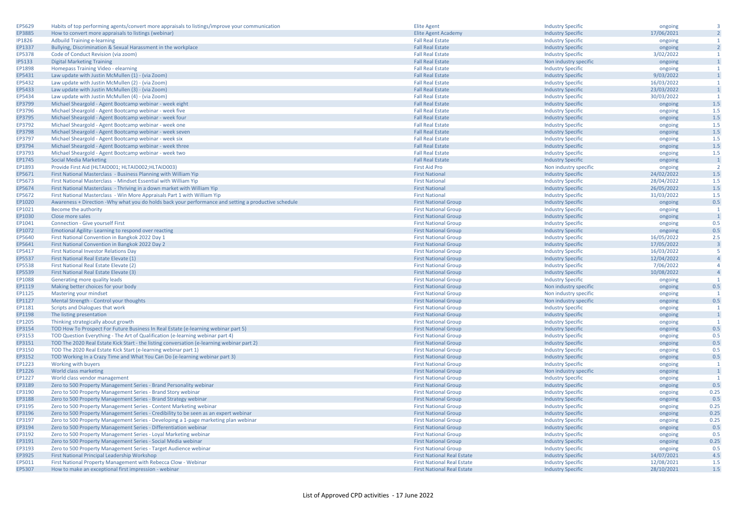| | | | | | |
|---|---|---|---|---|---|
| EP5629 | Habits of top performing agents/convert more appraisals to listings/improve your communication | Elite Agent | Industry Specific | ongoing | 3 |
| EP3885 | How to convert more appraisals to listings (webinar) | Elite Agent Academy | Industry Specific | 17/06/2021 | 2 |
| IP1826 | Adbuild Training e-learning | Fall Real Estate | Industry Specific | ongoing | 1 |
| EP1337 | Bullying, Discrimination & Sexual Harassment in the workplace | Fall Real Estate | Industry Specific | ongoing | 2 |
| EP5378 | Code of Conduct Revision (via zoom) | Fall Real Estate | Industry Specific | 3/02/2022 | 1 |
| IP5133 | Digital Marketing Training | Fall Real Estate | Non industry specific | ongoing | 1 |
| EP1898 | Homepass Training Video - elearning | Fall Real Estate | Industry Specific | ongoing | 1 |
| EP5431 | Law update with Justin McMullen (1) - (via Zoom) | Fall Real Estate | Industry Specific | 9/03/2022 | 1 |
| EP5432 | Law update with Justin McMullen (2) - (via Zoom) | Fall Real Estate | Industry Specific | 16/03/2022 | 1 |
| EP5433 | Law update with Justin McMullen (3) - (via Zoom) | Fall Real Estate | Industry Specific | 23/03/2022 | 1 |
| EP5434 | Law update with Justin McMullen (4) - (via Zoom) | Fall Real Estate | Industry Specific | 30/03/2022 | 1 |
| EP3799 | Michael Sheargold - Agent Bootcamp webinar - week eight | Fall Real Estate | Industry Specific | ongoing | 1.5 |
| EP3796 | Michael Sheargold - Agent Bootcamp webinar - week five | Fall Real Estate | Industry Specific | ongoing | 1.5 |
| EP3795 | Michael Sheargold - Agent Bootcamp webinar - week four | Fall Real Estate | Industry Specific | ongoing | 1.5 |
| EP3792 | Michael Sheargold - Agent Bootcamp webinar - week one | Fall Real Estate | Industry Specific | ongoing | 1.5 |
| EP3798 | Michael Sheargold - Agent Bootcamp webinar - week seven | Fall Real Estate | Industry Specific | ongoing | 1.5 |
| EP3797 | Michael Sheargold - Agent Bootcamp webinar - week six | Fall Real Estate | Industry Specific | ongoing | 1.5 |
| EP3794 | Michael Sheargold - Agent Bootcamp webinar - week three | Fall Real Estate | Industry Specific | ongoing | 1.5 |
| EP3793 | Michael Sheargold - Agent Bootcamp webinar - week two | Fall Real Estate | Industry Specific | ongoing | 1.5 |
| EP1745 | Social Media Marketing | Fall Real Estate | Industry Specific | ongoing | 1 |
| EP1893 | Provide First Aid (HLTAID001; HLTAID002;HLTAID003) | First Aid Pro | Non industry specific | ongoing | 2 |
| EP5671 | First National Masterclass - Business Planning with William Yip | First National | Industry Specific | 24/02/2022 | 1.5 |
| EP5673 | First National Masterclass - Mindset Essential with William Yip | First National | Industry Specific | 28/04/2022 | 1.5 |
| EP5674 | First National Masterclass - Thriving in a down market with William Yip | First National | Industry Specific | 26/05/2022 | 1.5 |
| EP5672 | First National Masterclass - Win More Appraisals Part 1 with William Yip | First National | Industry Specific | 31/03/2022 | 1.5 |
| EP1020 | Awareness + Direction -Why what you do holds back your performance and setting a productive schedule | First National Group | Industry Specific | ongoing | 0.5 |
| EP1021 | Become the authority | First National Group | Industry Specific | ongoing | 1 |
| EP1030 | Close more sales | First National Group | Industry Specific | ongoing | 1 |
| EP1041 | Connection - Give yourself First | First National Group | Industry Specific | ongoing | 0.5 |
| EP1072 | Emotional Agility- Learning to respond over reacting | First National Group | Industry Specific | ongoing | 0.5 |
| EP5640 | First National Convention in Bangkok 2022 Day 1 | First National Group | Industry Specific | 16/05/2022 | 2.5 |
| EP5641 | First National Convention in Bangkok 2022 Day 2 | First National Group | Industry Specific | 17/05/2022 | 3 |
| EP5417 | First National Investor Relations Day | First National Group | Industry Specific | 16/03/2022 | 5 |
| EP5537 | First National Real Estate Elevate (1) | First National Group | Industry Specific | 12/04/2022 | 4 |
| EP5538 | First National Real Estate Elevate (2) | First National Group | Industry Specific | 7/06/2022 | 4 |
| EP5539 | First National Real Estate Elevate (3) | First National Group | Industry Specific | 10/08/2022 | 4 |
| EP1088 | Generating more quality leads | First National Group | Industry Specific | ongoing | 1 |
| EP1119 | Making better choices for your body | First National Group | Non industry specific | ongoing | 0.5 |
| EP1125 | Mastering your mindset | First National Group | Non industry specific | ongoing | 1 |
| EP1127 | Mental Strength - Control your thoughts | First National Group | Non industry specific | ongoing | 0.5 |
| EP1181 | Scripts and Dialogues that work | First National Group | Industry Specific | ongoing | 1 |
| EP1198 | The listing presentation | First National Group | Industry Specific | ongoing | 1 |
| EP1205 | Thinking strategically about growth | First National Group | Industry Specific | ongoing | 1 |
| EP3154 | TOD How To Prospect For Future Business In Real Estate (e-learning webinar part 5) | First National Group | Industry Specific | ongoing | 0.5 |
| EP3153 | TOD Question Everything - The Art of Qualification (e-learning webinar part 4) | First National Group | Industry Specific | ongoing | 0.5 |
| EP3151 | TOD The 2020 Real Estate Kick Start - the listing conversation (e-learning webinar part 2) | First National Group | Industry Specific | ongoing | 0.5 |
| EP3150 | TOD The 2020 Real Estate Kick Start (e-learning webinar part 1) | First National Group | Industry Specific | ongoing | 0.5 |
| EP3152 | TOD Working In a Crazy Time and What You Can Do (e-learning webinar part 3) | First National Group | Industry Specific | ongoing | 0.5 |
| EP1223 | Working with buyers | First National Group | Industry Specific | ongoing | 1 |
| EP1226 | World class marketing | First National Group | Non industry specific | ongoing | 1 |
| EP1227 | World class vendor management | First National Group | Industry Specific | ongoing | 1 |
| EP3189 | Zero to 500 Property Management Series - Brand Personality webinar | First National Group | Industry Specific | ongoing | 0.5 |
| EP3190 | Zero to 500 Property Management Series - Brand Story webinar | First National Group | Industry Specific | ongoing | 0.25 |
| EP3188 | Zero to 500 Property Management Series - Brand Strategy webinar | First National Group | Industry Specific | ongoing | 0.5 |
| EP3195 | Zero to 500 Property Management Series - Content Marketing webinar | First National Group | Industry Specific | ongoing | 0.25 |
| EP3196 | Zero to 500 Property Management Series - Credibility to be seen as an expert webinar | First National Group | Industry Specific | ongoing | 0.25 |
| EP3197 | Zero to 500 Property Management Series - Developing a 1-page marketing plan webinar | First National Group | Industry Specific | ongoing | 0.25 |
| EP3194 | Zero to 500 Property Management Series - Differentiation webinar | First National Group | Industry Specific | ongoing | 0.5 |
| EP3192 | Zero to 500 Property Management Series - Loyal Marketing webinar | First National Group | Industry Specific | ongoing | 0.5 |
| EP3191 | Zero to 500 Property Management Series - Social Media webinar | First National Group | Industry Specific | ongoing | 0.25 |
| EP3193 | Zero to 500 Property Management Series - Target Audience webinar | First National Group | Industry Specific | ongoing | 0.5 |
| EP3925 | First National Principal Leadership Workshop | First National Real Estate | Industry Specific | 14/07/2021 | 4.5 |
| EP5011 | First National Property Management with Rebecca Clow - Webinar | First National Real Estate | Industry Specific | 12/08/2021 | 1.5 |
| EP5307 | How to make an exceptional first impression - webinar | First National Real Estate | Industry Specific | 28/10/2021 | 1.5 |

List of Approved CPD activities - 17 June 2022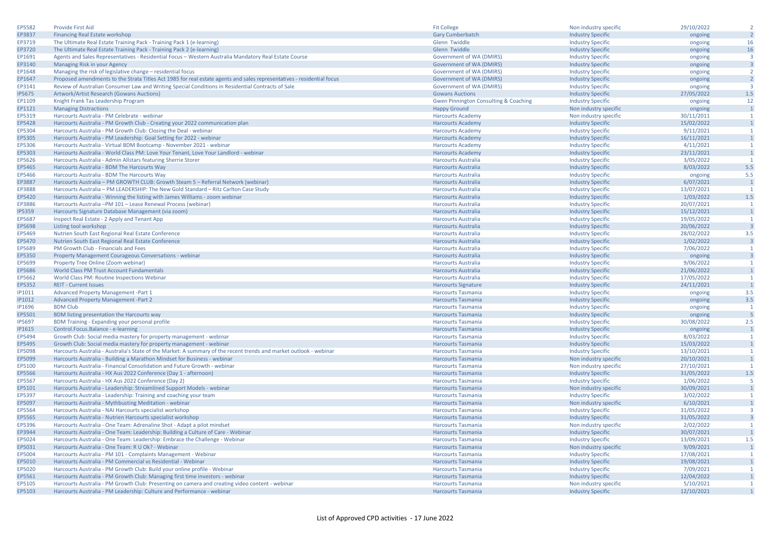| | | | | | |
|---|---|---|---|---|---|
| EP5582 | Provide First Aid | Fit College | Non industry specific | 29/10/2022 | 2 |
| EP3837 | Financing Real Estate workshop | Gary Cumberbatch | Industry Specific | ongoing | 2 |
| EP3719 | The Ultimate Real Estate Training Pack - Training Pack 1 (e-learning) | Glenn Twiddle | Industry Specific | ongoing | 16 |
| EP3720 | The Ultimate Real Estate Training Pack - Training Pack 2 (e-learning) | Glenn Twiddle | Industry Specific | ongoing | 16 |
| EP1691 | Agents and Sales Representatives - Residential Focus – Western Australia Mandatory Real Estate Course | Government of WA (DMIRS) | Industry Specific | ongoing | 3 |
| EP3140 | Managing Risk in your Agency | Government of WA (DMIRS) | Industry Specific | ongoing | 3 |
| EP1648 | Managing the risk of legislative change – residential focus | Government of WA (DMIRS) | Industry Specific | ongoing | 2 |
| EP1647 | Proposed amendments to the Strata Titles Act 1985 for real estate agents and sales representatives - residential focus | Government of WA (DMIRS) | Industry Specific | ongoing | 2 |
| EP3141 | Review of Australian Consumer Law and Writing Special Conditions in Residential Contracts of Sale | Government of WA (DMIRS) | Industry Specific | ongoing | 3 |
| IP5675 | Artwork/Artist Research (Gowans Auctions) | Gowans Auctions | Industry Specific | 27/05/2022 | 1.5 |
| EP1109 | Knight Frank Tas Leadership Program | Gwen Pinnington Consulting & Coaching | Industry Specific | ongoing | 12 |
| EP1121 | Managing Distractions | Happy Ground | Non industry specific | ongoing | 1 |
| EP5319 | Harcourts Australia - PM Celebrate - webinar | Harcourts Academy | Non industry specific | 30/11/2011 | 1 |
| EP5428 | Harcourts Australia - PM Growth Club - Creating your 2022 communication plan | Harcourts Academy | Industry Specific | 15/02/2022 | 1 |
| EP5304 | Harcourts Australia - PM Growth Club: Closing the Deal - webinar | Harcourts Academy | Industry Specific | 9/11/2021 | 1 |
| EP5305 | Harcourts Australia - PM Leadership: Goal Setting for 2022 - webinar | Harcourts Academy | Industry Specific | 16/11/2021 | 1 |
| EP5306 | Harcourts Australia - Virtual BDM Bootcamp - November 2021 - webinar | Harcourts Academy | Industry Specific | 4/11/2021 | 1 |
| EP5303 | Harcourts Australia - World Class PM: Love Your Tenant, Love Your Landlord - webinar | Harcourts Academy | Industry Specific | 23/11/2021 | 1 |
| EP5626 | Harcourts Australia - Admin Allstars featuring Sherrie Storer | Harcourts Australia | Industry Specific | 3/05/2022 | 1 |
| EP5465 | Harcourts Australia - BDM The Harcourts Way | Harcourts Australia | Industry Specific | 8/03/2022 | 5.5 |
| EP5466 | Harcourts Australia - BDM The Harcourts Way | Harcourts Australia | Industry Specific | ongoing | 5.5 |
| EP3887 | Harcourts Australia – PM GROWTH CLUB: Growth Steam 5 – Referral Network (webinar) | Harcourts Australia | Industry Specific | 6/07/2021 | 1 |
| EP3888 | Harcourts Australia – PM LEADERSHIP: The New Gold Standard – Ritz Carlton Case Study | Harcourts Australia | Industry Specific | 13/07/2021 | 1 |
| EP5420 | Harcourts Australia - Winning the listing with James Williams - zoom webinar | Harcourts Australia | Industry Specific | 1/03/2022 | 1.5 |
| EP3886 | Harcourts Australia –PM 101 – Lease Renewal Process (webinar) | Harcourts Australia | Industry Specific | 20/07/2021 | 1 |
| IP5359 | Harcourts Signature Database Management (via zoom) | Harcourts Australia | Industry Specific | 15/12/2021 | 1 |
| EP5687 | Inspect Real Estate - 2 Apply and Tenant App | Harcourts Australia | Industry Specific | 19/05/2022 | 1 |
| EP5698 | Listing tool workshop | Harcourts Australia | Industry Specific | 20/06/2022 | 3 |
| EP5469 | Nutrien South East Regional Real Estate Conference | Harcourts Australia | Industry Specific | 28/02/2022 | 3.5 |
| EP5470 | Nutrien South East Regional Real Estate Conference | Harcourts Australia | Industry Specific | 1/02/2022 | 3 |
| EP5689 | PM Growth Club - Financials and Fees | Harcourts Australia | Industry Specific | 7/06/2022 | 1 |
| EP5350 | Property Management Courageous Conversations - webinar | Harcourts Australia | Industry Specific | ongoing | 3 |
| EP5699 | Property Tree Online (Zoom webinar) | Harcourts Australia | Industry Specific | 9/06/2022 | 1 |
| EP5686 | World Class PM Trust Account Fundamentals | Harcourts Australia | Industry Specific | 21/06/2022 | 1 |
| EP5662 | World Class PM: Routine Inspections Webinar | Harcourts Australia | Industry Specific | 17/05/2022 | 1 |
| EP5352 | REIT - Current Issues | Harcourts Signature | Industry Specific | 24/11/2021 | 1 |
| IP1011 | Advanced Property Management -Part 1 | Harcourts Tasmania | Industry Specific | ongoing | 3.5 |
| IP1012 | Advanced Property Management -Part 2 | Harcourts Tasmania | Industry Specific | ongoing | 3.5 |
| IP1696 | BDM Club | Harcourts Tasmania | Industry Specific | ongoing | 1 |
| EP5501 | BDM listing presentation the Harcourts way | Harcourts Tasmania | Industry Specific | ongoing | 5 |
| IP5697 | BDM Training - Expanding your personal profile | Harcourts Tasmania | Industry Specific | 30/08/2022 | 2.5 |
| IP1615 | Control.Focus.Balance - e-learning | Harcourts Tasmania | Industry Specific | ongoing | 1 |
| EP5494 | Growth Club: Social media mastery for property management - webinar | Harcourts Tasmania | Industry Specific | 8/03/2022 | 1 |
| EP5495 | Growth Club: Social media mastery for property management - webinar | Harcourts Tasmania | Industry Specific | 15/03/2022 | 1 |
| EP5098 | Harcourts Australia - Australia's State of the Market: A summary of the recent trends and market outlook - webinar | Harcourts Tasmania | Industry Specific | 13/10/2021 | 1 |
| EP5099 | Harcourts Australia - Building a Marathon Mindset for Business - webinar | Harcourts Tasmania | Non industry specific | 20/10/2021 | 1 |
| EP5100 | Harcourts Australia - Financial Consolidation and Future Growth - webinar | Harcourts Tasmania | Non industry specific | 27/10/2021 | 1 |
| EP5566 | Harcourts Australia - HX Aus 2022 Conference (Day 1 - afternoon) | Harcourts Tasmania | Industry Specific | 31/05/2022 | 1.5 |
| EP5567 | Harcourts Australia - HX Aus 2022 Conference (Day 2) | Harcourts Tasmania | Industry Specific | 1/06/2022 | 5 |
| EP5101 | Harcourts Australia - Leadership: Streamlined Support Models - webinar | Harcourts Tasmania | Non industry specific | 30/09/2021 | 1 |
| EP5397 | Harcourts Australia - Leadership: Training and coaching your team | Harcourts Tasmania | Industry Specific | 3/02/2022 | 1 |
| EP5097 | Harcourts Australia - Mythbusting Meditation - webinar | Harcourts Tasmania | Non industry specific | 6/10/2021 | 1 |
| EP5564 | Harcourts Australia - NAI Harcourts specialist workshop | Harcourts Tasmania | Industry Specific | 31/05/2022 | 3 |
| EP5565 | Harcourts Australia - Nutrien Harcourts specialist workshop | Harcourts Tasmania | Industry Specific | 31/05/2022 | 3 |
| EP5396 | Harcourts Australia - One Team: Adrenaline Shot - Adapt a pilot mindset | Harcourts Tasmania | Non industry specific | 2/02/2022 | 1 |
| EP3944 | Harcourts Australia - One Team: Leadership: Building a Culture of Care - Webinar | Harcourts Tasmania | Industry Specific | 30/07/2021 | 1 |
| EP5024 | Harcourts Australia - One Team: Leadership: Embrace the Challenge - Webinar | Harcourts Tasmania | Industry Specific | 13/09/2021 | 1.5 |
| EP5031 | Harcourts Australia - One Team: R U Ok? - Webinar | Harcourts Tasmania | Non industry specific | 9/09/2021 | 1 |
| EP5004 | Harcourts Australia - PM 101 - Complaints Management - Webinar | Harcourts Tasmania | Industry Specific | 17/08/2021 | 1 |
| EP5010 | Harcourts Australia - PM Commercial vs Residential - Webinar | Harcourts Tasmania | Industry Specific | 19/08/2021 | 1 |
| EP5020 | Harcourts Australia - PM Growth Club: Build your online profile - Webinar | Harcourts Tasmania | Industry Specific | 7/09/2021 | 1 |
| EP5561 | Harcourts Australia - PM Growth Club: Managing first time investors - webinar | Harcourts Tasmania | Industry Specific | 12/04/2022 | 1 |
| EP5105 | Harcourts Australia - PM Growth Club: Presenting on camera and creating video content - webinar | Harcourts Tasmania | Non industry specific | 5/10/2021 | 1 |
| EP5103 | Harcourts Australia - PM Leadership: Culture and Performance - webinar | Harcourts Tasmania | Industry Specific | 12/10/2021 | 1 |

List of Approved CPD activities - 17 June 2022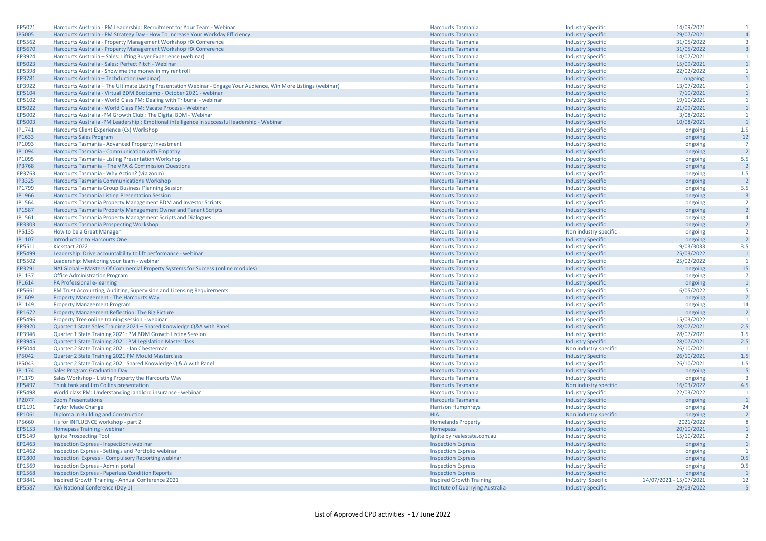| | | | | | |
|---|---|---|---|---|---|
| EP5021 | Harcourts Australia - PM Leadership: Recruitment for Your Team - Webinar | Harcourts Tasmania | Industry Specific | 14/09/2021 | 1 |
| IP5005 | Harcourts Australia - PM Strategy Day - How To Increase Your Workday Efficiency | Harcourts Tasmania | Industry Specific | 29/07/2021 | 4 |
| EP5562 | Harcourts Australia - Property Management Workshop HX Conference | Harcourts Tasmania | Industry Specific | 31/05/2022 | 3 |
| EP5670 | Harcourts Australia - Property Management Workshop HX Conference | Harcourts Tasmania | Industry Specific | 31/05/2022 | 3 |
| EP3924 | Harcourts Australia – Sales: Lifting Buyer Experience (webinar) | Harcourts Tasmania | Industry Specific | 14/07/2021 | 1 |
| EP5023 | Harcourts Australia - Sales: Perfect Pitch - Webinar | Harcourts Tasmania | Industry Specific | 15/09/2021 | 1 |
| EP5398 | Harcourts Australia - Show me the money in my rent roll | Harcourts Tasmania | Industry Specific | 22/02/2022 | 1 |
| EP3781 | Harcourts Australia – Techduction (webinar) | Harcourts Tasmania | Industry Specific | ongoing | 1 |
| EP3922 | Harcourts Australia – The Ultimate Listing Presentation Webinar - Engage Your Audience, Win More Listings (webinar) | Harcourts Tasmania | Industry Specific | 13/07/2021 | 1 |
| EP5104 | Harcourts Australia - Virtual BDM Bootcamp - October 2021 - webinar | Harcourts Tasmania | Industry Specific | 7/10/2021 | 1 |
| EP5102 | Harcourts Australia - World Class PM: Dealing with Tribunal - webinar | Harcourts Tasmania | Industry Specific | 19/10/2021 | 1 |
| EP5022 | Harcourts Australia - World Class PM: Vacate Process - Webinar | Harcourts Tasmania | Industry Specific | 21/09/2021 | 1 |
| EP5002 | Harcourts Australia -PM Growth Club : The Digital BDM - Webinar | Harcourts Tasmania | Industry Specific | 3/08/2021 | 1 |
| EP5003 | Harcourts Australia -PM Leadership : Emotional intelligence in successful leadership - Webinar | Harcourts Tasmania | Industry Specific | 10/08/2021 | 1 |
| IP1741 | Harcourts Client Experience (Cx) Workshop | Harcourts Tasmania | Industry Specific | ongoing | 1.5 |
| IP1633 | Harcourts Sales Program | Harcourts Tasmania | Industry Specific | ongoing | 12 |
| IP1093 | Harcourts Tasmania - Advanced Property Investment | Harcourts Tasmania | Industry Specific | ongoing | 7 |
| IP1094 | Harcourts Tasmania - Communication with Empathy | Harcourts Tasmania | Industry Specific | ongoing | 2 |
| IP1095 | Harcourts Tasmania - Listing Presentation Workshop | Harcourts Tasmania | Industry Specific | ongoing | 5.5 |
| IP3768 | Harcourts Tasmania – The VPA & Commission Questions | Harcourts Tasmania | Industry Specific | ongoing | 2 |
| EP3763 | Harcourts Tasmania - Why Action? (via zoom) | Harcourts Tasmania | Industry Specific | ongoing | 1.5 |
| IP3325 | Harcourts Tasmania Communications Workshop | Harcourts Tasmania | Industry Specific | ongoing | 2 |
| IP1799 | Harcourts Tasmania Group Business Planning Session | Harcourts Tasmania | Industry Specific | ongoing | 3.5 |
| IP1966 | Harcourts Tasmania Listing Presentation Session | Harcourts Tasmania | Industry Specific | ongoing | 3 |
| IP1564 | Harcourts Tasmania Property Management BDM and Investor Scripts | Harcourts Tasmania | Industry Specific | ongoing | 2 |
| IP1587 | Harcourts Tasmania Property Management Owner and Tenant Scripts | Harcourts Tasmania | Industry Specific | ongoing | 2 |
| IP1561 | Harcourts Tasmania Property Management Scripts and Dialogues | Harcourts Tasmania | Industry Specific | ongoing | 4 |
| EP3303 | Harcourts Tasmania Prospecting Workshop | Harcourts Tasmania | Industry Specific | ongoing | 2 |
| IP5135 | How to be a Great Manager | Harcourts Tasmania | Non industry specific | ongoing | 2 |
| IP1107 | Introduction to Harcourts One | Harcourts Tasmania | Industry Specific | ongoing | 2 |
| EP5511 | Kickstart 2022 | Harcourts Tasmania | Industry Specific | 9/03/3033 | 3.5 |
| EP5499 | Leadership: Drive accountability to lift performance - webinar | Harcourts Tasmania | Industry Specific | 25/03/2022 | 1 |
| EP5502 | Leadership: Mentoring your team - webinar | Harcourts Tasmania | Industry Specific | 25/02/2022 | 1 |
| EP3291 | NAI Global – Masters Of Commercial Property Systems for Success (online modules) | Harcourts Tasmania | Industry Specific | ongoing | 15 |
| IP1137 | Office Administration Program | Harcourts Tasmania | Industry Specific | ongoing | 7 |
| IP1614 | PA Professional e-learning | Harcourts Tasmania | Industry Specific | ongoing | 1 |
| EP5661 | PM Trust Accounting, Auditing, Supervision and Licensing Requirements | Harcourts Tasmania | Industry Specific | 6/05/2022 | 5 |
| IP1609 | Property Management - The Harcourts Way | Harcourts Tasmania | Industry Specific | ongoing | 7 |
| IP1149 | Property Management Program | Harcourts Tasmania | Industry Specific | ongoing | 14 |
| EP1672 | Property Management Reflection: The Big Picture | Harcourts Tasmania | Industry Specific | ongoing | 2 |
| EP5496 | Property Tree online training session - webinar | Harcourts Tasmania | Industry Specific | 15/03/2022 | 1 |
| EP3920 | Quarter 1 State Sales Training 2021 – Shared Knowledge Q&A with Panel | Harcourts Tasmania | Industry Specific | 28/07/2021 | 2.5 |
| EP3946 | Quarter 1 State Training 2021: PM BDM Growth Listing Session | Harcourts Tasmania | Industry Specific | 28/07/2021 | 1.5 |
| EP3945 | Quarter 1 State Training 2021: PM Legislation Masterclass | Harcourts Tasmania | Industry Specific | 28/07/2021 | 2.5 |
| EP5044 | Quarter 2 State Training 2021 - Ian Chesterman | Harcourts Tasmania | Non industry specific | 26/10/2021 | 1 |
| IP5042 | Quarter 2 State Training 2021 PM Mould Masterclass | Harcourts Tasmania | Industry Specific | 26/10/2021 | 1.5 |
| IP5043 | Quarter 2 State Training 2021 Shared Knowledge Q & A with Panel | Harcourts Tasmania | Industry Specific | 26/10/2021 | 1.5 |
| IP1174 | Sales Program Graduation Day | Harcourts Tasmania | Industry Specific | ongoing | 5 |
| IP1179 | Sales Workshop - Listing Property the Harcourts Way | Harcourts Tasmania | Industry Specific | ongoing | 3 |
| EP5497 | Think tank and Jim Collins presentation | Harcourts Tasmania | Non industry specific | 16/03/2022 | 4.5 |
| EP5498 | World class PM: Understanding landlord insurance - webinar | Harcourts Tasmania | Industry Specific | 22/03/2022 | 1 |
| IP2077 | Zoom Presentations | Harcourts Tasmania | Industry Specific | ongoing | 1 |
| EP1191 | Taylor Made Change | Harrison Humphreys | Industry Specific | ongoing | 24 |
| EP1061 | Diploma in Building and Construction | HIA | Non industry specific | ongoing | 2 |
| IP5660 | I is for INFLUENCE workshop - part 2 | Homelands Property | Industry Specific | 2021/2022 | 8 |
| EP5153 | Homepass Training - webinar | Homepass | Industry Specific | 20/10/2021 | 1 |
| EP5149 | Ignite Prospecting Tool | Ignite by realestate.com.au | Industry Specific | 15/10/2021 | 2 |
| EP1463 | Inspection Express - Inspections webinar | Inspection Express | Industry Specific | ongoing | 1 |
| EP1462 | Inspection Express - Settings and Portfolio webinar | Inspection Express | Industry Specific | ongoing | 1 |
| EP1800 | Inspection Express - Compulsory Reporting webinar | Inspection Express | Industry Specific | ongoing | 0.5 |
| EP1569 | Inspection Express - Admin portal | Inspection Express | Industry Specific | ongoing | 0.5 |
| EP1568 | Inspection Express - Paperless Condition Reports | Inspection Express | Industry Specific | ongoing | 1 |
| EP3841 | Inspired Growth Training - Annual Conference 2021 | Inspired Growth Training | Industry Specific | 14/07/2021 - 15/07/2021 | 12 |
| EP5587 | IQA National Conference (Day 1) | Institute of Quarrying Australia | Industry Specific | 29/03/2022 | 5 |

List of Approved CPD activities - 17 June 2022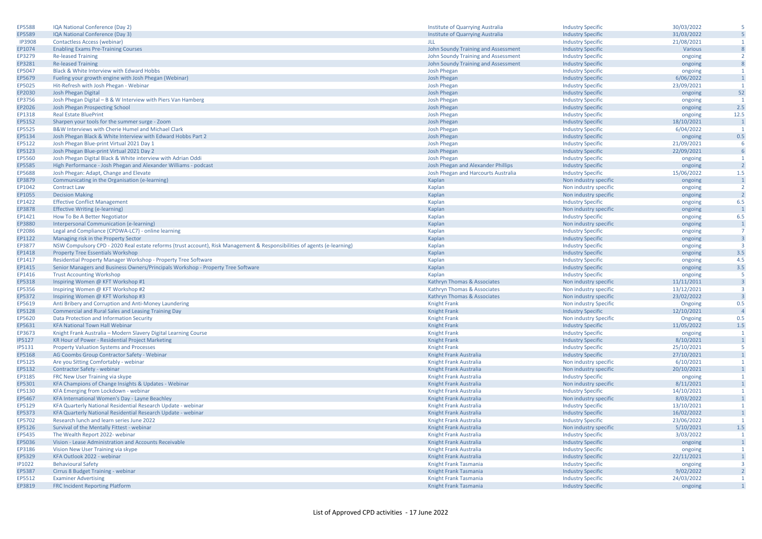| | | | | | |
|---|---|---|---|---|---|
| EP5588 | IQA National Conference (Day 2) | Institute of Quarrying Australia | Industry Specific | 30/03/2022 | 5 |
| EP5589 | IQA National Conference (Day 3) | Institute of Quarrying Australia | Industry Specific | 31/03/2022 | 5 |
| IP3908 | Contactless Access (webinar) | JLL | Industry Specific | 21/08/2021 | 1 |
| EP1074 | Enabling Exams Pre-Training Courses | John Soundy Training and Assessment | Industry Specific | Various | 8 |
| EP3279 | Re-leased Training | John Soundy Training and Assessment | Industry Specific | ongoing | 2 |
| EP3281 | Re-leased Training | John Soundy Training and Assessment | Industry Specific | ongoing | 8 |
| EP5047 | Black & White Interview with Edward Hobbs | Josh Phegan | Industry Specific | ongoing | 1 |
| EP5679 | Fueling your growth engine with Josh Phegan (Webinar) | Josh Phegan | Industry Specific | 6/06/2022 | 1 |
| EP5025 | Hit-Refresh with Josh Phegan - Webinar | Josh Phegan | Industry Specific | 23/09/2021 | 1 |
| EP2030 | Josh Phegan Digital | Josh Phegan | Industry Specific | ongoing | 52 |
| EP3756 | Josh Phegan Digital – B & W Interview with Piers Van Hamberg | Josh Phegan | Industry Specific | ongoing | 1 |
| EP2026 | Josh Phegan Prospecting School | Josh Phegan | Industry Specific | ongoing | 2.5 |
| EP1318 | Real Estate BluePrint | Josh Phegan | Industry Specific | ongoing | 12.5 |
| EP5152 | Sharpen your tools for the summer surge - Zoom | Josh Phegan | Industry Specific | 18/10/2021 | 1 |
| EP5525 | B&W Interviews with Cherie Humel and Michael Clark | Josh Phegan | Industry Specific | 6/04/2022 | 1 |
| EP5134 | Josh Phegan Black & White Interview with Edward Hobbs Part 2 | Josh Phegan | Industry Specific | ongoing | 0.5 |
| EP5122 | Josh Phegan Blue-print Virtual 2021 Day 1 | Josh Phegan | Industry Specific | 21/09/2021 | 6 |
| EP5123 | Josh Phegan Blue-print Virtual 2021 Day 2 | Josh Phegan | Industry Specific | 22/09/2021 | 6 |
| EP5560 | Josh Phegan Digital Black & White interview with Adrian Oddi | Josh Phegan | Industry Specific | ongoing | 1 |
| EP5585 | High Performance - Josh Phegan and Alexander Williams - podcast | Josh Phegan and Alexander Phillips | Industry Specific | ongoing | 2 |
| EP5688 | Josh Phegan: Adapt, Change and Elevate | Josh Phegan and Harcourts Australia | Industry Specific | 15/06/2022 | 1.5 |
| EP3879 | Communicating in the Organisation (e-learning) | Kaplan | Non industry specific | ongoing | 1 |
| EP1042 | Contract Law | Kaplan | Non industry specific | ongoing | 2 |
| EP1055 | Decision Making | Kaplan | Non industry specific | ongoing | 2 |
| EP1422 | Effective Conflict Management | Kaplan | Industry Specific | ongoing | 6.5 |
| EP3878 | Effective Writing (e-learning) | Kaplan | Non industry specific | ongoing | 1 |
| EP1421 | How To Be A Better Negotiator | Kaplan | Industry Specific | ongoing | 6.5 |
| EP3880 | Interpersonal Communication (e-learning) | Kaplan | Non industry specific | ongoing | 1 |
| EP2086 | Legal and Compliance (CPDWA-LC7) - online learning | Kaplan | Industry Specific | ongoing | 7 |
| EP1122 | Managing risk in the Property Sector | Kaplan | Industry Specific | ongoing | 3 |
| EP3877 | NSW Compulsory CPD - 2020 Real estate reforms (trust account), Risk Management & Responsibilities of agents (e-learning) | Kaplan | Industry Specific | ongoing | 3 |
| EP1418 | Property Tree Essentials Workshop | Kaplan | Industry Specific | ongoing | 3.5 |
| EP1417 | Residential Property Manager Workshop - Property Tree Software | Kaplan | Industry Specific | ongoing | 4.5 |
| EP1415 | Senior Managers and Business Owners/Principals Workshop - Property Tree Software | Kaplan | Industry Specific | ongoing | 3.5 |
| EP1416 | Trust Accounting Workshop | Kaplan | Industry Specific | ongoing | 5 |
| EP5318 | Inspiring Women @ KFT Workshop #1 | Kathryn Thomas & Associates | Non industry specific | 11/11/2011 | 3 |
| EP5356 | Inspiring Women @ KFT Workshop #2 | Kathryn Thomas & Associates | Non industry specific | 13/12/2021 | 3 |
| EP5372 | Inspiring Women @ KFT Workshop #3 | Kathryn Thomas & Associates | Non industry specific | 23/02/2022 | 3 |
| EP5619 | Anti Bribery and Corruption and Anti-Money Laundering | Knight Frank | Non industry Specific | Ongoing | 0.5 |
| EP5128 | Commercial and Rural Sales and Leasing Training Day | Knight Frank | Industry Specific | 12/10/2021 | 4 |
| EP5620 | Data Protection and Information Security | Knight Frank | Non industry Specific | Ongoing | 0.5 |
| EP5631 | KFA National Town Hall Webinar | Knight Frank | Industry Specific | 11/05/2022 | 1.5 |
| EP3673 | Knight Frank Australia – Modern Slavery Digital Learning Course | Knight Frank | Industry Specific | ongoing | 1 |
| IP5127 | KR Hour of Power - Residential Project Marketing | Knight Frank | Industry Specific | 8/10/2021 | 1 |
| IP5131 | Property Valuation Systems and Processes | Knight Frank | Industry Specific | 25/10/2021 | 5 |
| EP5168 | AG Coombs Group Contractor Safety - Webinar | Knight Frank Australia | Industry Specific | 27/10/2021 | 1 |
| EP5125 | Are you Sitting Comfortably - webinar | Knight Frank Australia | Non industry specific | 6/10/2021 | 1 |
| EP5132 | Contractor Safety - webinar | Knight Frank Australia | Non industry specific | 20/10/2021 | 1 |
| EP3185 | FRC New User Training via skype | Knight Frank Australia | Industry Specific | ongoing | 1 |
| EP5301 | KFA Champions of Change Insights & Updates - Webinar | Knight Frank Australia | Non industry specific | 8/11/2021 | 1 |
| EP5130 | KFA Emerging from Lockdown - webinar | Knight Frank Australia | Industry Specific | 14/10/2021 | 1 |
| EP5467 | KFA International Women's Day - Layne Beachley | Knight Frank Australia | Non industry specific | 8/03/2022 | 1 |
| EP5129 | KFA Quarterly National Residential Research Update - webinar | Knight Frank Australia | Industry Specific | 13/10/2021 | 1 |
| EP5373 | KFA Quarterly National Residential Research Update - webinar | Knight Frank Australia | Industry Specific | 16/02/2022 | 1 |
| EP5702 | Research lunch and learn series June 2022 | Knight Frank Australia | Industry Specific | 23/06/2022 | 1 |
| EP5126 | Survival of the Mentally Fittest - webinar | Knight Frank Australia | Non industry specific | 5/10/2021 | 1.5 |
| EP5435 | The Wealth Report 2022- webinar | Knight Frank Australia | Industry Specific | 3/03/2022 | 1 |
| EP5036 | Vision - Lease Administration and Accounts Receivable | Knight Frank Australia | Industry Specific | ongoing | 1 |
| EP3186 | Vision New User Training via skype | Knight Frank Australia | Industry Specific | ongoing | 1 |
| EP5329 | KFA Outlook 2022 - webinar | Knight Frank Australia | Industry Specific | 22/11/2021 | 1 |
| IP1022 | Behavioural Safety | Knight Frank Tasmania | Industry Specific | ongoing | 3 |
| EP5387 | Cirrus 8 Budget Training - webinar | Knight Frank Tasmania | Industry Specific | 9/02/2022 | 2 |
| EP5512 | Examiner Advertising | Knight Frank Tasmania | Industry Specific | 24/03/2022 | 1 |
| EP3819 | FRC Incident Reporting Platform | Knight Frank Tasmania | Industry Specific | ongoing | 1 |

List of Approved CPD activities - 17 June 2022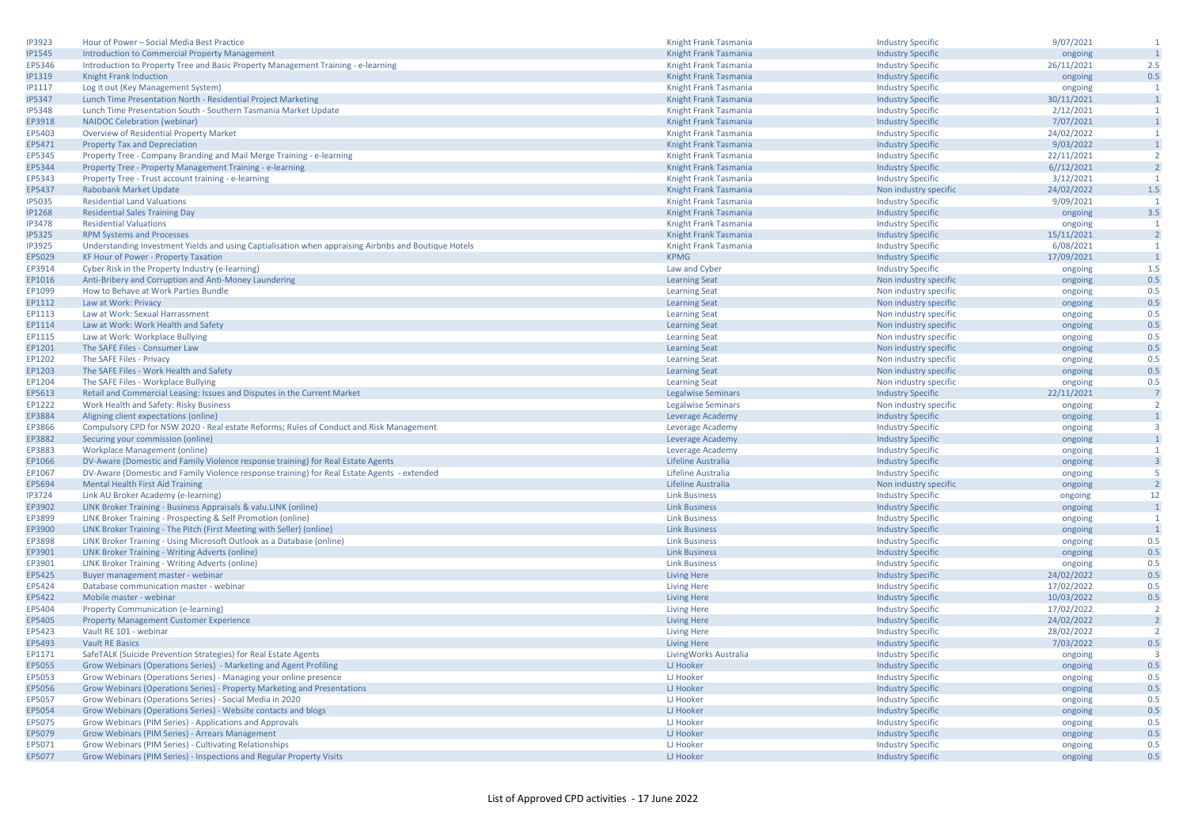| | | | | | |
|---|---|---|---|---|---|
| IP3923 | Hour of Power – Social Media Best Practice | Knight Frank Tasmania | Industry Specific | 9/07/2021 | 1 |
| IP1545 | Introduction to Commercial Property Management | Knight Frank Tasmania | Industry Specific | ongoing | 1 |
| EP5346 | Introduction to Property Tree and Basic Property Management Training - e-learning | Knight Frank Tasmania | Industry Specific | 26/11/2021 | 2.5 |
| IP1319 | Knight Frank Induction | Knight Frank Tasmania | Industry Specific | ongoing | 0.5 |
| IP1117 | Log it out (Key Management System) | Knight Frank Tasmania | Industry Specific | ongoing | 1 |
| IP5347 | Lunch Time Presentation North - Residential Project Marketing | Knight Frank Tasmania | Industry Specific | 30/11/2021 | 1 |
| IP5348 | Lunch Time Presentation South - Southern Tasmania Market Update | Knight Frank Tasmania | Industry Specific | 2/12/2021 | 1 |
| EP3918 | NAIDOC Celebration (webinar) | Knight Frank Tasmania | Industry Specific | 7/07/2021 | 1 |
| EP5403 | Overview of Residential Property Market | Knight Frank Tasmania | Industry Specific | 24/02/2022 | 1 |
| EP5471 | Property Tax and Depreciation | Knight Frank Tasmania | Industry Specific | 9/03/2022 | 1 |
| EP5345 | Property Tree - Company Branding and Mail Merge Training - e-learning | Knight Frank Tasmania | Industry Specific | 22/11/2021 | 2 |
| EP5344 | Property Tree - Property Management Training - e-learning | Knight Frank Tasmania | Industry Specific | 6//12/2021 | 2 |
| EP5343 | Property Tree - Trust account training - e-learning | Knight Frank Tasmania | Industry Specific | 3/12/2021 | 1 |
| EP5437 | Rabobank Market Update | Knight Frank Tasmania | Non industry specific | 24/02/2022 | 1.5 |
| IP5035 | Residential Land Valuations | Knight Frank Tasmania | Industry Specific | 9/09/2021 | 1 |
| IP1268 | Residential Sales Training Day | Knight Frank Tasmania | Industry Specific | ongoing | 3.5 |
| IP3478 | Residential Valuations | Knight Frank Tasmania | Industry Specific | ongoing | 1 |
| IP5325 | RPM Systems and Processes | Knight Frank Tasmania | Industry Specific | 15/11/2021 | 2 |
| IP3925 | Understanding Investment Yields and using Captialisation when appraising Airbnbs and Boutique Hotels | Knight Frank Tasmania | Industry Specific | 6/08/2021 | 1 |
| EP5029 | KF Hour of Power - Property Taxation | KPMG | Industry Specific | 17/09/2021 | 1 |
| EP3914 | Cyber Risk in the Property Industry (e-learning) | Law and Cyber | Industry Specific | ongoing | 1.5 |
| EP1016 | Anti-Bribery and Corruption and Anti-Money Laundering | Learning Seat | Non industry specific | ongoing | 0.5 |
| EP1099 | How to Behave at Work Parties Bundle | Learning Seat | Non industry specific | ongoing | 0.5 |
| EP1112 | Law at Work: Privacy | Learning Seat | Non industry specific | ongoing | 0.5 |
| EP1113 | Law at Work: Sexual Harrassment | Learning Seat | Non industry specific | ongoing | 0.5 |
| EP1114 | Law at Work: Work Health and Safety | Learning Seat | Non industry specific | ongoing | 0.5 |
| EP1115 | Law at Work: Workplace Bullying | Learning Seat | Non industry specific | ongoing | 0.5 |
| EP1201 | The SAFE Files - Consumer Law | Learning Seat | Non industry specific | ongoing | 0.5 |
| EP1202 | The SAFE Files - Privacy | Learning Seat | Non industry specific | ongoing | 0.5 |
| EP1203 | The SAFE Files - Work Health and Safety | Learning Seat | Non industry specific | ongoing | 0.5 |
| EP1204 | The SAFE Files - Workplace Bullying | Learning Seat | Non industry specific | ongoing | 0.5 |
| EP5613 | Retail and Commercial Leasing: Issues and Disputes in the Current Market | Legalwise Seminars | Industry Specific | 22/11/2021 | 7 |
| EP1222 | Work Health and Safety: Risky Business | Legalwise Seminars | Non industry specific | ongoing | 2 |
| EP3884 | Aligning client expectations (online) | Leverage Academy | Industry Specific | ongoing | 1 |
| EP3866 | Compulsory CPD for NSW 2020 - Real estate Reforms; Rules of Conduct and Risk Management | Leverage Academy | Industry Specific | ongoing | 3 |
| EP3882 | Securing your commission (online) | Leverage Academy | Industry Specific | ongoing | 1 |
| EP3883 | Workplace Management (online) | Leverage Academy | Industry Specific | ongoing | 1 |
| EP1066 | DV-Aware (Domestic and Family Violence response training) for Real Estate Agents | Lifeline Australia | Industry Specific | ongoing | 3 |
| EP1067 | DV-Aware (Domestic and Family Violence response training) for Real Estate Agents - extended | Lifeline Australia | Industry Specific | ongoing | 5 |
| EP5694 | Mental Health First Aid Training | Lifeline Australia | Non industry specific | ongoing | 2 |
| IP3724 | Link AU Broker Academy (e-learning) | Link Business | Industry Specific | ongoing | 12 |
| EP3902 | LINK Broker Training - Business Appraisals & valu.LINK (online) | Link Business | Industry Specific | ongoing | 1 |
| EP3899 | LINK Broker Training - Prospecting & Self Promotion (online) | Link Business | Industry Specific | ongoing | 1 |
| EP3900 | LINK Broker Training - The Pitch (First Meeting with Seller) (online) | Link Business | Industry Specific | ongoing | 1 |
| EP3898 | LINK Broker Training - Using Microsoft Outlook as a Database (online) | Link Business | Industry Specific | ongoing | 0.5 |
| EP3901 | LINK Broker Training - Writing Adverts (online) | Link Business | Industry Specific | ongoing | 0.5 |
| EP3901 | LINK Broker Training - Writing Adverts (online) | Link Business | Industry Specific | ongoing | 0.5 |
| EP5425 | Buyer management master - webinar | Living Here | Industry Specific | 24/02/2022 | 0.5 |
| EP5424 | Database communication master - webinar | Living Here | Industry Specific | 17/02/2022 | 0.5 |
| EP5422 | Mobile master - webinar | Living Here | Industry Specific | 10/03/2022 | 0.5 |
| EP5404 | Property Communication (e-learning) | Living Here | Industry Specific | 17/02/2022 | 2 |
| EP5405 | Property Management Customer Experience | Living Here | Industry Specific | 24/02/2022 | 2 |
| EP5423 | Vault RE 101 - webinar | Living Here | Industry Specific | 28/02/2022 | 2 |
| EP5493 | Vault RE Basics | Living Here | Industry Specific | 7/03/2022 | 0.5 |
| EP1171 | SafeTALK (Suicide Prevention Strategies) for Real Estate Agents | LivingWorks Australia | Industry Specific | ongoing | 3 |
| EP5055 | Grow Webinars (Operations Series) - Marketing and Agent Profiling | LJ Hooker | Industry Specific | ongoing | 0.5 |
| EP5053 | Grow Webinars (Operations Series) - Managing your online presence | LJ Hooker | Industry Specific | ongoing | 0.5 |
| EP5056 | Grow Webinars (Operations Series) - Property Marketing and Presentations | LJ Hooker | Industry Specific | ongoing | 0.5 |
| EP5057 | Grow Webinars (Operations Series) - Social Media in 2020 | LJ Hooker | Industry Specific | ongoing | 0.5 |
| EP5054 | Grow Webinars (Operations Series) - Website contacts and blogs | LJ Hooker | Industry Specific | ongoing | 0.5 |
| EP5075 | Grow Webinars (PIM Series) - Applications and Approvals | LJ Hooker | Industry Specific | ongoing | 0.5 |
| EP5079 | Grow Webinars (PIM Series) - Arrears Management | LJ Hooker | Industry Specific | ongoing | 0.5 |
| EP5071 | Grow Webinars (PIM Series) - Cultivating Relationships | LJ Hooker | Industry Specific | ongoing | 0.5 |
| EP5077 | Grow Webinars (PIM Series) - Inspections and Regular Property Visits | LJ Hooker | Industry Specific | ongoing | 0.5 |

List of Approved CPD activities - 17 June 2022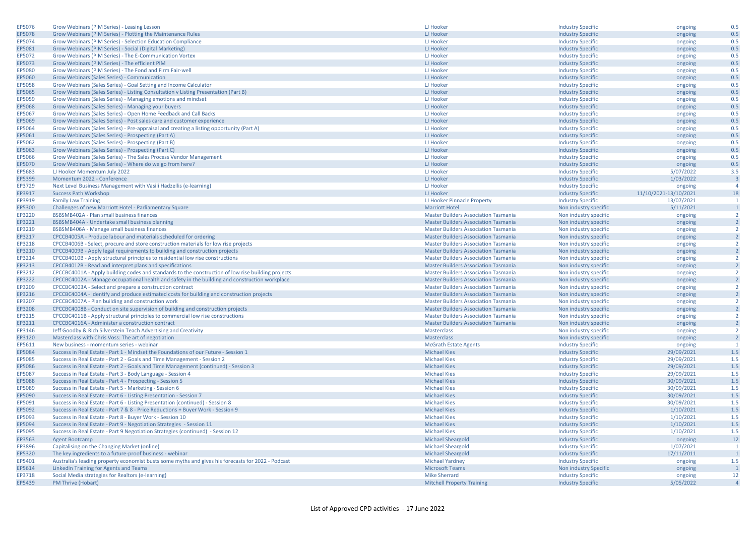| | | | | | |
|---|---|---|---|---|---|
| EP5076 | Grow Webinars (PIM Series) - Leasing Lesson | LJ Hooker | Industry Specific | ongoing | 0.5 |
| EP5078 | Grow Webinars (PIM Series) - Plotting the Maintenance Rules | LJ Hooker | Industry Specific | ongoing | 0.5 |
| EP5074 | Grow Webinars (PIM Series) - Selection Education Compliance | LJ Hooker | Industry Specific | ongoing | 0.5 |
| EP5081 | Grow Webinars (PIM Series) - Social (Digital Marketing) | LJ Hooker | Industry Specific | ongoing | 0.5 |
| EP5072 | Grow Webinars (PIM Series) - The E-Communication Vortex | LJ Hooker | Industry Specific | ongoing | 0.5 |
| EP5073 | Grow Webinars (PIM Series) - The efficient PIM | LJ Hooker | Industry Specific | ongoing | 0.5 |
| EP5080 | Grow Webinars (PIM Series) - The Fond and Firm Fair-well | LJ Hooker | Industry Specific | ongoing | 0.5 |
| EP5060 | Grow Webinars (Sales Series) - Communication | LJ Hooker | Industry Specific | ongoing | 0.5 |
| EP5058 | Grow Webinars (Sales Series) - Goal Setting and Income Calculator | LJ Hooker | Industry Specific | ongoing | 0.5 |
| EP5065 | Grow Webinars (Sales Series) - Listing Consultation v Listing Presentation (Part B) | LJ Hooker | Industry Specific | ongoing | 0.5 |
| EP5059 | Grow Webinars (Sales Series) - Managing emotions and mindset | LJ Hooker | Industry Specific | ongoing | 0.5 |
| EP5068 | Grow Webinars (Sales Series) - Managing your buyers | LJ Hooker | Industry Specific | ongoing | 0.5 |
| EP5067 | Grow Webinars (Sales Series) - Open Home Feedback and Call Backs | LJ Hooker | Industry Specific | ongoing | 0.5 |
| EP5069 | Grow Webinars (Sales Series) - Post sales care and customer experience | LJ Hooker | Industry Specific | ongoing | 0.5 |
| EP5064 | Grow Webinars (Sales Series) - Pre-appraisal and creating a listing opportunity (Part A) | LJ Hooker | Industry Specific | ongoing | 0.5 |
| EP5061 | Grow Webinars (Sales Series) - Prospecting (Part A) | LJ Hooker | Industry Specific | ongoing | 0.5 |
| EP5062 | Grow Webinars (Sales Series) - Prospecting (Part B) | LJ Hooker | Industry Specific | ongoing | 0.5 |
| EP5063 | Grow Webinars (Sales Series) - Prospecting (Part C) | LJ Hooker | Industry Specific | ongoing | 0.5 |
| EP5066 | Grow Webinars (Sales Series) - The Sales Process Vendor Management | LJ Hooker | Industry Specific | ongoing | 0.5 |
| EP5070 | Grow Webinars (Sales Series) - Where do we go from here? | LJ Hooker | Industry Specific | ongoing | 0.5 |
| EP5683 | LJ Hooker Momentum July 2022 | LJ Hooker | Industry Specific | 5/07/2022 | 3.5 |
| EP5399 | Momentum 2022 - Conference | LJ Hooker | Industry Specific | 1/03/2022 | 3 |
| EP3729 | Next Level Business Management with Vasili Hadzellis (e-learning) | LJ Hooker | Industry Specific | ongoing | 4 |
| EP3917 | Success Path Workshop | LJ Hooker | Industry Specific | 11/10/2021-13/10/2021 | 18 |
| EP3919 | Family Law Training | LJ Hooker Pinnacle Property | Industry Specific | 13/07/2021 | 1 |
| EP5300 | Challenges of new Marriott Hotel - Parliamentary Square | Marriott Hotel | Non industry specific | 5/11/2021 | 1 |
| EP3220 | BSBSMB402A - Plan small business finances | Master Builders Association Tasmania | Non industry specific | ongoing | 2 |
| EP3221 | BSBSMB404A - Undertake small business planning | Master Builders Association Tasmania | Non industry specific | ongoing | 2 |
| EP3219 | BSBSMB406A - Manage small business finances | Master Builders Association Tasmania | Non industry specific | ongoing | 2 |
| EP3217 | CPCCB4005A - Produce labour and materials scheduled for ordering | Master Builders Association Tasmania | Non industry specific | ongoing | 2 |
| EP3218 | CPCCB4006B - Select, procure and store construction materials for low rise projects | Master Builders Association Tasmania | Non industry specific | ongoing | 2 |
| EP3210 | CPCCB4009B - Apply legal requirements to building and construction projects | Master Builders Association Tasmania | Non industry specific | ongoing | 2 |
| EP3214 | CPCCB4010B - Apply structural principles to residential low rise constructions | Master Builders Association Tasmania | Non industry specific | ongoing | 2 |
| EP3213 | CPCCB4012B - Read and interpret plans and specifications | Master Builders Association Tasmania | Non industry specific | ongoing | 2 |
| EP3212 | CPCCBC4001A - Apply building codes and standards to the construction of low rise building projects | Master Builders Association Tasmania | Non industry specific | ongoing | 2 |
| EP3222 | CPCCBC4002A - Manage occupational health and safety in the building and construction workplace | Master Builders Association Tasmania | Non industry specific | ongoing | 2 |
| EP3209 | CPCCBC4003A - Select and prepare a construction contract | Master Builders Association Tasmania | Non industry specific | ongoing | 2 |
| EP3216 | CPCCBC4004A - Identify and produce estimated costs for building and construction projects | Master Builders Association Tasmania | Non industry specific | ongoing | 2 |
| EP3207 | CPCCBC4007A - Plan building and construction work | Master Builders Association Tasmania | Non industry specific | ongoing | 2 |
| EP3208 | CPCCBC4008B - Conduct on site supervision of building and construction projects | Master Builders Association Tasmania | Non industry specific | ongoing | 2 |
| EP3215 | CPCCBC4011B - Apply structural principles to commercial low rise constructions | Master Builders Association Tasmania | Non industry specific | ongoing | 2 |
| EP3211 | CPCCBC4016A - Administer a construction contract | Master Builders Association Tasmania | Non industry specific | ongoing | 2 |
| EP3146 | Jeff Goodby & Rich Silverstein Teach Advertising and Creativity | Masterclass | Non industry specific | ongoing | 2 |
| EP3120 | Masterclass with Chris Voss: The art of negotiation | Masterclass | Non industry specific | ongoing | 2 |
| EP5611 | New business - momentum series - webinar | McGrath Estate Agents | Industry Specific | ongoing | 1 |
| EP5084 | Success in Real Estate - Part 1 - Mindset the Foundations of our Future - Session 1 | Michael Kies | Industry Specific | 29/09/2021 | 1.5 |
| EP5085 | Success in Real Estate - Part 2 - Goals and Time Management - Session 2 | Michael Kies | Industry Specific | 29/09/2021 | 1.5 |
| EP5086 | Success in Real Estate - Part 2 - Goals and Time Management (continued) - Session 3 | Michael Kies | Industry Specific | 29/09/2021 | 1.5 |
| EP5087 | Success in Real Estate - Part 3 - Body Language - Session 4 | Michael Kies | Industry Specific | 29/09/2021 | 1.5 |
| EP5088 | Success in Real Estate - Part 4 - Prospecting - Session 5 | Michael Kies | Industry Specific | 30/09/2021 | 1.5 |
| EP5089 | Success in Real Estate - Part 5 - Marketing - Session 6 | Michael Kies | Industry Specific | 30/09/2021 | 1.5 |
| EP5090 | Success in Real Estate - Part 6 - Listing Presentation - Session 7 | Michael Kies | Industry Specific | 30/09/2021 | 1.5 |
| EP5091 | Success in Real Estate - Part 6 - Listing Presentation (continued) - Session 8 | Michael Kies | Industry Specific | 30/09/2021 | 1.5 |
| EP5092 | Success in Real Estate - Part 7 & 8 - Price Reductions + Buyer Work - Session 9 | Michael Kies | Industry Specific | 1/10/2021 | 1.5 |
| EP5093 | Success in Real Estate - Part 8 - Buyer Work - Session 10 | Michael Kies | Industry Specific | 1/10/2021 | 1.5 |
| EP5094 | Success in Real Estate - Part 9 - Negotiation Strategies - Session 11 | Michael Kies | Industry Specific | 1/10/2021 | 1.5 |
| EP5095 | Success in Real Estate - Part 9 Negotiation Strategies (continued) - Session 12 | Michael Kies | Industry Specific | 1/10/2021 | 1.5 |
| EP3563 | Agent Bootcamp | Michael Sheargold | Industry Specific | ongoing | 12 |
| EP3896 | Capitalising on the Changing Market (online) | Michael Sheargold | Industry Specific | 1/07/2021 | 1 |
| EP5320 | The key ingredients to a future-proof business - webinar | Michael Sheargold | Industry Specific | 17/11/2011 | 1 |
| EP5401 | Australia's leading property economist busts some myths and gives his forecasts for 2022 - Podcast | Michael Yardney | Industry Specific | ongoing | 1.5 |
| EP5614 | LinkedIn Training for Agents and Teams | Microsoft Teams | Non industry Specific | ongoing | 1 |
| EP3718 | Social Media strategies for Realtors (e-learning) | Mike Sherrard | Industry Specific | ongoing | 12 |
| EP5439 | PM Thrive (Hobart) | Mitchell Property Training | Industry Specific | 5/05/2022 | 4 |

List of Approved CPD activities - 17 June 2022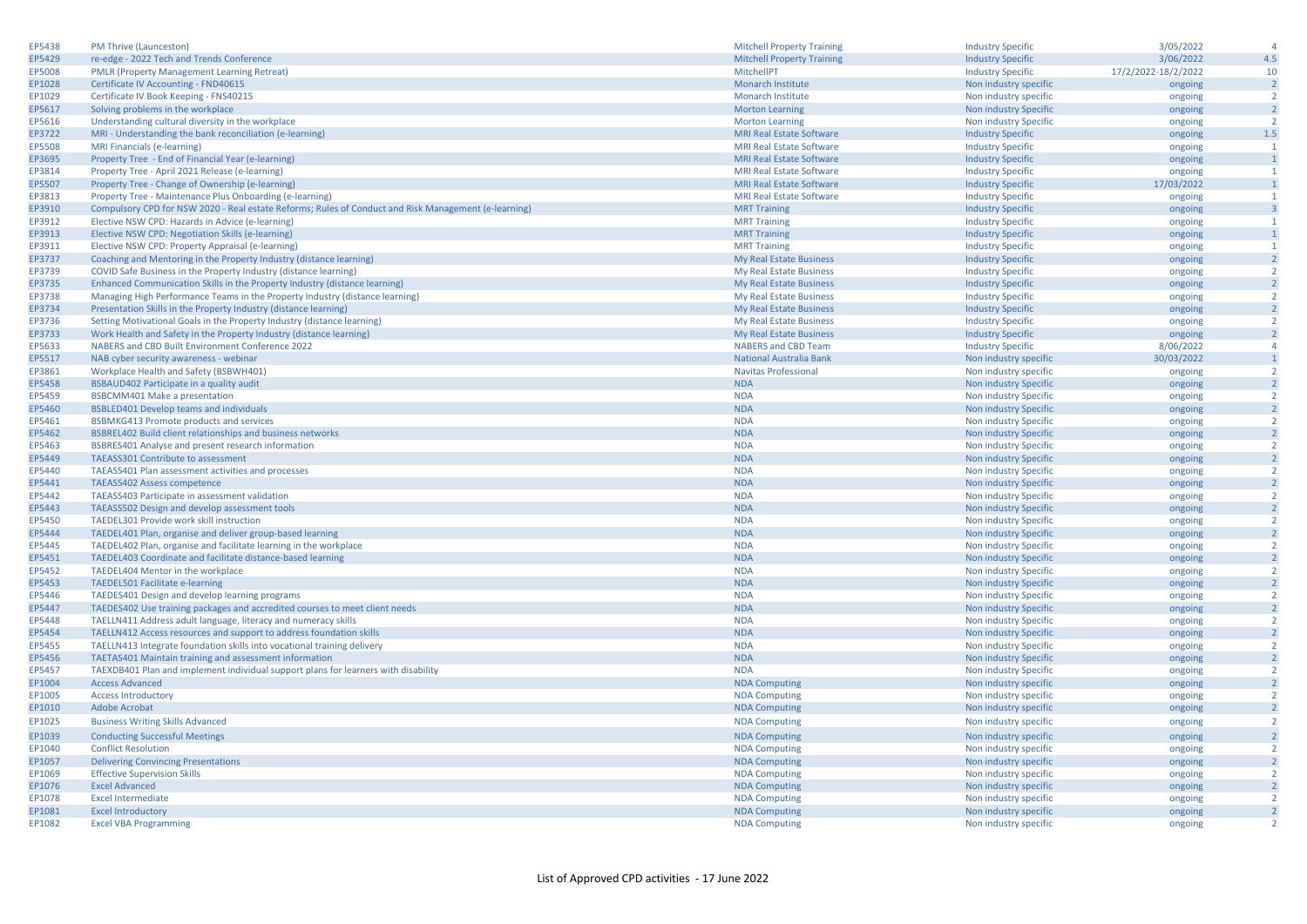| | | | | | |
|---|---|---|---|---|---|
| EP5438 | PM Thrive (Launceston) | Mitchell Property Training | Industry Specific | 3/05/2022 | 4 |
| EP5429 | re-edge - 2022 Tech and Trends Conference | Mitchell Property Training | Industry Specific | 3/06/2022 | 4.5 |
| EP5008 | PMLR (Property Management Learning Retreat) | MitchellPT | Industry Specific | 17/2/2022-18/2/2022 | 10 |
| EP1028 | Certificate IV Accounting - FND40615 | Monarch Institute | Non industry specific | ongoing | 2 |
| EP1029 | Certificate IV Book Keeping - FNS40215 | Monarch Institute | Non industry specific | ongoing | 2 |
| EP5617 | Solving problems in the workplace | Morton Learning | Non industry Specific | ongoing | 2 |
| EP5616 | Understanding cultural diversity in the workplace | Morton Learning | Non industry Specific | ongoing | 2 |
| EP3722 | MRI - Understanding the bank reconciliation (e-learning) | MRI Real Estate Software | Industry Specific | ongoing | 1.5 |
| EP5508 | MRI Financials (e-learning) | MRI Real Estate Software | Industry Specific | ongoing | 1 |
| EP3695 | Property Tree - End of Financial Year (e-learning) | MRI Real Estate Software | Industry Specific | ongoing | 1 |
| EP3814 | Property Tree - April 2021 Release (e-learning) | MRI Real Estate Software | Industry Specific | ongoing | 1 |
| EP5507 | Property Tree - Change of Ownership (e-learning) | MRI Real Estate Software | Industry Specific | 17/03/2022 | 1 |
| EP3813 | Property Tree - Maintenance Plus Onboarding (e-learning) | MRI Real Estate Software | Industry Specific | ongoing | 1 |
| EP3910 | Compulsory CPD for NSW 2020 - Real estate Reforms; Rules of Conduct and Risk Management (e-learning) | MRT Training | Industry Specific | ongoing | 3 |
| EP3912 | Elective NSW CPD: Hazards in Advice (e-learning) | MRT Training | Industry Specific | ongoing | 1 |
| EP3913 | Elective NSW CPD: Negotiation Skills (e-learning) | MRT Training | Industry Specific | ongoing | 1 |
| EP3911 | Elective NSW CPD: Property Appraisal (e-learning) | MRT Training | Industry Specific | ongoing | 1 |
| EP3737 | Coaching and Mentoring in the Property Industry (distance learning) | My Real Estate Business | Industry Specific | ongoing | 2 |
| EP3739 | COVID Safe Business in the Property Industry (distance learning) | My Real Estate Business | Industry Specific | ongoing | 2 |
| EP3735 | Enhanced Communication Skills in the Property Industry (distance learning) | My Real Estate Business | Industry Specific | ongoing | 2 |
| EP3738 | Managing High Performance Teams in the Property Industry (distance learning) | My Real Estate Business | Industry Specific | ongoing | 2 |
| EP3734 | Presentation Skills in the Property Industry (distance learning) | My Real Estate Business | Industry Specific | ongoing | 2 |
| EP3736 | Setting Motivational Goals in the Property Industry (distance learning) | My Real Estate Business | Industry Specific | ongoing | 2 |
| EP3733 | Work Health and Safety in the Property Industry (distance learning) | My Real Estate Business | Industry Specific | ongoing | 2 |
| EP5633 | NABERS and CBD Built Environment Conference 2022 | NABERS and CBD Team | Industry Specific | 8/06/2022 | 4 |
| EP5517 | NAB cyber security awareness - webinar | National Australia Bank | Non industry specific | 30/03/2022 | 1 |
| EP3861 | Workplace Health and Safety (BSBWH401) | Navitas Professional | Non industry specific | ongoing | 2 |
| EP5458 | BSBAUD402 Participate in a quality audit | NDA | Non industry Specific | ongoing | 2 |
| EP5459 | BSBCMM401 Make a presentation | NDA | Non industry Specific | ongoing | 2 |
| EP5460 | BSBLED401 Develop teams and individuals | NDA | Non industry Specific | ongoing | 2 |
| EP5461 | BSBMKG413 Promote products and services | NDA | Non industry Specific | ongoing | 2 |
| EP5462 | BSBREL402 Build client relationships and business networks | NDA | Non industry Specific | ongoing | 2 |
| EP5463 | BSBRES401 Analyse and present research information | NDA | Non industry Specific | ongoing | 2 |
| EP5449 | TAEASS301 Contribute to assessment | NDA | Non industry Specific | ongoing | 2 |
| EP5440 | TAEASS401 Plan assessment activities and processes | NDA | Non industry Specific | ongoing | 2 |
| EP5441 | TAEASS402 Assess competence | NDA | Non industry Specific | ongoing | 2 |
| EP5442 | TAEASS403 Participate in assessment validation | NDA | Non industry Specific | ongoing | 2 |
| EP5443 | TAEASS502 Design and develop assessment tools | NDA | Non industry Specific | ongoing | 2 |
| EP5450 | TAEDEL301 Provide work skill instruction | NDA | Non industry Specific | ongoing | 2 |
| EP5444 | TAEDEL401 Plan, organise and deliver group-based learning | NDA | Non industry Specific | ongoing | 2 |
| EP5445 | TAEDEL402 Plan, organise and facilitate learning in the workplace | NDA | Non industry Specific | ongoing | 2 |
| EP5451 | TAEDEL403 Coordinate and facilitate distance-based learning | NDA | Non industry Specific | ongoing | 2 |
| EP5452 | TAEDEL404 Mentor in the workplace | NDA | Non industry Specific | ongoing | 2 |
| EP5453 | TAEDEL501 Facilitate e-learning | NDA | Non industry Specific | ongoing | 2 |
| EP5446 | TAEDES401 Design and develop learning programs | NDA | Non industry Specific | ongoing | 2 |
| EP5447 | TAEDES402 Use training packages and accredited courses to meet client needs | NDA | Non industry Specific | ongoing | 2 |
| EP5448 | TAELLN411 Address adult language, literacy and numeracy skills | NDA | Non industry Specific | ongoing | 2 |
| EP5454 | TAELLN412 Access resources and support to address foundation skills | NDA | Non industry Specific | ongoing | 2 |
| EP5455 | TAELLN413 Integrate foundation skills into vocational training delivery | NDA | Non industry Specific | ongoing | 2 |
| EP5456 | TAETAS401 Maintain training and assessment information | NDA | Non industry Specific | ongoing | 2 |
| EP5457 | TAEXDB401 Plan and implement individual support plans for learners with disability | NDA | Non industry Specific | ongoing | 2 |
| EP1004 | Access Advanced | NDA Computing | Non industry specific | ongoing | 2 |
| EP1005 | Access Introductory | NDA Computing | Non industry specific | ongoing | 2 |
| EP1010 | Adobe Acrobat | NDA Computing | Non industry specific | ongoing | 2 |
| EP1025 | Business Writing Skills Advanced | NDA Computing | Non industry specific | ongoing | 2 |
| EP1039 | Conducting Successful Meetings | NDA Computing | Non industry specific | ongoing | 2 |
| EP1040 | Conflict Resolution | NDA Computing | Non industry specific | ongoing | 2 |
| EP1057 | Delivering Convincing Presentations | NDA Computing | Non industry specific | ongoing | 2 |
| EP1069 | Effective Supervision Skills | NDA Computing | Non industry specific | ongoing | 2 |
| EP1076 | Excel Advanced | NDA Computing | Non industry specific | ongoing | 2 |
| EP1078 | Excel Intermediate | NDA Computing | Non industry specific | ongoing | 2 |
| EP1081 | Excel Introductory | NDA Computing | Non industry specific | ongoing | 2 |
| EP1082 | Excel VBA Programming | NDA Computing | Non industry specific | ongoing | 2 |

List of Approved CPD activities - 17 June 2022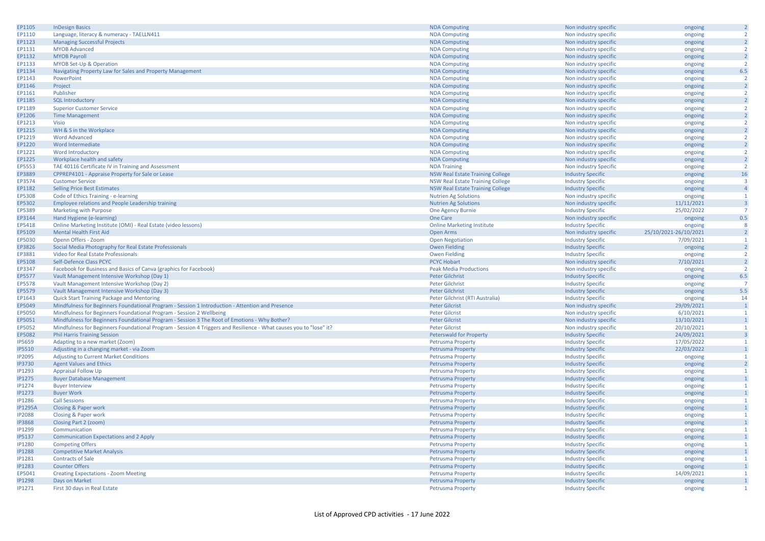| | | | | | |
|---|---|---|---|---|---|
| EP1105 | InDesign Basics | NDA Computing | Non industry specific | ongoing | 2 |
| EP1110 | Language, literacy & numeracy - TAELLN411 | NDA Computing | Non industry specific | ongoing | 2 |
| EP1123 | Managing Successful Projects | NDA Computing | Non industry specific | ongoing | 2 |
| EP1131 | MYOB Advanced | NDA Computing | Non industry specific | ongoing | 2 |
| EP1132 | MYOB Payroll | NDA Computing | Non industry specific | ongoing | 2 |
| EP1133 | MYOB Set-Up & Operation | NDA Computing | Non industry specific | ongoing | 2 |
| EP1134 | Navigating Property Law for Sales and Property Management | NDA Computing | Non industry specific | ongoing | 6.5 |
| EP1143 | PowerPoint | NDA Computing | Non industry specific | ongoing | 2 |
| EP1146 | Project | NDA Computing | Non industry specific | ongoing | 2 |
| EP1161 | Publisher | NDA Computing | Non industry specific | ongoing | 2 |
| EP1185 | SQL Introductory | NDA Computing | Non industry specific | ongoing | 2 |
| EP1189 | Superior Customer Service | NDA Computing | Non industry specific | ongoing | 2 |
| EP1206 | Time Management | NDA Computing | Non industry specific | ongoing | 2 |
| EP1213 | Visio | NDA Computing | Non industry specific | ongoing | 2 |
| EP1215 | WH & S in the Workplace | NDA Computing | Non industry specific | ongoing | 2 |
| EP1219 | Word Advanced | NDA Computing | Non industry specific | ongoing | 2 |
| EP1220 | Word Intermediate | NDA Computing | Non industry specific | ongoing | 2 |
| EP1221 | Word Introductory | NDA Computing | Non industry specific | ongoing | 2 |
| EP1225 | Workplace health and safety | NDA Computing | Non industry specific | ongoing | 2 |
| EP5553 | TAE 40116 Certificate IV in Training and Assessment | NDA Training | Non industry Specific | ongoing | 2 |
| EP3889 | CPPREP4101 - Appraise Property for Sale or Lease | NSW Real Estate Training College | Industry Specific | ongoing | 16 |
| EP3574 | Customer Service | NSW Real Estate Training College | Industry Specific | ongoing | 3 |
| EP1182 | Selling Price Best Estimates | NSW Real Estate Training College | Industry Specific | ongoing | 4 |
| EP5308 | Code of Ethics Training - e-learning | Nutrien Ag Solutions | Non industry specific | ongoing | 1 |
| EP5302 | Employee relations and People Leadership training | Nutrien Ag Solutions | Non industry specific | 11/11/2021 | 3 |
| EP5389 | Marketing with Purpose | One Agency Burnie | Industry Specific | 25/02/2022 | 7 |
| EP3144 | Hand Hygiene (e-learning) | One Care | Non industry specific | ongoing | 0.5 |
| EP5418 | Online Marketing Institute (OMI) - Real Estate (video lessons) | Online Marketing Institute | Industry Specific | ongoing | 8 |
| EP5109 | Mental Health First Aid | Open Arms | Non industry specific | 25/10/2021-26/10/2021 | 2 |
| EP5030 | Openn Offers - Zoom | Open Negotiation | Industry Specific | 7/09/2021 | 1 |
| EP3826 | Social Media Photography for Real Estate Professionals | Owen Fielding | Industry Specific | ongoing | 2 |
| EP3881 | Video for Real Estate Professionals | Owen Fielding | Industry Specific | ongoing | 2 |
| EP5108 | Self-Defence Class PCYC | PCYC Hobart | Non industry specific | 7/10/2021 | 2 |
| EP3347 | Facebook for Business and Basics of Canva (graphics for Facebook) | Peak Media Productions | Non industry specific | ongoing | 2 |
| EP5577 | Vault Management Intensive Workshop (Day 1) | Peter Gilchrist | Industry Specific | ongoing | 6.5 |
| EP5578 | Vault Management Intensive Workshop (Day 2) | Peter Gilchrist | Industry Specific | ongoing | 7 |
| EP5579 | Vault Management Intensive Workshop (Day 3) | Peter Gilchrist | Industry Specific | ongoing | 5.5 |
| EP1643 | Quick Start Training Package and Mentoring | Peter Gilchrist (RTI Australia) | Industry Specific | ongoing | 14 |
| EP5049 | Mindfulness for Beginners Foundational Program - Session 1 Introduction - Attention and Presence | Peter Gilcrist | Non industry specific | 29/09/2021 | 1 |
| EP5050 | Mindfulness for Beginners Foundational Program - Session 2 Wellbeing | Peter Gilcrist | Non industry specific | 6/10/2021 | 1 |
| EP5051 | Mindfulness for Beginners Foundational Program - Session 3 The Root of Emotions - Why Bother? | Peter Gilcrist | Non industry specific | 13/10/2021 | 1 |
| EP5052 | Mindfulness for Beginners Foundational Program - Session 4 Triggers and Resilience - What causes you to "lose" it? | Peter Gilcrist | Non industry specific | 20/10/2021 | 1 |
| EP5082 | Phil Harris Training Session | Peterswald for Property | Industry Specific | 24/09/2021 | 3 |
| IP5659 | Adapting to a new market (Zoom) | Petrusma Property | Industry Specific | 17/05/2022 | 1 |
| IP5510 | Adjusting in a changing market - via Zoom | Petrusma Property | Industry Specific | 22/03/2022 | 1 |
| IP2095 | Adjusting to Current Market Conditions | Petrusma Property | Industry Specific | ongoing | 1 |
| IP3730 | Agent Values and Ethics | Petrusma Property | Industry Specific | ongoing | 2 |
| IP1293 | Appraisal Follow Up | Petrusma Property | Industry Specific | ongoing | 1 |
| IP1275 | Buyer Database Management | Petrusma Property | Industry Specific | ongoing | 1 |
| IP1274 | Buyer Interview | Petrusma Property | Industry Specific | ongoing | 1 |
| IP1273 | Buyer Work | Petrusma Property | Industry Specific | ongoing | 1 |
| IP1286 | Call Sessions | Petrusma Property | Industry Specific | ongoing | 1 |
| IP1295A | Closing & Paper work | Petrusma Property | Industry Specific | ongoing | 1 |
| IP2088 | Closing & Paper work | Petrusma Property | Industry Specific | ongoing | 1 |
| IP3868 | Closing Part 2 (zoom) | Petrusma Property | Industry Specific | ongoing | 1 |
| IP1299 | Communication | Petrusma Property | Industry Specific | ongoing | 1 |
| IP5137 | Communication Expectations and 2 Apply | Petrusma Property | Industry Specific | ongoing | 1 |
| IP1280 | Competing Offers | Petrusma Property | Industry Specific | ongoing | 1 |
| IP1288 | Competitive Market Analysis | Petrusma Property | Industry Specific | ongoing | 1 |
| IP1281 | Contracts of Sale | Petrusma Property | Industry Specific | ongoing | 1 |
| IP1283 | Counter Offers | Petrusma Property | Industry Specific | ongoing | 1 |
| EP5041 | Creating Expectations - Zoom Meeting | Petrusma Property | Industry Specific | 14/09/2021 | 1 |
| IP1298 | Days on Market | Petrusma Property | Industry Specific | ongoing | 1 |
| IP1271 | First 30 days in Real Estate | Petrusma Property | Industry Specific | ongoing | 1 |

List of Approved CPD activities - 17 June 2022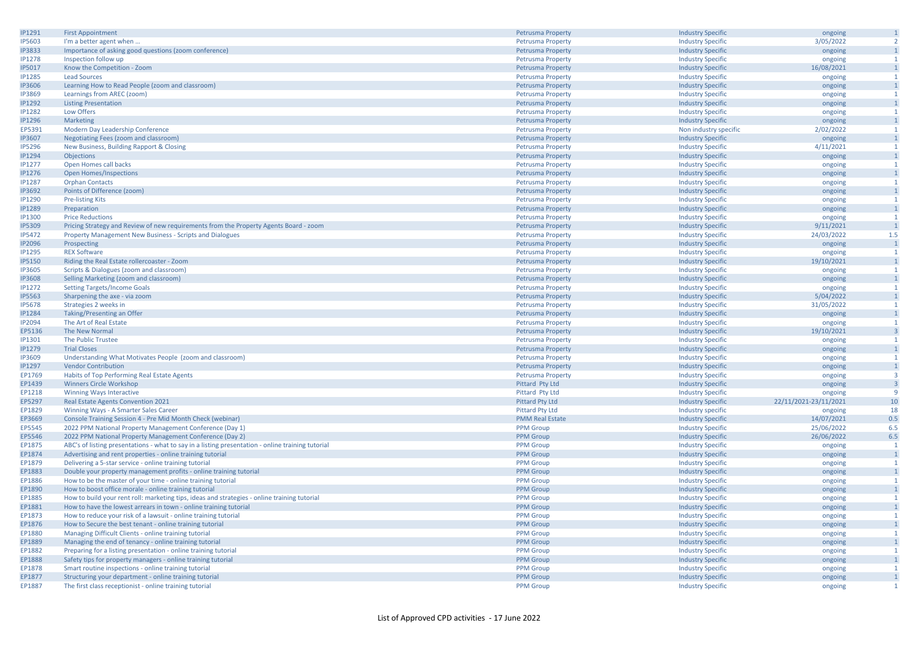| | | | | | |
|---|---|---|---|---|---|
| IP1291 | First Appointment | Petrusma Property | Industry Specific | ongoing | 1 |
| IP5603 | I'm a better agent when ... | Petrusma Property | Industry Specific | 3/05/2022 | 2 |
| IP3833 | Importance of asking good questions (zoom conference) | Petrusma Property | Industry Specific | ongoing | 1 |
| IP1278 | Inspection follow up | Petrusma Property | Industry Specific | ongoing | 1 |
| IP5017 | Know the Competition - Zoom | Petrusma Property | Industry Specific | 16/08/2021 | 1 |
| IP1285 | Lead Sources | Petrusma Property | Industry Specific | ongoing | 1 |
| IP3606 | Learning How to Read People (zoom and classroom) | Petrusma Property | Industry Specific | ongoing | 1 |
| IP3869 | Learnings from AREC (zoom) | Petrusma Property | Industry Specific | ongoing | 1 |
| IP1292 | Listing Presentation | Petrusma Property | Industry Specific | ongoing | 1 |
| IP1282 | Low Offers | Petrusma Property | Industry Specific | ongoing | 1 |
| IP1296 | Marketing | Petrusma Property | Industry Specific | ongoing | 1 |
| EP5391 | Modern Day Leadership Conference | Petrusma Property | Non industry specific | 2/02/2022 | 1 |
| IP3607 | Negotiating Fees (zoom and classroom) | Petrusma Property | Industry Specific | ongoing | 1 |
| IP5296 | New Business, Building Rapport & Closing | Petrusma Property | Industry Specific | 4/11/2021 | 1 |
| IP1294 | Objections | Petrusma Property | Industry Specific | ongoing | 1 |
| IP1277 | Open Homes call backs | Petrusma Property | Industry Specific | ongoing | 1 |
| IP1276 | Open Homes/Inspections | Petrusma Property | Industry Specific | ongoing | 1 |
| IP1287 | Orphan Contacts | Petrusma Property | Industry Specific | ongoing | 1 |
| IP3692 | Points of Difference (zoom) | Petrusma Property | Industry Specific | ongoing | 1 |
| IP1290 | Pre-listing Kits | Petrusma Property | Industry Specific | ongoing | 1 |
| IP1289 | Preparation | Petrusma Property | Industry Specific | ongoing | 1 |
| IP1300 | Price Reductions | Petrusma Property | Industry Specific | ongoing | 1 |
| IP5309 | Pricing Strategy and Review of new requirements from the Property Agents Board - zoom | Petrusma Property | Industry Specific | 9/11/2021 | 1 |
| IP5472 | Property Management New Business - Scripts and Dialogues | Petrusma Property | Industry Specific | 24/03/2022 | 1.5 |
| IP2096 | Prospecting | Petrusma Property | Industry Specific | ongoing | 1 |
| IP1295 | REX Software | Petrusma Property | Industry Specific | ongoing | 1 |
| IP5150 | Riding the Real Estate rollercoaster - Zoom | Petrusma Property | Industry Specific | 19/10/2021 | 1 |
| IP3605 | Scripts & Dialogues (zoom and classroom) | Petrusma Property | Industry Specific | ongoing | 1 |
| IP3608 | Selling Marketing (zoom and classroom) | Petrusma Property | Industry Specific | ongoing | 1 |
| IP1272 | Setting Targets/Income Goals | Petrusma Property | Industry Specific | ongoing | 1 |
| IP5563 | Sharpening the axe - via zoom | Petrusma Property | Industry Specific | 5/04/2022 | 1 |
| IP5678 | Strategies 2 weeks in | Petrusma Property | Industry Specific | 31/05/2022 | 1 |
| IP1284 | Taking/Presenting an Offer | Petrusma Property | Industry Specific | ongoing | 1 |
| IP2094 | The Art of Real Estate | Petrusma Property | Industry Specific | ongoing | 1 |
| EP5136 | The New Normal | Petrusma Property | Industry Specific | 19/10/2021 | 3 |
| IP1301 | The Public Trustee | Petrusma Property | Industry Specific | ongoing | 1 |
| IP1279 | Trial Closes | Petrusma Property | Industry Specific | ongoing | 1 |
| IP3609 | Understanding What Motivates People (zoom and classroom) | Petrusma Property | Industry Specific | ongoing | 1 |
| IP1297 | Vendor Contribution | Petrusma Property | Industry Specific | ongoing | 1 |
| EP1769 | Habits of Top Performing Real Estate Agents | Petrusma Property | Industry Specific | ongoing | 3 |
| EP1439 | Winners Circle Workshop | Pittard Pty Ltd | Industry Specific | ongoing | 3 |
| EP1218 | Winning Ways Interactive | Pittard Pty Ltd | Industry Specific | ongoing | 9 |
| EP5297 | Real Estate Agents Convention 2021 | Pittard Pty Ltd | Industry Specific | 22/11/2021-23/11/2021 | 10 |
| EP1829 | Winning Ways - A Smarter Sales Career | Pittard Pty Ltd | Industry specific | ongoing | 18 |
| EP3669 | Console Training Session 4 - Pre Mid Month Check (webinar) | PMM Real Estate | Industry Specific | 14/07/2021 | 0.5 |
| EP5545 | 2022 PPM National Property Management Conference (Day 1) | PPM Group | Industry Specific | 25/06/2022 | 6.5 |
| EP5546 | 2022 PPM National Property Management Conference (Day 2) | PPM Group | Industry Specific | 26/06/2022 | 6.5 |
| EP1875 | ABC's of listing presentations - what to say in a listing presentation - online training tutorial | PPM Group | Industry Specific | ongoing | 1 |
| EP1874 | Advertising and rent properties - online training tutorial | PPM Group | Industry Specific | ongoing | 1 |
| EP1879 | Delivering a 5-star service - online training tutorial | PPM Group | Industry Specific | ongoing | 1 |
| EP1883 | Double your property management profits - online training tutorial | PPM Group | Industry Specific | ongoing | 1 |
| EP1886 | How to be the master of your time - online training tutorial | PPM Group | Industry Specific | ongoing | 1 |
| EP1890 | How to boost office morale - online training tutorial | PPM Group | Industry Specific | ongoing | 1 |
| EP1885 | How to build your rent roll: marketing tips, ideas and strategies - online training tutorial | PPM Group | Industry Specific | ongoing | 1 |
| EP1881 | How to have the lowest arrears in town - online training tutorial | PPM Group | Industry Specific | ongoing | 1 |
| EP1873 | How to reduce your risk of a lawsuit - online training tutorial | PPM Group | Industry Specific | ongoing | 1 |
| EP1876 | How to Secure the best tenant - online training tutorial | PPM Group | Industry Specific | ongoing | 1 |
| EP1880 | Managing Difficult Clients - online training tutorial | PPM Group | Industry Specific | ongoing | 1 |
| EP1889 | Managing the end of tenancy - online training tutorial | PPM Group | Industry Specific | ongoing | 1 |
| EP1882 | Preparing for a listing presentation - online training tutorial | PPM Group | Industry Specific | ongoing | 1 |
| EP1888 | Safety tips for property managers - online training tutorial | PPM Group | Industry Specific | ongoing | 1 |
| EP1878 | Smart routine inspections - online training tutorial | PPM Group | Industry Specific | ongoing | 1 |
| EP1877 | Structuring your department - online training tutorial | PPM Group | Industry Specific | ongoing | 1 |
| EP1887 | The first class receptionist - online training tutorial | PPM Group | Industry Specific | ongoing | 1 |

List of Approved CPD activities - 17 June 2022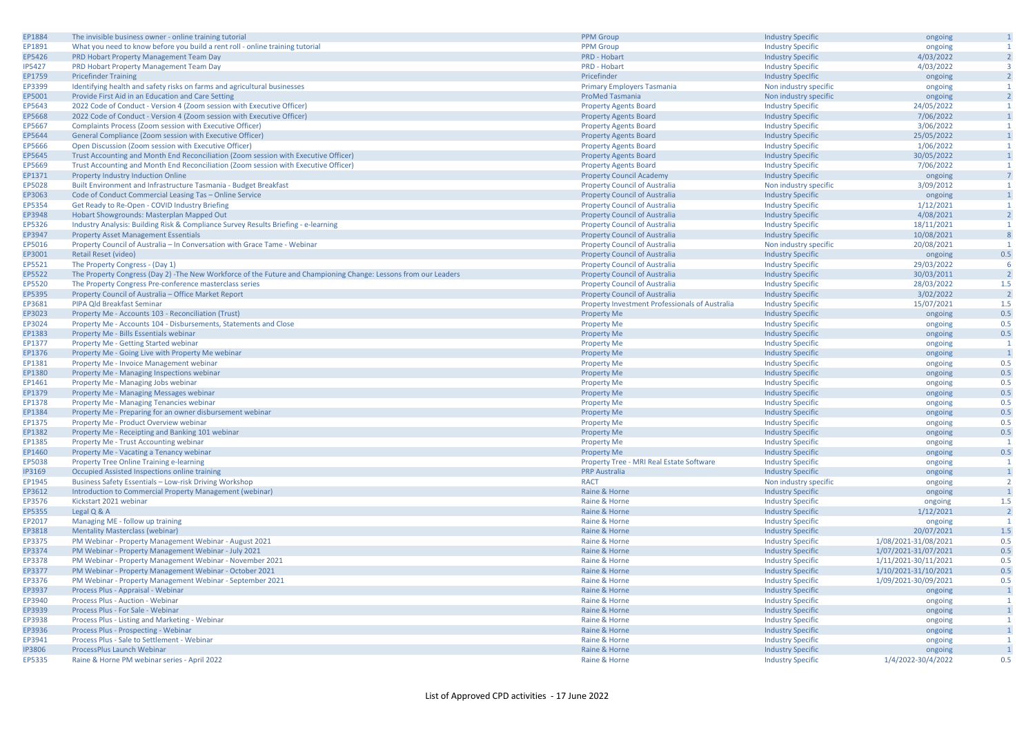| EP1884 | The invisible business owner - online training tutorial | PPM Group | Industry Specific | ongoing | 1 |
|---|---|---|---|---|---|
| EP1891 | What you need to know before you build a rent roll - online training tutorial | PPM Group | Industry Specific | ongoing | 1 |
| EP5426 | PRD Hobart Property Management Team Day | PRD - Hobart | Industry Specific | 4/03/2022 | 2 |
| IP5427 | PRD Hobart Property Management Team Day | PRD - Hobart | Industry Specific | 4/03/2022 | 3 |
| EP1759 | Pricefinder Training | Pricefinder | Industry Specific | ongoing | 2 |
| EP3399 | Identifying health and safety risks on farms and agricultural businesses | Primary Employers Tasmania | Non industry specific | ongoing | 1 |
| EP5001 | Provide First Aid in an Education and Care Setting | ProMed Tasmania | Non industry specific | ongoing | 2 |
| EP5643 | 2022 Code of Conduct - Version 4 (Zoom session with Executive Officer) | Property Agents Board | Industry Specific | 24/05/2022 | 1 |
| EP5668 | 2022 Code of Conduct - Version 4 (Zoom session with Executive Officer) | Property Agents Board | Industry Specific | 7/06/2022 | 1 |
| EP5667 | Complaints Process (Zoom session with Executive Officer) | Property Agents Board | Industry Specific | 3/06/2022 | 1 |
| EP5644 | General Compliance (Zoom session with Executive Officer) | Property Agents Board | Industry Specific | 25/05/2022 | 1 |
| EP5666 | Open Discussion (Zoom session with Executive Officer) | Property Agents Board | Industry Specific | 1/06/2022 | 1 |
| EP5645 | Trust Accounting and Month End Reconciliation (Zoom session with Executive Officer) | Property Agents Board | Industry Specific | 30/05/2022 | 1 |
| EP5669 | Trust Accounting and Month End Reconciliation (Zoom session with Executive Officer) | Property Agents Board | Industry Specific | 7/06/2022 | 1 |
| EP1371 | Property Industry Induction Online | Property Council Academy | Industry Specific | ongoing | 7 |
| EP5028 | Built Environment and Infrastructure Tasmania - Budget Breakfast | Property Council of Australia | Non industry specific | 3/09/2012 | 1 |
| EP3063 | Code of Conduct Commercial Leasing Tas – Online Service | Property Council of Australia | Industry Specific | ongoing | 1 |
| EP5354 | Get Ready to Re-Open - COVID Industry Briefing | Property Council of Australia | Industry Specific | 1/12/2021 | 1 |
| EP3948 | Hobart Showgrounds: Masterplan Mapped Out | Property Council of Australia | Industry Specific | 4/08/2021 | 2 |
| EP5326 | Industry Analysis: Building Risk & Compliance Survey Results Briefing - e-learning | Property Council of Australia | Industry Specific | 18/11/2021 | 1 |
| EP3947 | Property Asset Management Essentials | Property Council of Australia | Industry Specific | 10/08/2021 | 8 |
| EP5016 | Property Council of Australia – In Conversation with Grace Tame - Webinar | Property Council of Australia | Non industry specific | 20/08/2021 | 1 |
| EP3001 | Retail Reset (video) | Property Council of Australia | Industry Specific | ongoing | 0.5 |
| EP5521 | The Property Congress - (Day 1) | Property Council of Australia | Industry Specific | 29/03/2022 | 6 |
| EP5522 | The Property Congress (Day 2) -The New Workforce of the Future and Championing Change: Lessons from our Leaders | Property Council of Australia | Industry Specific | 30/03/2011 | 2 |
| EP5520 | The Property Congress Pre-conference masterclass series | Property Council of Australia | Industry Specific | 28/03/2022 | 1.5 |
| EP5395 | Property Council of Australia – Office Market Report | Property Council of Australia | Industry Specific | 3/02/2022 | 2 |
| EP3681 | PIPA Qld Breakfast Seminar | Property Investment Professionals of Australia | Industry Specific | 15/07/2021 | 1.5 |
| EP3023 | Property Me - Accounts 103 - Reconciliation (Trust) | Property Me | Industry Specific | ongoing | 0.5 |
| EP3024 | Property Me - Accounts 104 - Disbursements, Statements and Close | Property Me | Industry Specific | ongoing | 0.5 |
| EP1383 | Property Me - Bills Essentials webinar | Property Me | Industry Specific | ongoing | 0.5 |
| EP1377 | Property Me - Getting Started webinar | Property Me | Industry Specific | ongoing | 1 |
| EP1376 | Property Me - Going Live with Property Me webinar | Property Me | Industry Specific | ongoing | 1 |
| EP1381 | Property Me - Invoice Management webinar | Property Me | Industry Specific | ongoing | 0.5 |
| EP1380 | Property Me - Managing Inspections webinar | Property Me | Industry Specific | ongoing | 0.5 |
| EP1461 | Property Me - Managing Jobs webinar | Property Me | Industry Specific | ongoing | 0.5 |
| EP1379 | Property Me - Managing Messages webinar | Property Me | Industry Specific | ongoing | 0.5 |
| EP1378 | Property Me - Managing Tenancies webinar | Property Me | Industry Specific | ongoing | 0.5 |
| EP1384 | Property Me - Preparing for an owner disbursement webinar | Property Me | Industry Specific | ongoing | 0.5 |
| EP1375 | Property Me - Product Overview webinar | Property Me | Industry Specific | ongoing | 0.5 |
| EP1382 | Property Me - Receipting and Banking 101 webinar | Property Me | Industry Specific | ongoing | 0.5 |
| EP1385 | Property Me - Trust Accounting webinar | Property Me | Industry Specific | ongoing | 1 |
| EP1460 | Property Me - Vacating a Tenancy webinar | Property Me | Industry Specific | ongoing | 0.5 |
| EP5038 | Property Tree Online Training e-learning | Property Tree - MRI Real Estate Software | Industry Specific | ongoing | 1 |
| IP3169 | Occupied Assisted Inspections online training | PRP Australia | Industry Specific | ongoing | 1 |
| EP1945 | Business Safety Essentials – Low-risk Driving Workshop | RACT | Non industry specific | ongoing | 2 |
| EP3612 | Introduction to Commercial Property Management (webinar) | Raine & Horne | Industry Specific | ongoing | 1 |
| EP3576 | Kickstart 2021 webinar | Raine & Horne | Industry Specific | ongoing | 1.5 |
| EP5355 | Legal Q & A | Raine & Horne | Industry Specific | 1/12/2021 | 2 |
| EP2017 | Managing ME - follow up training | Raine & Horne | Industry Specific | ongoing | 1 |
| EP3818 | Mentality Masterclass (webinar) | Raine & Horne | Industry Specific | 20/07/2021 | 1.5 |
| EP3375 | PM Webinar - Property Management Webinar - August 2021 | Raine & Horne | Industry Specific | 1/08/2021-31/08/2021 | 0.5 |
| EP3374 | PM Webinar - Property Management Webinar - July 2021 | Raine & Horne | Industry Specific | 1/07/2021-31/07/2021 | 0.5 |
| EP3378 | PM Webinar - Property Management Webinar - November 2021 | Raine & Horne | Industry Specific | 1/11/2021-30/11/2021 | 0.5 |
| EP3377 | PM Webinar - Property Management Webinar - October 2021 | Raine & Horne | Industry Specific | 1/10/2021-31/10/2021 | 0.5 |
| EP3376 | PM Webinar - Property Management Webinar - September 2021 | Raine & Horne | Industry Specific | 1/09/2021-30/09/2021 | 0.5 |
| EP3937 | Process Plus - Appraisal - Webinar | Raine & Horne | Industry Specific | ongoing | 1 |
| EP3940 | Process Plus - Auction - Webinar | Raine & Horne | Industry Specific | ongoing | 1 |
| EP3939 | Process Plus - For Sale - Webinar | Raine & Horne | Industry Specific | ongoing | 1 |
| EP3938 | Process Plus - Listing and Marketing - Webinar | Raine & Horne | Industry Specific | ongoing | 1 |
| EP3936 | Process Plus - Prospecting - Webinar | Raine & Horne | Industry Specific | ongoing | 1 |
| EP3941 | Process Plus - Sale to Settlement - Webinar | Raine & Horne | Industry Specific | ongoing | 1 |
| IP3806 | ProcessPlus Launch Webinar | Raine & Horne | Industry Specific | ongoing | 1 |
| EP5335 | Raine & Horne PM webinar series - April 2022 | Raine & Horne | Industry Specific | 1/4/2022-30/4/2022 | 0.5 |

List of Approved CPD activities - 17 June 2022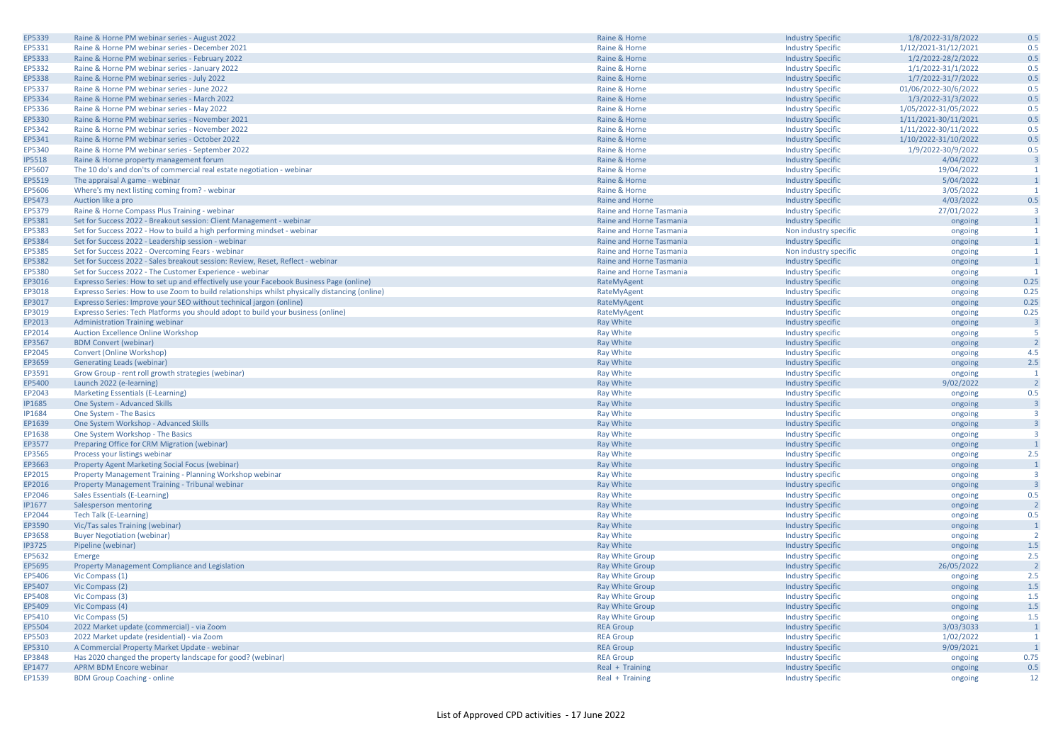| | | | | | |
|---|---|---|---|---|---|
| EP5339 | Raine & Horne PM webinar series - August 2022 | Raine & Horne | Industry Specific | 1/8/2022-31/8/2022 | 0.5 |
| EP5331 | Raine & Horne PM webinar series - December 2021 | Raine & Horne | Industry Specific | 1/12/2021-31/12/2021 | 0.5 |
| EP5333 | Raine & Horne PM webinar series - February 2022 | Raine & Horne | Industry Specific | 1/2/2022-28/2/2022 | 0.5 |
| EP5332 | Raine & Horne PM webinar series - January 2022 | Raine & Horne | Industry Specific | 1/1/2022-31/1/2022 | 0.5 |
| EP5338 | Raine & Horne PM webinar series - July 2022 | Raine & Horne | Industry Specific | 1/7/2022-31/7/2022 | 0.5 |
| EP5337 | Raine & Horne PM webinar series - June 2022 | Raine & Horne | Industry Specific | 01/06/2022-30/6/2022 | 0.5 |
| EP5334 | Raine & Horne PM webinar series - March 2022 | Raine & Horne | Industry Specific | 1/3/2022-31/3/2022 | 0.5 |
| EP5336 | Raine & Horne PM webinar series - May 2022 | Raine & Horne | Industry Specific | 1/05/2022-31/05/2022 | 0.5 |
| EP5330 | Raine & Horne PM webinar series - November 2021 | Raine & Horne | Industry Specific | 1/11/2021-30/11/2021 | 0.5 |
| EP5342 | Raine & Horne PM webinar series - November 2022 | Raine & Horne | Industry Specific | 1/11/2022-30/11/2022 | 0.5 |
| EP5341 | Raine & Horne PM webinar series - October 2022 | Raine & Horne | Industry Specific | 1/10/2022-31/10/2022 | 0.5 |
| EP5340 | Raine & Horne PM webinar series - September 2022 | Raine & Horne | Industry Specific | 1/9/2022-30/9/2022 | 0.5 |
| IP5518 | Raine & Horne property management forum | Raine & Horne | Industry Specific | 4/04/2022 | 3 |
| EP5607 | The 10 do's and don'ts of commercial real estate negotiation - webinar | Raine & Horne | Industry Specific | 19/04/2022 | 1 |
| EP5519 | The appraisal A game - webinar | Raine & Horne | Industry Specific | 5/04/2022 | 1 |
| EP5606 | Where's my next listing coming from? - webinar | Raine & Horne | Industry Specific | 3/05/2022 | 1 |
| EP5473 | Auction like a pro | Raine and Horne | Industry Specific | 4/03/2022 | 0.5 |
| EP5379 | Raine & Horne Compass Plus Training - webinar | Raine and Horne Tasmania | Industry Specific | 27/01/2022 | 3 |
| EP5381 | Set for Success 2022 - Breakout session: Client Management - webinar | Raine and Horne Tasmania | Industry Specific | ongoing | 1 |
| EP5383 | Set for Success 2022 - How to build a high performing mindset - webinar | Raine and Horne Tasmania | Non industry specific | ongoing | 1 |
| EP5384 | Set for Success 2022 - Leadership session - webinar | Raine and Horne Tasmania | Industry Specific | ongoing | 1 |
| EP5385 | Set for Success 2022 - Overcoming Fears - webinar | Raine and Horne Tasmania | Non industry specific | ongoing | 1 |
| EP5382 | Set for Success 2022 - Sales breakout session: Review, Reset, Reflect - webinar | Raine and Horne Tasmania | Industry Specific | ongoing | 1 |
| EP5380 | Set for Success 2022 - The Customer Experience - webinar | Raine and Horne Tasmania | Industry Specific | ongoing | 1 |
| EP3016 | Expresso Series: How to set up and effectively use your Facebook Business Page (online) | RateMyAgent | Industry Specific | ongoing | 0.25 |
| EP3018 | Expresso Series: How to use Zoom to build relationships whilst physically distancing (online) | RateMyAgent | Industry Specific | ongoing | 0.25 |
| EP3017 | Expresso Series: Improve your SEO without technical jargon (online) | RateMyAgent | Industry Specific | ongoing | 0.25 |
| EP3019 | Expresso Series: Tech Platforms you should adopt to build your business (online) | RateMyAgent | Industry Specific | ongoing | 0.25 |
| EP2013 | Administration Training webinar | Ray White | Industry specific | ongoing | 3 |
| EP2014 | Auction Excellence Online Workshop | Ray White | Industry specific | ongoing | 5 |
| EP3567 | BDM Convert (webinar) | Ray White | Industry Specific | ongoing | 2 |
| EP2045 | Convert (Online Workshop) | Ray White | Industry Specific | ongoing | 4.5 |
| EP3659 | Generating Leads (webinar) | Ray White | Industry Specific | ongoing | 2.5 |
| EP3591 | Grow Group - rent roll growth strategies (webinar) | Ray White | Industry Specific | ongoing | 1 |
| EP5400 | Launch 2022 (e-learning) | Ray White | Industry Specific | 9/02/2022 | 2 |
| EP2043 | Marketing Essentials (E-Learning) | Ray White | Industry Specific | ongoing | 0.5 |
| IP1685 | One System - Advanced Skills | Ray White | Industry Specific | ongoing | 3 |
| IP1684 | One System - The Basics | Ray White | Industry Specific | ongoing | 3 |
| EP1639 | One System Workshop - Advanced Skills | Ray White | Industry Specific | ongoing | 3 |
| EP1638 | One System Workshop - The Basics | Ray White | Industry Specific | ongoing | 3 |
| EP3577 | Preparing Office for CRM Migration (webinar) | Ray White | Industry Specific | ongoing | 1 |
| EP3565 | Process your listings webinar | Ray White | Industry Specific | ongoing | 2.5 |
| EP3663 | Property Agent Marketing Social Focus (webinar) | Ray White | Industry Specific | ongoing | 1 |
| EP2015 | Property Management Training - Planning Workshop webinar | Ray White | Industry specific | ongoing | 3 |
| EP2016 | Property Management Training - Tribunal webinar | Ray White | Industry specific | ongoing | 3 |
| EP2046 | Sales Essentials (E-Learning) | Ray White | Industry Specific | ongoing | 0.5 |
| IP1677 | Salesperson mentoring | Ray White | Industry Specific | ongoing | 2 |
| EP2044 | Tech Talk (E-Learning) | Ray White | Industry Specific | ongoing | 0.5 |
| EP3590 | Vic/Tas sales Training (webinar) | Ray White | Industry Specific | ongoing | 1 |
| EP3658 | Buyer Negotiation (webinar) | Ray White | Industry Specific | ongoing | 2 |
| IP3725 | Pipeline (webinar) | Ray White | Industry Specific | ongoing | 1.5 |
| EP5632 | Emerge | Ray White Group | Industry Specific | ongoing | 2.5 |
| EP5695 | Property Management Compliance and Legislation | Ray White Group | Industry Specific | 26/05/2022 | 2 |
| EP5406 | Vic Compass (1) | Ray White Group | Industry Specific | ongoing | 2.5 |
| EP5407 | Vic Compass (2) | Ray White Group | Industry Specific | ongoing | 1.5 |
| EP5408 | Vic Compass (3) | Ray White Group | Industry Specific | ongoing | 1.5 |
| EP5409 | Vic Compass (4) | Ray White Group | Industry Specific | ongoing | 1.5 |
| EP5410 | Vic Compass (5) | Ray White Group | Industry Specific | ongoing | 1.5 |
| EP5504 | 2022 Market update (commercial) - via Zoom | REA Group | Industry Specific | 3/03/3033 | 1 |
| EP5503 | 2022 Market update (residential) - via Zoom | REA Group | Industry Specific | 1/02/2022 | 1 |
| EP5310 | A Commercial Property Market Update - webinar | REA Group | Industry Specific | 9/09/2021 | 1 |
| EP3848 | Has 2020 changed the property landscape for good? (webinar) | REA Group | Industry Specific | ongoing | 0.75 |
| EP1477 | APRM BDM Encore webinar | Real + Training | Industry Specific | ongoing | 0.5 |
| EP1539 | BDM Group Coaching - online | Real + Training | Industry Specific | ongoing | 12 |

List of Approved CPD activities - 17 June 2022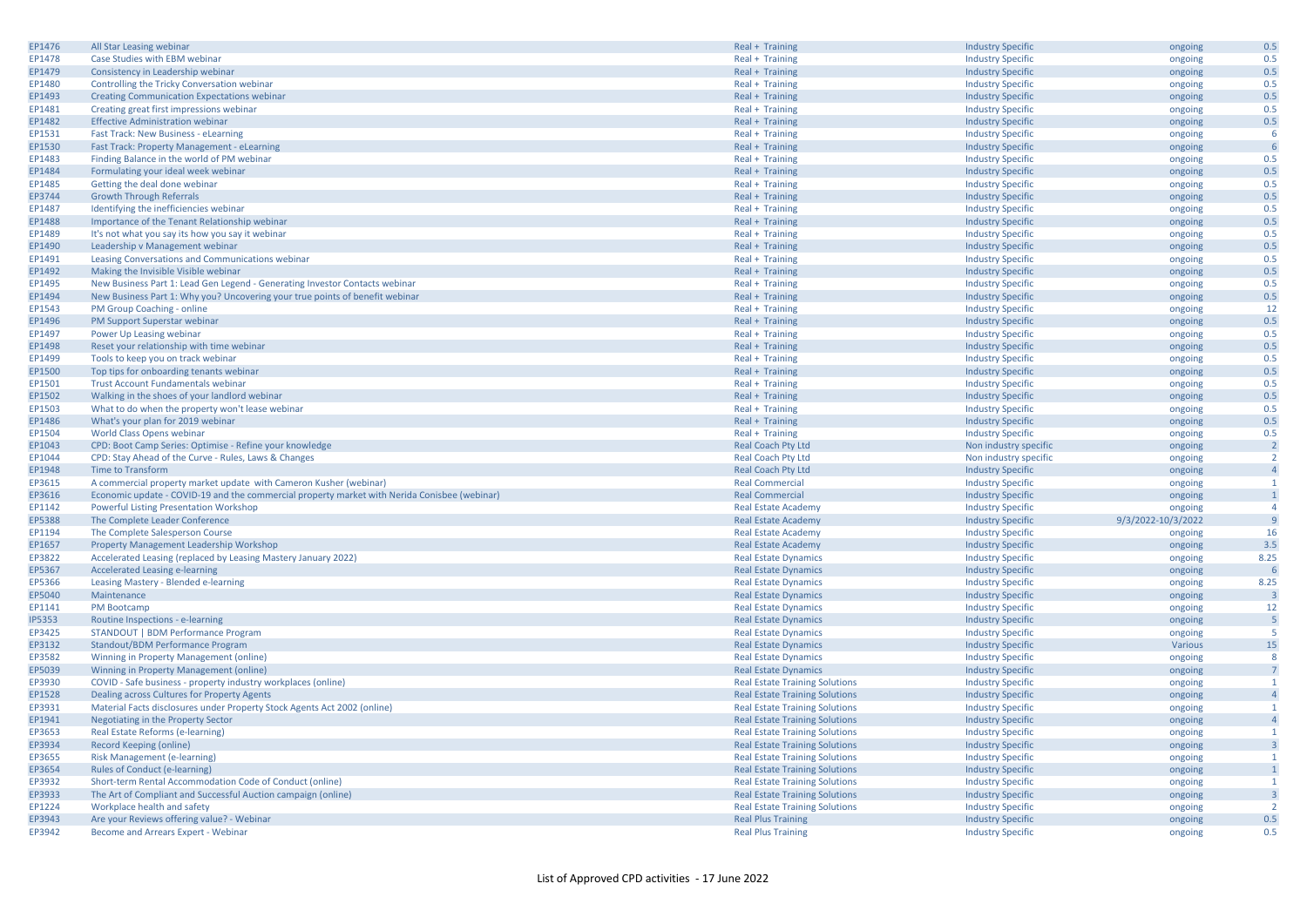| EP1476 | All Star Leasing webinar | Real + Training | Industry Specific | ongoing | 0.5 |
|---|---|---|---|---|---|
| EP1478 | Case Studies with EBM webinar | Real + Training | Industry Specific | ongoing | 0.5 |
| EP1479 | Consistency in Leadership webinar | Real + Training | Industry Specific | ongoing | 0.5 |
| EP1480 | Controlling the Tricky Conversation webinar | Real + Training | Industry Specific | ongoing | 0.5 |
| EP1493 | Creating Communication Expectations webinar | Real + Training | Industry Specific | ongoing | 0.5 |
| EP1481 | Creating great first impressions webinar | Real + Training | Industry Specific | ongoing | 0.5 |
| EP1482 | Effective Administration webinar | Real + Training | Industry Specific | ongoing | 0.5 |
| EP1531 | Fast Track: New Business - eLearning | Real + Training | Industry Specific | ongoing | 6 |
| EP1530 | Fast Track: Property Management - eLearning | Real + Training | Industry Specific | ongoing | 6 |
| EP1483 | Finding Balance in the world of PM webinar | Real + Training | Industry Specific | ongoing | 0.5 |
| EP1484 | Formulating your ideal week webinar | Real + Training | Industry Specific | ongoing | 0.5 |
| EP1485 | Getting the deal done webinar | Real + Training | Industry Specific | ongoing | 0.5 |
| EP3744 | Growth Through Referrals | Real + Training | Industry Specific | ongoing | 0.5 |
| EP1487 | Identifying the inefficiencies webinar | Real + Training | Industry Specific | ongoing | 0.5 |
| EP1488 | Importance of the Tenant Relationship webinar | Real + Training | Industry Specific | ongoing | 0.5 |
| EP1489 | It's not what you say its how you say it webinar | Real + Training | Industry Specific | ongoing | 0.5 |
| EP1490 | Leadership v Management webinar | Real + Training | Industry Specific | ongoing | 0.5 |
| EP1491 | Leasing Conversations and Communications webinar | Real + Training | Industry Specific | ongoing | 0.5 |
| EP1492 | Making the Invisible Visible webinar | Real + Training | Industry Specific | ongoing | 0.5 |
| EP1495 | New Business Part 1: Lead Gen Legend - Generating Investor Contacts webinar | Real + Training | Industry Specific | ongoing | 0.5 |
| EP1494 | New Business Part 1: Why you? Uncovering your true points of benefit webinar | Real + Training | Industry Specific | ongoing | 0.5 |
| EP1543 | PM Group Coaching - online | Real + Training | Industry Specific | ongoing | 12 |
| EP1496 | PM Support Superstar webinar | Real + Training | Industry Specific | ongoing | 0.5 |
| EP1497 | Power Up Leasing webinar | Real + Training | Industry Specific | ongoing | 0.5 |
| EP1498 | Reset your relationship with time webinar | Real + Training | Industry Specific | ongoing | 0.5 |
| EP1499 | Tools to keep you on track webinar | Real + Training | Industry Specific | ongoing | 0.5 |
| EP1500 | Top tips for onboarding tenants webinar | Real + Training | Industry Specific | ongoing | 0.5 |
| EP1501 | Trust Account Fundamentals webinar | Real + Training | Industry Specific | ongoing | 0.5 |
| EP1502 | Walking in the shoes of your landlord webinar | Real + Training | Industry Specific | ongoing | 0.5 |
| EP1503 | What to do when the property won't lease webinar | Real + Training | Industry Specific | ongoing | 0.5 |
| EP1486 | What's your plan for 2019 webinar | Real + Training | Industry Specific | ongoing | 0.5 |
| EP1504 | World Class Opens webinar | Real + Training | Industry Specific | ongoing | 0.5 |
| EP1043 | CPD: Boot Camp Series: Optimise - Refine your knowledge | Real Coach Pty Ltd | Non industry specific | ongoing | 2 |
| EP1044 | CPD: Stay Ahead of the Curve - Rules, Laws & Changes | Real Coach Pty Ltd | Non industry specific | ongoing | 2 |
| EP1948 | Time to Transform | Real Coach Pty Ltd | Industry Specific | ongoing | 4 |
| EP3615 | A commercial property market update with Cameron Kusher (webinar) | Real Commercial | Industry Specific | ongoing | 1 |
| EP3616 | Economic update - COVID-19 and the commercial property market with Nerida Conisbee (webinar) | Real Commercial | Industry Specific | ongoing | 1 |
| EP1142 | Powerful Listing Presentation Workshop | Real Estate Academy | Industry Specific | ongoing | 4 |
| EP5388 | The Complete Leader Conference | Real Estate Academy | Industry Specific | 9/3/2022-10/3/2022 | 9 |
| EP1194 | The Complete Salesperson Course | Real Estate Academy | Industry Specific | ongoing | 16 |
| EP1657 | Property Management Leadership Workshop | Real Estate Academy | Industry Specific | ongoing | 3.5 |
| EP3822 | Accelerated Leasing (replaced by Leasing Mastery January 2022) | Real Estate Dynamics | Industry Specific | ongoing | 8.25 |
| EP5367 | Accelerated Leasing e-learning | Real Estate Dynamics | Industry Specific | ongoing | 6 |
| EP5366 | Leasing Mastery - Blended e-learning | Real Estate Dynamics | Industry Specific | ongoing | 8.25 |
| EP5040 | Maintenance | Real Estate Dynamics | Industry Specific | ongoing | 3 |
| EP1141 | PM Bootcamp | Real Estate Dynamics | Industry Specific | ongoing | 12 |
| IP5353 | Routine Inspections - e-learning | Real Estate Dynamics | Industry Specific | ongoing | 5 |
| EP3425 | STANDOUT \| BDM Performance Program | Real Estate Dynamics | Industry Specific | ongoing | 5 |
| EP3132 | Standout/BDM Performance Program | Real Estate Dynamics | Industry Specific | Various | 15 |
| EP3582 | Winning in Property Management (online) | Real Estate Dynamics | Industry Specific | ongoing | 8 |
| EP5039 | Winning in Property Management (online) | Real Estate Dynamics | Industry Specific | ongoing | 7 |
| EP3930 | COVID - Safe business - property industry workplaces (online) | Real Estate Training Solutions | Industry Specific | ongoing | 1 |
| EP1528 | Dealing across Cultures for Property Agents | Real Estate Training Solutions | Industry Specific | ongoing | 4 |
| EP3931 | Material Facts disclosures under Property Stock Agents Act 2002 (online) | Real Estate Training Solutions | Industry Specific | ongoing | 1 |
| EP1941 | Negotiating in the Property Sector | Real Estate Training Solutions | Industry Specific | ongoing | 4 |
| EP3653 | Real Estate Reforms (e-learning) | Real Estate Training Solutions | Industry Specific | ongoing | 1 |
| EP3934 | Record Keeping (online) | Real Estate Training Solutions | Industry Specific | ongoing | 3 |
| EP3655 | Risk Management (e-learning) | Real Estate Training Solutions | Industry Specific | ongoing | 1 |
| EP3654 | Rules of Conduct (e-learning) | Real Estate Training Solutions | Industry Specific | ongoing | 1 |
| EP3932 | Short-term Rental Accommodation Code of Conduct (online) | Real Estate Training Solutions | Industry Specific | ongoing | 1 |
| EP3933 | The Art of Compliant and Successful Auction campaign (online) | Real Estate Training Solutions | Industry Specific | ongoing | 3 |
| EP1224 | Workplace health and safety | Real Estate Training Solutions | Industry Specific | ongoing | 2 |
| EP3943 | Are your Reviews offering value? - Webinar | Real Plus Training | Industry Specific | ongoing | 0.5 |
| EP3942 | Become and Arrears Expert - Webinar | Real Plus Training | Industry Specific | ongoing | 0.5 |

List of Approved CPD activities - 17 June 2022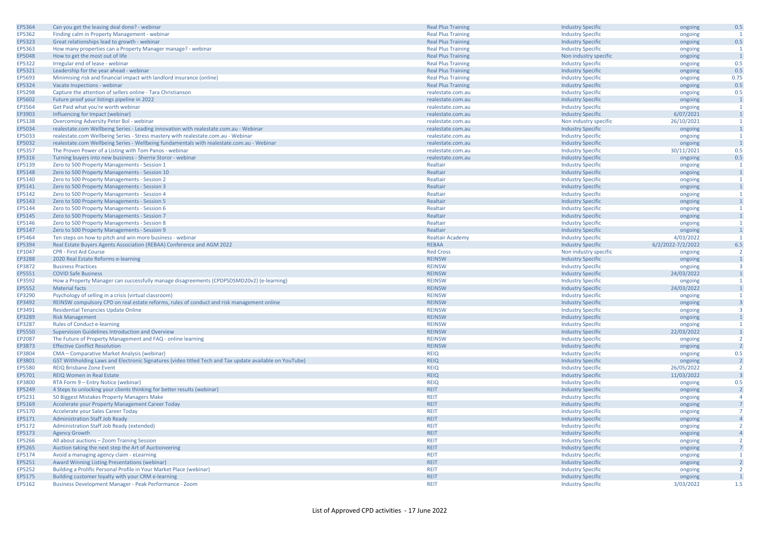| | | | | | |
|---|---|---|---|---|---|
| EP5364 | Can you get the leasing deal done? - webinar | Real Plus Training | Industry Specific | ongoing | 0.5 |
| EP5362 | Finding calm in Property Management - webinar | Real Plus Training | Industry Specific | ongoing | 1 |
| EP5323 | Great relationships lead to growth - webinar | Real Plus Training | Industry Specific | ongoing | 0.5 |
| EP5363 | How many properties can a Property Manager manage? - webinar | Real Plus Training | Industry Specific | ongoing | 1 |
| EP5048 | How to get the most out of life | Real Plus Training | Non industry specific | ongoing | 1 |
| EP5322 | Irregular end of lease - webinar | Real Plus Training | Industry Specific | ongoing | 0.5 |
| EP5321 | Leadership for the year ahead - webinar | Real Plus Training | Industry Specific | ongoing | 0.5 |
| EP5693 | Minimising risk and financial impact with landlord insurance (online) | Real Plus Training | Industry Specific | ongoing | 0.75 |
| EP5324 | Vacate Inspections - webinar | Real Plus Training | Industry Specific | ongoing | 0.5 |
| EP5298 | Capture the attention of sellers online - Tara Christianson | realestate.com.au | Industry Specific | ongoing | 0.5 |
| EP5602 | Future proof your listings pipeline in 2022 | realestate.com.au | Industry Specific | ongoing | 1 |
| EP3564 | Get Paid what you're worth webinar | realestate.com.au | Industry Specific | ongoing | 1 |
| EP3903 | Influencing for Impact (webinar) | realestate.com.au | Industry Specific | 6/07/2021 | 1 |
| EP5138 | Overcoming Adversity Peter Bol - webinar | realestate.com.au | Non industry specific | 26/10/2021 | 1 |
| EP5034 | realestate.com.au Wellbeing Series - Leading innovation with realestate.com.au - Webinar | realestate.com.au | Industry Specific | ongoing | 1 |
| EP5033 | realestate.com.au Wellbeing Series - Stress mastery with realestate.com.au - Webinar | realestate.com.au | Industry Specific | ongoing | 1 |
| EP5032 | realestate.com.au Wellbeing Series - Wellbeing fundamentals with realestate.com.au - Webinar | realestate.com.au | Industry Specific | ongoing | 1 |
| EP5357 | The Proven Power of a Listing with Tom Panos - webinar | realestate.com.au | Industry Specific | 30/11/2021 | 0.5 |
| EP5316 | Turning buyers into new business - Sherrie Storor - webinar | realestate.com.au | Industry Specific | ongoing | 0.5 |
| EP5139 | Zero to 500 Property Managements - Session 1 | Realtair | Industry Specific | ongoing | 1 |
| EP5148 | Zero to 500 Property Managements - Session 10 | Realtair | Industry Specific | ongoing | 1 |
| EP5140 | Zero to 500 Property Managements - Session 2 | Realtair | Industry Specific | ongoing | 1 |
| EP5141 | Zero to 500 Property Managements - Session 3 | Realtair | Industry Specific | ongoing | 1 |
| EP5142 | Zero to 500 Property Managements - Session 4 | Realtair | Industry Specific | ongoing | 1 |
| EP5143 | Zero to 500 Property Managements - Session 5 | Realtair | Industry Specific | ongoing | 1 |
| EP5144 | Zero to 500 Property Managements - Session 6 | Realtair | Industry Specific | ongoing | 1 |
| EP5145 | Zero to 500 Property Managements - Session 7 | Realtair | Industry Specific | ongoing | 1 |
| EP5146 | Zero to 500 Property Managements - Session 8 | Realtair | Industry Specific | ongoing | 1 |
| EP5147 | Zero to 500 Property Managements - Session 9 | Realtair | Industry Specific | ongoing | 1 |
| EP5464 | Ten steps on how to pitch and win more business - webinar | Realtair Academy | Industry Specific | 4/03/2022 | 1 |
| EP5394 | Real Estate Buyers Agents Association (REBAA) Conference and AGM 2022 | REBAA | Industry Specific | 6/2/2022-7/2/2022 | 6.5 |
| EP1047 | CPR - First Aid Course | Red Cross | Non industry specific | ongoing | 2 |
| EP3288 | 2020 Real Estate Reforms e-learning | REINSW | Industry Specific | ongoing | 1 |
| EP3872 | Business Practices | REINSW | Industry Specific | ongoing | 3 |
| EP5551 | COVID Safe Business | REINSW | Industry Specific | 24/03/2022 | 1 |
| EP3592 | How a Property Manager can successfully manage disagreements (CPDPSDSMD20v2) (e-learning) | REINSW | Industry Specific | ongoing | 1 |
| EP5552 | Material facts | REINSW | Industry Specific | 24/03/2022 | 1 |
| EP3290 | Psychology of selling in a crisis (virtual classroom) | REINSW | Industry Specific | ongoing | 1 |
| EP3492 | REINSW compulsory CPD on real estate reforms, rules of conduct and risk management online | REINSW | Industry Specific | ongoing | 3 |
| EP3491 | Residential Tenancies Update Online | REINSW | Industry Specific | ongoing | 3 |
| EP3289 | Risk Management | REINSW | Industry Specific | ongoing | 1 |
| EP3287 | Rules of Conduct e-learning | REINSW | Industry Specific | ongoing | 1 |
| EP5550 | Supervision Guidelines Introduction and Overview | REINSW | Industry Specific | 22/03/2022 | 1 |
| EP2087 | The Future of Property Management and FAQ - online learning | REINSW | Industry Specific | ongoing | 2 |
| EP3873 | Effective Conflict Resolution | REINSW | Industry Specific | ongoing | 2 |
| EP3804 | CMA – Comparative Market Analysis (webinar) | REIQ | Industry Specific | ongoing | 0.5 |
| EP3801 | GST Withholding Laws and Electronic Signatures (video titled Tech and Tax update available on YouTube) | REIQ | Industry Specific | ongoing | 2 |
| EP5580 | REIQ Brisbane Zone Event | REIQ | Industry Specific | 26/05/2022 | 2 |
| EP5701 | REIQ Women in Real Estate | REIQ | Industry Specific | 11/03/2022 | 3 |
| EP3800 | RTA Form 9 – Entry Notice (webinar) | REIQ | Industry Specific | ongoing | 0.5 |
| EP5249 | 4 Steps to unlocking your clients thinking for better results (webinar) | REIT | Industry Specific | ongoing | 2 |
| EP5231 | 50 Biggest Mistakes Property Managers Make | REIT | Industry Specific | ongoing | 4 |
| EP5169 | Accelerate your Property Management Career Today | REIT | Industry Specific | ongoing | 7 |
| EP5170 | Accelerate your Sales Career Today | REIT | Industry Specific | ongoing | 7 |
| EP5171 | Administration Staff Job Ready | REIT | Industry Specific | ongoing | 4 |
| EP5172 | Administration Staff Job Ready (extended) | REIT | Industry Specific | ongoing | 2 |
| EP5173 | Agency Growth | REIT | Industry Specific | ongoing | 4 |
| EP5266 | All about auctions – Zoom Training Session | REIT | Industry Specific | ongoing | 2 |
| EP5265 | Auction taking the next step the Art of Auctioneering | REIT | Industry Specific | ongoing | 7 |
| EP5174 | Avoid a managing agency claim - eLearning | REIT | Industry Specific | ongoing | 1 |
| EP5251 | Award Winning Listing Presentations (webinar) | REIT | Industry Specific | ongoing | 2 |
| EP5252 | Building a Prolific Personal Profile in Your Market Place (webinar) | REIT | Industry Specific | ongoing | 2 |
| EP5175 | Building customer loyalty with your CRM e-learning | REIT | Industry Specific | ongoing | 1 |
| EP5162 | Business Development Manager - Peak Performance - Zoom | REIT | Industry Specific | 3/03/2022 | 1.5 |

List of Approved CPD activities - 17 June 2022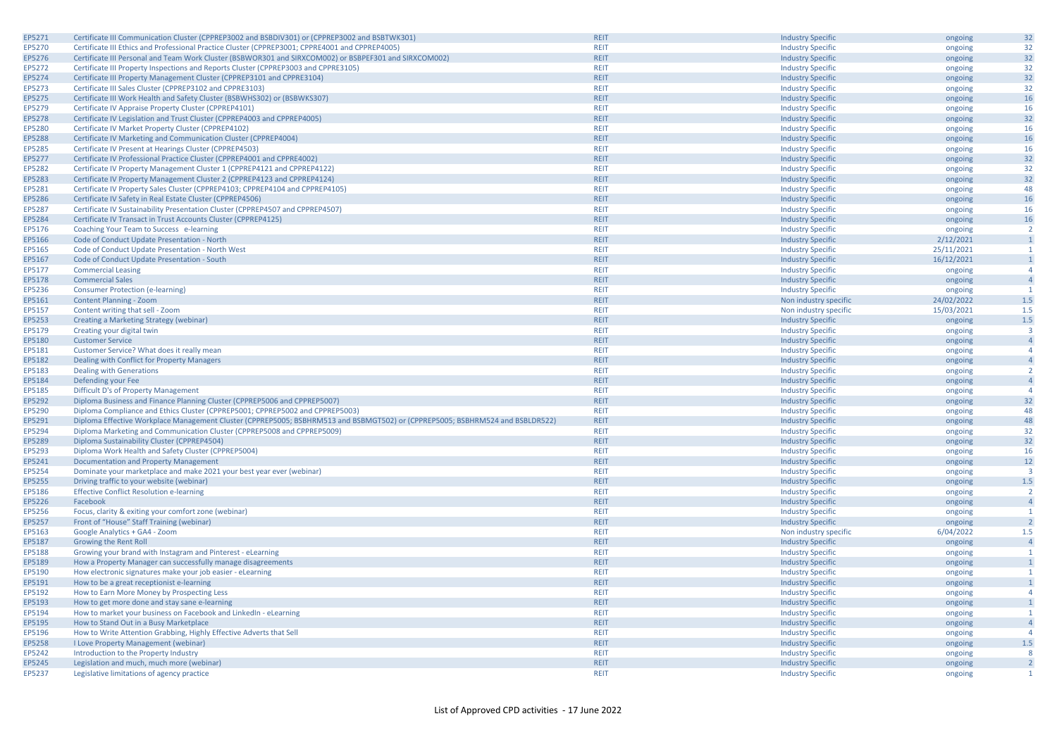| | | | | | |
|---|---|---|---|---|---|
| EP5271 | Certificate III Communication Cluster (CPPREP3002 and BSBDIV301) or (CPPREP3002 and BSBTWK301) | REIT | Industry Specific | ongoing | 32 |
| EP5270 | Certificate III Ethics and Professional Practice Cluster (CPPREP3001; CPPRE4001 and CPPREP4005) | REIT | Industry Specific | ongoing | 32 |
| EP5276 | Certificate III Personal and Team Work Cluster (BSBWOR301 and SIRXCOM002) or BSBPEF301 and SIRXCOM002) | REIT | Industry Specific | ongoing | 32 |
| EP5272 | Certificate III Property Inspections and Reports Cluster (CPPREP3003 and CPPRE3105) | REIT | Industry Specific | ongoing | 32 |
| EP5274 | Certificate III Property Management Cluster (CPPREP3101 and CPPRE3104) | REIT | Industry Specific | ongoing | 32 |
| EP5273 | Certificate III Sales Cluster (CPPREP3102 and CPPRE3103) | REIT | Industry Specific | ongoing | 32 |
| EP5275 | Certificate III Work Health and Safety Cluster (BSBWHS302) or (BSBWKS307) | REIT | Industry Specific | ongoing | 16 |
| EP5279 | Certificate IV Appraise Property Cluster (CPPREP4101) | REIT | Industry Specific | ongoing | 16 |
| EP5278 | Certificate IV Legislation and Trust Cluster (CPPREP4003 and CPPREP4005) | REIT | Industry Specific | ongoing | 32 |
| EP5280 | Certificate IV Market Property Cluster (CPPREP4102) | REIT | Industry Specific | ongoing | 16 |
| EP5288 | Certificate IV Marketing and Communication Cluster (CPPREP4004) | REIT | Industry Specific | ongoing | 16 |
| EP5285 | Certificate IV Present at Hearings Cluster (CPPREP4503) | REIT | Industry Specific | ongoing | 16 |
| EP5277 | Certificate IV Professional Practice Cluster (CPPREP4001 and CPPRE4002) | REIT | Industry Specific | ongoing | 32 |
| EP5282 | Certificate IV Property Management Cluster 1 (CPPREP4121 and CPPREP4122) | REIT | Industry Specific | ongoing | 32 |
| EP5283 | Certificate IV Property Management Cluster 2 (CPPREP4123 and CPPREP4124) | REIT | Industry Specific | ongoing | 32 |
| EP5281 | Certificate IV Property Sales Cluster (CPPREP4103; CPPREP4104 and CPPREP4105) | REIT | Industry Specific | ongoing | 48 |
| EP5286 | Certificate IV Safety in Real Estate Cluster (CPPREP4506) | REIT | Industry Specific | ongoing | 16 |
| EP5287 | Certificate IV Sustainability Presentation Cluster (CPPREP4507 and CPPREP4507) | REIT | Industry Specific | ongoing | 16 |
| EP5284 | Certificate IV Transact in Trust Accounts Cluster (CPPREP4125) | REIT | Industry Specific | ongoing | 16 |
| EP5176 | Coaching Your Team to Success e-learning | REIT | Industry Specific | ongoing | 2 |
| EP5166 | Code of Conduct Update Presentation - North | REIT | Industry Specific | 2/12/2021 | 1 |
| EP5165 | Code of Conduct Update Presentation - North West | REIT | Industry Specific | 25/11/2021 | 1 |
| EP5167 | Code of Conduct Update Presentation - South | REIT | Industry Specific | 16/12/2021 | 1 |
| EP5177 | Commercial Leasing | REIT | Industry Specific | ongoing | 4 |
| EP5178 | Commercial Sales | REIT | Industry Specific | ongoing | 4 |
| EP5236 | Consumer Protection (e-learning) | REIT | Industry Specific | ongoing | 1 |
| EP5161 | Content Planning - Zoom | REIT | Non industry specific | 24/02/2022 | 1.5 |
| EP5157 | Content writing that sell - Zoom | REIT | Non industry specific | 15/03/2021 | 1.5 |
| EP5253 | Creating a Marketing Strategy (webinar) | REIT | Industry Specific | ongoing | 1.5 |
| EP5179 | Creating your digital twin | REIT | Industry Specific | ongoing | 3 |
| EP5180 | Customer Service | REIT | Industry Specific | ongoing | 4 |
| EP5181 | Customer Service? What does it really mean | REIT | Industry Specific | ongoing | 4 |
| EP5182 | Dealing with Conflict for Property Managers | REIT | Industry Specific | ongoing | 4 |
| EP5183 | Dealing with Generations | REIT | Industry Specific | ongoing | 2 |
| EP5184 | Defending your Fee | REIT | Industry Specific | ongoing | 4 |
| EP5185 | Difficult D's of Property Management | REIT | Industry Specific | ongoing | 4 |
| EP5292 | Diploma Business and Finance Planning Cluster (CPPREP5006 and CPPREP5007) | REIT | Industry Specific | ongoing | 32 |
| EP5290 | Diploma Compliance and Ethics Cluster (CPPREP5001; CPPREP5002 and CPPREP5003) | REIT | Industry Specific | ongoing | 48 |
| EP5291 | Diploma Effective Workplace Management Cluster (CPPREP5005; BSBHRM513 and BSBMGT502) or (CPPREP5005; BSBHRM524 and BSBLDR522) | REIT | Industry Specific | ongoing | 48 |
| EP5294 | Diploma Marketing and Communication Cluster (CPPREP5008 and CPPREP5009) | REIT | Industry Specific | ongoing | 32 |
| EP5289 | Diploma Sustainability Cluster (CPPREP4504) | REIT | Industry Specific | ongoing | 32 |
| EP5293 | Diploma Work Health and Safety Cluster (CPPREP5004) | REIT | Industry Specific | ongoing | 16 |
| EP5241 | Documentation and Property Management | REIT | Industry Specific | ongoing | 12 |
| EP5254 | Dominate your marketplace and make 2021 your best year ever (webinar) | REIT | Industry Specific | ongoing | 3 |
| EP5255 | Driving traffic to your website (webinar) | REIT | Industry Specific | ongoing | 1.5 |
| EP5186 | Effective Conflict Resolution e-learning | REIT | Industry Specific | ongoing | 2 |
| EP5226 | Facebook | REIT | Industry Specific | ongoing | 4 |
| EP5256 | Focus, clarity & exiting your comfort zone (webinar) | REIT | Industry Specific | ongoing | 1 |
| EP5257 | Front of "House" Staff Training (webinar) | REIT | Industry Specific | ongoing | 2 |
| EP5163 | Google Analytics + GA4 - Zoom | REIT | Non industry specific | 6/04/2022 | 1.5 |
| EP5187 | Growing the Rent Roll | REIT | Industry Specific | ongoing | 4 |
| EP5188 | Growing your brand with Instagram and Pinterest - eLearning | REIT | Industry Specific | ongoing | 1 |
| EP5189 | How a Property Manager can successfully manage disagreements | REIT | Industry Specific | ongoing | 1 |
| EP5190 | How electronic signatures make your job easier - eLearning | REIT | Industry Specific | ongoing | 1 |
| EP5191 | How to be a great receptionist e-learning | REIT | Industry Specific | ongoing | 1 |
| EP5192 | How to Earn More Money by Prospecting Less | REIT | Industry Specific | ongoing | 4 |
| EP5193 | How to get more done and stay sane e-learning | REIT | Industry Specific | ongoing | 1 |
| EP5194 | How to market your business on Facebook and LinkedIn - eLearning | REIT | Industry Specific | ongoing | 1 |
| EP5195 | How to Stand Out in a Busy Marketplace | REIT | Industry Specific | ongoing | 4 |
| EP5196 | How to Write Attention Grabbing, Highly Effective Adverts that Sell | REIT | Industry Specific | ongoing | 4 |
| EP5258 | I Love Property Management (webinar) | REIT | Industry Specific | ongoing | 1.5 |
| EP5242 | Introduction to the Property Industry | REIT | Industry Specific | ongoing | 8 |
| EP5245 | Legislation and much, much more (webinar) | REIT | Industry Specific | ongoing | 2 |
| EP5237 | Legislative limitations of agency practice | REIT | Industry Specific | ongoing | 1 |

List of Approved CPD activities - 17 June 2022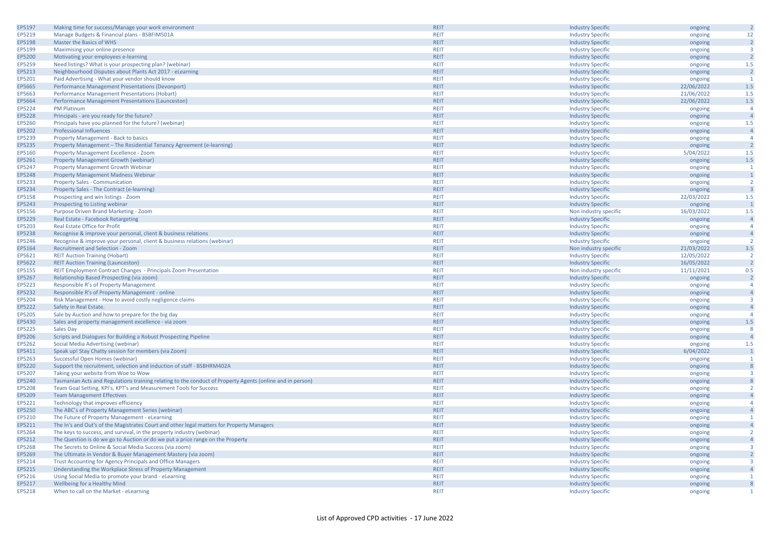| | | | | | |
|---|---|---|---|---|---|
| EP5197 | Making time for success/Manage your work environment | REIT | Industry Specific | ongoing | 2 |
| EP5219 | Manage Budgets & Financial plans - BSBFIM501A | REIT | Industry Specific | ongoing | 12 |
| EP5198 | Master the Basics of WHS | REIT | Industry Specific | ongoing | 2 |
| EP5199 | Maximising your online presence | REIT | Industry Specific | ongoing | 3 |
| EP5200 | Motivating your employees e-learning | REIT | Industry Specific | ongoing | 2 |
| EP5259 | Need listings? What is your prospecting plan? (webinar) | REIT | Industry Specific | ongoing | 1.5 |
| EP5213 | Neighbourhood Disputes about Plants Act 2017 - eLearning | REIT | Industry Specific | ongoing | 2 |
| EP5201 | Paid Advertising - What your vendor should know | REIT | Industry Specific | ongoing | 1 |
| EP5665 | Performance Management Presentations (Devonport) | REIT | Industry Specific | 22/06/2022 | 1.5 |
| EP5663 | Performance Management Presentations (Hobart) | REIT | Industry Specific | 21/06/2022 | 1.5 |
| EP5664 | Performance Management Presentations (Launceston) | REIT | Industry Specific | 22/06/2022 | 1.5 |
| EP5224 | PM Platinum | REIT | Industry Specific | ongoing | 4 |
| EP5228 | Principals - are you ready for the future? | REIT | Industry Specific | ongoing | 4 |
| EP5260 | Principals have you planned for the future? (webinar) | REIT | Industry Specific | ongoing | 1.5 |
| EP5202 | Professional Influences | REIT | Industry Specific | ongoing | 4 |
| EP5239 | Property Management - Back to basics | REIT | Industry Specific | ongoing | 4 |
| EP5235 | Property Management – The Residential Tenancy Agreement (e-learning) | REIT | Industry Specific | ongoing | 2 |
| EP5160 | Property Management Excellence - Zoom | REIT | Industry Specific | 5/04/2022 | 1.5 |
| EP5261 | Property Management Growth (webinar) | REIT | Industry Specific | ongoing | 1.5 |
| EP5247 | Property Management Growth Webinar | REIT | Industry Specific | ongoing | 1 |
| EP5248 | Property Management Madness Webinar | REIT | Industry Specific | ongoing | 1 |
| EP5233 | Property Sales - Communication | REIT | Industry Specific | ongoing | 2 |
| EP5234 | Property Sales - The Contract (e-learning) | REIT | Industry Specific | ongoing | 3 |
| EP5158 | Prospecting and win listings - Zoom | REIT | Industry Specific | 22/03/2022 | 1.5 |
| EP5243 | Prospecting to Listing webinar | REIT | Industry Specific | ongoing | 1 |
| EP5156 | Purpose Driven Brand Marketing - Zoom | REIT | Non industry specific | 16/03/2022 | 1.5 |
| EP5229 | Real Estate - Facebook Retargeting | REIT | Industry Specific | ongoing | 4 |
| EP5203 | Real Estate Office for Profit | REIT | Industry Specific | ongoing | 4 |
| EP5238 | Recognise & improve your personal, client & business relations | REIT | Industry Specific | ongoing | 4 |
| EP5246 | Recognise & improve your personal, client & business relations (webinar) | REIT | Industry Specific | ongoing | 2 |
| EP5164 | Recruitment and Selection - Zoom | REIT | Non industry specific | 21/03/2022 | 3.5 |
| EP5621 | REIT Auction Training (Hobart) | REIT | Industry Specific | 12/05/2022 | 2 |
| EP5622 | REIT Auction Training (Launceston) | REIT | Industry Specific | 16/05/2022 | 2 |
| EP5155 | REIT Employment Contract Changes - Principals Zoom Presentation | REIT | Non industry specific | 11/11/2021 | 0.5 |
| EP5267 | Relationship Based Prospecting (via zoom) | REIT | Industry Specific | ongoing | 2 |
| EP5223 | Responsible R's of Property Management | REIT | Industry Specific | ongoing | 4 |
| EP5232 | Responsible R's of Property Management - online | REIT | Industry Specific | ongoing | 4 |
| EP5204 | Risk Management - How to avoid costly negligence claims | REIT | Industry Specific | ongoing | 3 |
| EP5222 | Safety in Real Estate. | REIT | Industry Specific | ongoing | 4 |
| EP5205 | Sale by Auction and how to prepare for the big day | REIT | Industry Specific | ongoing | 4 |
| EP5430 | Sales and property management excellence - via zoom | REIT | Industry Specific | ongoing | 1.5 |
| EP5225 | Sales Day | REIT | Industry Specific | ongoing | 8 |
| EP5206 | Scripts and Dialogues for Building a Robust Prospecting Pipeline | REIT | Industry Specific | ongoing | 4 |
| EP5262 | Social Media Advertising (webinar) | REIT | Industry Specific | ongoing | 1.5 |
| EP5411 | Speak up! Stay Chatty session for members (via Zoom) | REIT | Industry Specific | 6/04/2022 | 1 |
| EP5263 | Successful Open Homes (webinar) | REIT | Industry Specific | ongoing | 1 |
| EP5220 | Support the recruitment, selection and induction of staff - BSBHRM402A | REIT | Industry Specific | ongoing | 8 |
| EP5207 | Taking your website from Woe to Wow | REIT | Industry Specific | ongoing | 3 |
| EP5240 | Tasmanian Acts and Regulations training relating to the conduct of Property Agents (online and in person) | REIT | Industry Specific | ongoing | 8 |
| EP5208 | Team Goal Setting, KPI's, KPT's and Measurement Tools for Success | REIT | Industry Specific | ongoing | 2 |
| EP5209 | Team Management Effectives | REIT | Industry Specific | ongoing | 4 |
| EP5221 | Technology that improves efficiency | REIT | Industry Specific | ongoing | 4 |
| EP5250 | The ABC's of Property Management Series (webinar) | REIT | Industry Specific | ongoing | 4 |
| EP5210 | The Future of Property Management - eLearning | REIT | Industry Specific | ongoing | 1 |
| EP5211 | The In's and Out's of the Magistrates Court and other legal matters for Property Managers | REIT | Industry Specific | ongoing | 4 |
| EP5264 | The keys to success, and survival, in the property industry (webinar) | REIT | Industry Specific | ongoing | 2 |
| EP5212 | The Question is do we go to Auction or do we put a price range on the Property | REIT | Industry Specific | ongoing | 4 |
| EP5268 | The Secrets to Online & Social Media Success (via zoom) | REIT | Industry Specific | ongoing | 3 |
| EP5269 | The Ultimate in Vendor & Buyer Management Mastery (via zoom) | REIT | Industry Specific | ongoing | 2 |
| EP5214 | Trust Accounting for Agency Principals and Office Managers | REIT | Industry Specific | ongoing | 3 |
| EP5215 | Understanding the Workplace Stress of Property Management | REIT | Industry Specific | ongoing | 4 |
| EP5216 | Using Social Media to promote your brand - eLearning | REIT | Industry Specific | ongoing | 1 |
| EP5217 | Wellbeing for a Healthy Mind | REIT | Industry Specific | ongoing | 8 |
| EP5218 | When to call on the Market - eLearning | REIT | Industry Specific | ongoing | 1 |

List of Approved CPD activities - 17 June 2022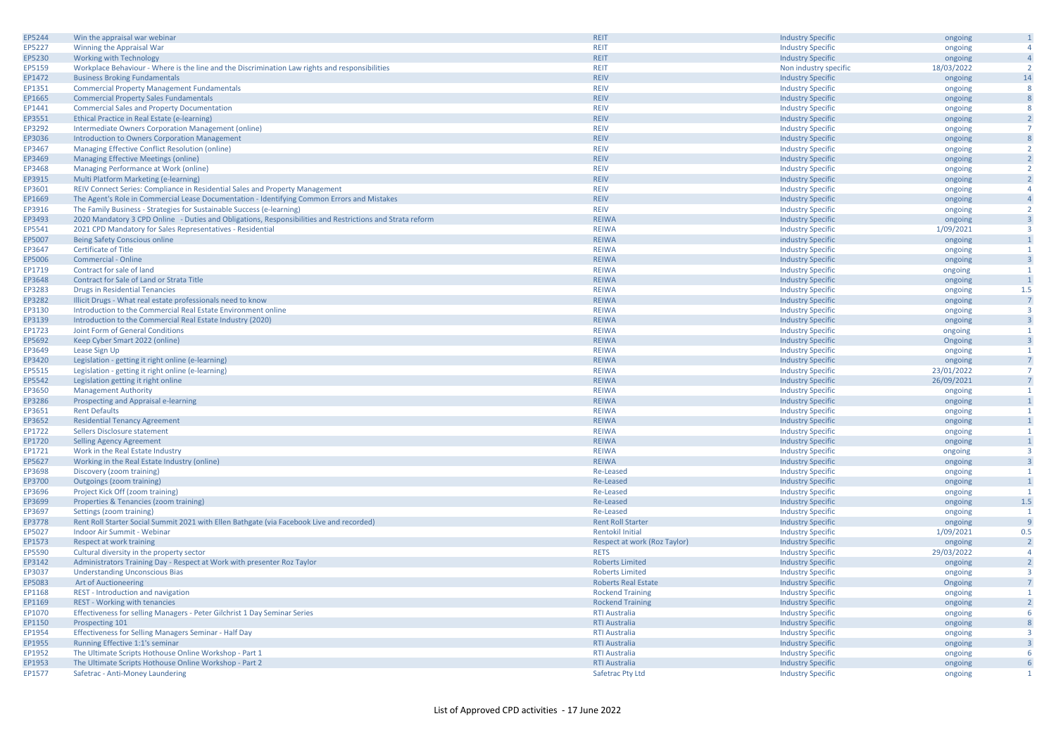| | | | | | |
|---|---|---|---|---|---|
| EP5244 | Win the appraisal war webinar | REIT | Industry Specific | ongoing | 1 |
| EP5227 | Winning the Appraisal War | REIT | Industry Specific | ongoing | 4 |
| EP5230 | Working with Technology | REIT | Industry Specific | ongoing | 4 |
| EP5159 | Workplace Behaviour - Where is the line and the Discrimination Law rights and responsibilities | REIT | Non industry specific | 18/03/2022 | 2 |
| EP1472 | Business Broking Fundamentals | REIV | Industry Specific | ongoing | 14 |
| EP1351 | Commercial Property Management Fundamentals | REIV | Industry Specific | ongoing | 8 |
| EP1665 | Commercial Property Sales Fundamentals | REIV | Industry Specific | ongoing | 8 |
| EP1441 | Commercial Sales and Property Documentation | REIV | Industry Specific | ongoing | 8 |
| EP3551 | Ethical Practice in Real Estate (e-learning) | REIV | Industry Specific | ongoing | 2 |
| EP3292 | Intermediate Owners Corporation Management (online) | REIV | Industry Specific | ongoing | 7 |
| EP3036 | Introduction to Owners Corporation Management | REIV | Industry Specific | ongoing | 8 |
| EP3467 | Managing Effective Conflict Resolution (online) | REIV | Industry Specific | ongoing | 2 |
| EP3469 | Managing Effective Meetings (online) | REIV | Industry Specific | ongoing | 2 |
| EP3468 | Managing Performance at Work (online) | REIV | Industry Specific | ongoing | 2 |
| EP3915 | Multi Platform Marketing (e-learning) | REIV | Industry Specific | ongoing | 2 |
| EP3601 | REIV Connect Series: Compliance in Residential Sales and Property Management | REIV | Industry Specific | ongoing | 4 |
| EP1669 | The Agent's Role in Commercial Lease Documentation - Identifying Common Errors and Mistakes | REIV | Industry Specific | ongoing | 4 |
| EP3916 | The Family Business - Strategies for Sustainable Success (e-learning) | REIV | Industry Specific | ongoing | 2 |
| EP3493 | 2020 Mandatory 3 CPD Online - Duties and Obligations, Responsibilities and Restrictions and Strata reform | REIWA | Industry Specific | ongoing | 3 |
| EP5541 | 2021 CPD Mandatory for Sales Representatives - Residential | REIWA | Industry Specific | 1/09/2021 | 3 |
| EP5007 | Being Safety Conscious online | REIWA | industry Specific | ongoing | 1 |
| EP3647 | Certificate of Title | REIWA | Industry Specific | ongoing | 1 |
| EP5006 | Commercial - Online | REIWA | Industry Specific | ongoing | 3 |
| EP1719 | Contract for sale of land | REIWA | Industry Specific | ongoing | 1 |
| EP3648 | Contract for Sale of Land or Strata Title | REIWA | Industry Specific | ongoing | 1 |
| EP3283 | Drugs in Residential Tenancies | REIWA | Industry Specific | ongoing | 1.5 |
| EP3282 | Illicit Drugs - What real estate professionals need to know | REIWA | Industry Specific | ongoing | 7 |
| EP3130 | Introduction to the Commercial Real Estate Environment online | REIWA | Industry Specific | ongoing | 3 |
| EP3139 | Introduction to the Commercial Real Estate Industry (2020) | REIWA | Industry Specific | ongoing | 3 |
| EP1723 | Joint Form of General Conditions | REIWA | Industry Specific | ongoing | 1 |
| EP5692 | Keep Cyber Smart 2022 (online) | REIWA | Industry Specific | Ongoing | 3 |
| EP3649 | Lease Sign Up | REIWA | Industry Specific | ongoing | 1 |
| EP3420 | Legislation - getting it right online (e-learning) | REIWA | Industry Specific | ongoing | 7 |
| EP5515 | Legislation - getting it right online (e-learning) | REIWA | Industry Specific | 23/01/2022 | 7 |
| EP5542 | Legislation getting it right online | REIWA | Industry Specific | 26/09/2021 | 7 |
| EP3650 | Management Authority | REIWA | Industry Specific | ongoing | 1 |
| EP3286 | Prospecting and Appraisal e-learning | REIWA | Industry Specific | ongoing | 1 |
| EP3651 | Rent Defaults | REIWA | Industry Specific | ongoing | 1 |
| EP3652 | Residential Tenancy Agreement | REIWA | Industry Specific | ongoing | 1 |
| EP1722 | Sellers Disclosure statement | REIWA | Industry Specific | ongoing | 1 |
| EP1720 | Selling Agency Agreement | REIWA | Industry Specific | ongoing | 1 |
| EP1721 | Work in the Real Estate Industry | REIWA | Industry Specific | ongoing | 3 |
| EP5627 | Working in the Real Estate Industry (online) | REIWA | Industry Specific | ongoing | 3 |
| EP3698 | Discovery (zoom training) | Re-Leased | Industry Specific | ongoing | 1 |
| EP3700 | Outgoings (zoom training) | Re-Leased | Industry Specific | ongoing | 1 |
| EP3696 | Project Kick Off (zoom training) | Re-Leased | Industry Specific | ongoing | 1 |
| EP3699 | Properties & Tenancies (zoom training) | Re-Leased | Industry Specific | ongoing | 1.5 |
| EP3697 | Settings (zoom training) | Re-Leased | Industry Specific | ongoing | 1 |
| EP3778 | Rent Roll Starter Social Summit 2021 with Ellen Bathgate (via Facebook Live and recorded) | Rent Roll Starter | Industry Specific | ongoing | 9 |
| EP5027 | Indoor Air Summit - Webinar | Rentokil Initial | Industry Specific | 1/09/2021 | 0.5 |
| EP1573 | Respect at work training | Respect at work (Roz Taylor) | Industry Specific | ongoing | 2 |
| EP5590 | Cultural diversity in the property sector | RETS | Industry Specific | 29/03/2022 | 4 |
| EP3142 | Administrators Training Day - Respect at Work with presenter Roz Taylor | Roberts Limited | Industry Specific | ongoing | 2 |
| EP3037 | Understanding Unconscious Bias | Roberts Limited | Industry Specific | ongoing | 3 |
| EP5083 | Art of Auctioneering | Roberts Real Estate | Industry Specific | Ongoing | 7 |
| EP1168 | REST - Introduction and navigation | Rockend Training | Industry Specific | ongoing | 1 |
| EP1169 | REST - Working with tenancies | Rockend Training | Industry Specific | ongoing | 2 |
| EP1070 | Effectiveness for selling Managers - Peter Gilchrist 1 Day Seminar Series | RTI Australia | Industry Specific | ongoing | 6 |
| EP1150 | Prospecting 101 | RTI Australia | Industry Specific | ongoing | 8 |
| EP1954 | Effectiveness for Selling Managers Seminar - Half Day | RTI Australia | Industry Specific | ongoing | 3 |
| EP1955 | Running Effective 1:1's seminar | RTI Australia | Industry Specific | ongoing | 3 |
| EP1952 | The Ultimate Scripts Hothouse Online Workshop - Part 1 | RTI Australia | Industry Specific | ongoing | 6 |
| EP1953 | The Ultimate Scripts Hothouse Online Workshop - Part 2 | RTI Australia | Industry Specific | ongoing | 6 |
| EP1577 | Safetrac - Anti-Money Laundering | Safetrac Pty Ltd | Industry Specific | ongoing | 1 |

List of Approved CPD activities - 17 June 2022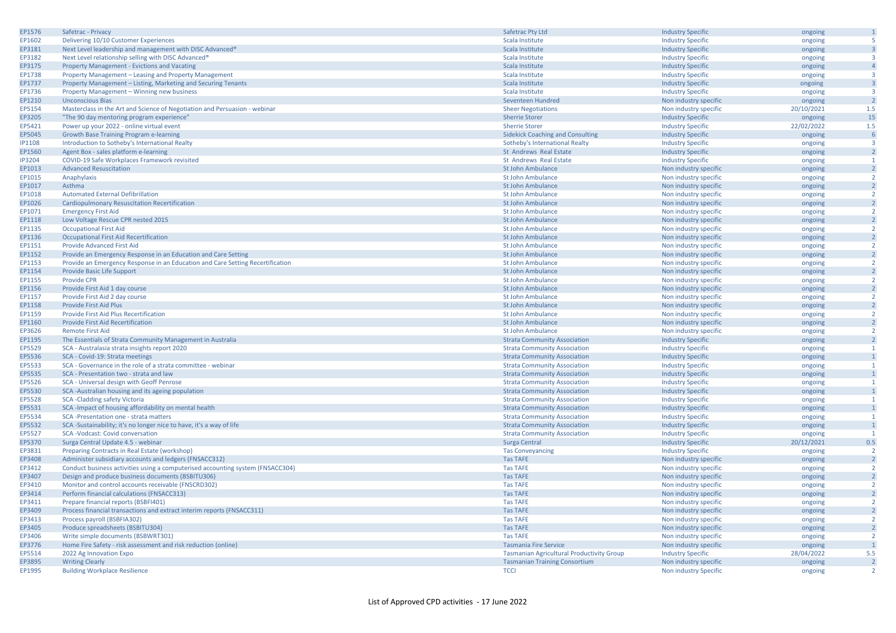| EP1576 | Safetrac - Privacy | Safetrac Pty Ltd | Industry Specific | ongoing | 1 |
|---|---|---|---|---|---|
| EP1602 | Delivering 10/10 Customer Experiences | Scala Institute | Industry Specific | ongoing | 5 |
| EP3181 | Next Level leadership and management with DISC Advanced® | Scala Institute | Industry Specific | ongoing | 3 |
| EP3182 | Next Level relationship selling with DISC Advanced® | Scala Institute | Industry Specific | ongoing | 3 |
| EP3175 | Property Management - Evictions and Vacating | Scala Institute | Industry Specific | ongoing | 4 |
| EP1738 | Property Management – Leasing and Property Management | Scala Institute | Industry Specific | ongoing | 3 |
| EP1737 | Property Management – Listing, Marketing and Securing Tenants | Scala Institute | Industry Specific | ongoing | 3 |
| EP1736 | Property Management – Winning new business | Scala Institute | Industry Specific | ongoing | 3 |
| EP1210 | Unconscious Bias | Seventeen Hundred | Non industry specific | ongoing | 2 |
| EP5154 | Masterclass in the Art and Science of Negotiation and Persuasion - webinar | Sheer Negotiations | Non industry specific | 20/10/2021 | 1.5 |
| EP3205 | "The 90 day mentoring program experience" | Sherrie Storer | Industry Specific | ongoing | 15 |
| EP5421 | Power up your 2022 - online virtual event | Sherrie Storer | Industry Specific | 22/02/2022 | 1.5 |
| EP5045 | Growth Base Training Program e-learning | Sidekick Coaching and Consulting | Industry Specific | ongoing | 6 |
| IP1108 | Introduction to Sotheby's International Realty | Sotheby's International Realty | Industry Specific | ongoing | 3 |
| EP1560 | Agent Box - sales platform e-learning | St Andrews Real Estate | Industry Specific | ongoing | 2 |
| IP3204 | COVID-19 Safe Workplaces Framework revisited | St Andrews Real Estate | Industry Specific | ongoing | 1 |
| EP1013 | Advanced Resuscitation | St John Ambulance | Non industry specific | ongoing | 2 |
| EP1015 | Anaphylaxis | St John Ambulance | Non industry specific | ongoing | 2 |
| EP1017 | Asthma | St John Ambulance | Non industry specific | ongoing | 2 |
| EP1018 | Automated External Defibrillation | St John Ambulance | Non industry specific | ongoing | 2 |
| EP1026 | Cardiopulmonary Resuscitation Recertification | St John Ambulance | Non industry specific | ongoing | 2 |
| EP1071 | Emergency First Aid | St John Ambulance | Non industry specific | ongoing | 2 |
| EP1118 | Low Voltage Rescue CPR nested 2015 | St John Ambulance | Non industry specific | ongoing | 2 |
| EP1135 | Occupational First Aid | St John Ambulance | Non industry specific | ongoing | 2 |
| EP1136 | Occupational First Aid Recertification | St John Ambulance | Non industry specific | ongoing | 2 |
| EP1151 | Provide Advanced First Aid | St John Ambulance | Non industry specific | ongoing | 2 |
| EP1152 | Provide an Emergency Response in an Education and Care Setting | St John Ambulance | Non industry specific | ongoing | 2 |
| EP1153 | Provide an Emergency Response in an Education and Care Setting Recertification | St John Ambulance | Non industry specific | ongoing | 2 |
| EP1154 | Provide Basic Life Support | St John Ambulance | Non industry specific | ongoing | 2 |
| EP1155 | Provide CPR | St John Ambulance | Non industry specific | ongoing | 2 |
| EP1156 | Provide First Aid 1 day course | St John Ambulance | Non industry specific | ongoing | 2 |
| EP1157 | Provide First Aid 2 day course | St John Ambulance | Non industry specific | ongoing | 2 |
| EP1158 | Provide First Aid Plus | St John Ambulance | Non industry specific | ongoing | 2 |
| EP1159 | Provide First Aid Plus Recertification | St John Ambulance | Non industry specific | ongoing | 2 |
| EP1160 | Provide First Aid Recertification | St John Ambulance | Non industry specific | ongoing | 2 |
| EP3626 | Remote First Aid | St John Ambulance | Non industry specific | ongoing | 2 |
| EP1195 | The Essentials of Strata Community Management in Australia | Strata Community Association | Industry Specific | ongoing | 2 |
| EP5529 | SCA - Australasia strata insights report 2020 | Strata Community Association | Industry Specific | ongoing | 1 |
| EP5536 | SCA - Covid-19: Strata meetings | Strata Community Association | Industry Specific | ongoing | 1 |
| EP5533 | SCA - Governance in the role of a strata committee - webinar | Strata Community Association | Industry Specific | ongoing | 1 |
| EP5535 | SCA - Presentation two - strata and law | Strata Community Association | Industry Specific | ongoing | 1 |
| EP5526 | SCA - Universal design with Geoff Penrose | Strata Community Association | Industry Specific | ongoing | 1 |
| EP5530 | SCA -Australian housing and its ageing population | Strata Community Association | Industry Specific | ongoing | 1 |
| EP5528 | SCA -Cladding safety Victoria | Strata Community Association | Industry Specific | ongoing | 1 |
| EP5531 | SCA -Impact of housing affordability on mental health | Strata Community Association | Industry Specific | ongoing | 1 |
| EP5534 | SCA -Presentation one - strata matters | Strata Community Association | Industry Specific | ongoing | 1 |
| EP5532 | SCA -Sustainability; it's no longer nice to have, it's a way of life | Strata Community Association | Industry Specific | ongoing | 1 |
| EP5527 | SCA -Vodcast: Covid conversation | Strata Community Association | Industry Specific | ongoing | 1 |
| EP5370 | Surga Central Update 4.5 - webinar | Surga Central | Industry Specific | 20/12/2021 | 0.5 |
| EP3831 | Preparing Contracts in Real Estate (workshop) | Tas Conveyancing | Industry Specific | ongoing | 2 |
| EP3408 | Administer subsidiary accounts and ledgers (FNSACC312) | Tas TAFE | Non industry specific | ongoing | 2 |
| EP3412 | Conduct business activities using a computerised accounting system (FNSACC304) | Tas TAFE | Non industry specific | ongoing | 2 |
| EP3407 | Design and produce business documents (BSBITU306) | Tas TAFE | Non industry specific | ongoing | 2 |
| EP3410 | Monitor and control accounts receivable (FNSCRD302) | Tas TAFE | Non industry specific | ongoing | 2 |
| EP3414 | Perform financial calculations (FNSACC313) | Tas TAFE | Non industry specific | ongoing | 2 |
| EP3411 | Prepare financial reports (BSBFI401) | Tas TAFE | Non industry specific | ongoing | 2 |
| EP3409 | Process financial transactions and extract interim reports (FNSACC311) | Tas TAFE | Non industry specific | ongoing | 2 |
| EP3413 | Process payroll (BSBFIA302) | Tas TAFE | Non industry specific | ongoing | 2 |
| EP3405 | Produce spreadsheets (BSBITU304) | Tas TAFE | Non industry specific | ongoing | 2 |
| EP3406 | Write simple documents (BSBWRT301) | Tas TAFE | Non industry specific | ongoing | 2 |
| EP3776 | Home Fire Safety - risk assessment and risk reduction (online) | Tasmania Fire Service | Non industry specific | ongoing | 1 |
| EP5514 | 2022 Ag Innovation Expo | Tasmanian Agricultural Productivity Group | Industry Specific | 28/04/2022 | 5.5 |
| EP3895 | Writing Clearly | Tasmanian Training Consortium | Non industry specific | ongoing | 2 |
| EP1995 | Building Workplace Resilience | TCCI | Non industry Specific | ongoing | 2 |

List of Approved CPD activities - 17 June 2022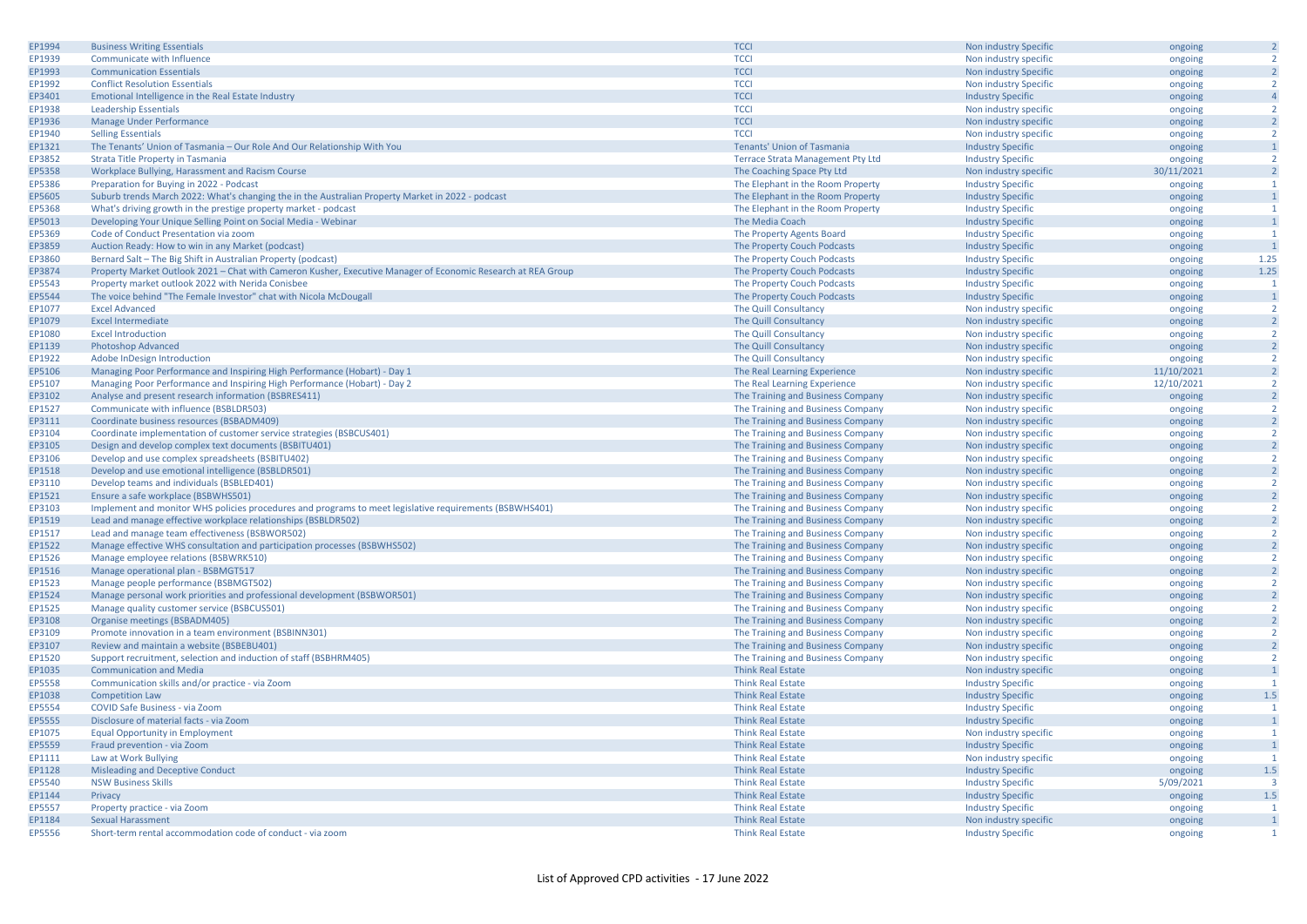| | | | | | |
|---|---|---|---|---|---|
| EP1994 | Business Writing Essentials | TCCI | Non industry Specific | ongoing | 2 |
| EP1939 | Communicate with Influence | TCCI | Non industry specific | ongoing | 2 |
| EP1993 | Communication Essentials | TCCI | Non industry Specific | ongoing | 2 |
| EP1992 | Conflict Resolution Essentials | TCCI | Non industry Specific | ongoing | 2 |
| EP3401 | Emotional Intelligence in the Real Estate Industry | TCCI | Industry Specific | ongoing | 4 |
| EP1938 | Leadership Essentials | TCCI | Non industry specific | ongoing | 2 |
| EP1936 | Manage Under Performance | TCCI | Non industry specific | ongoing | 2 |
| EP1940 | Selling Essentials | TCCI | Non industry specific | ongoing | 2 |
| EP1321 | The Tenants' Union of Tasmania – Our Role And Our Relationship With You | Tenants' Union of Tasmania | Industry Specific | ongoing | 1 |
| EP3852 | Strata Title Property in Tasmania | Terrace Strata Management Pty Ltd | Industry Specific | ongoing | 2 |
| EP5358 | Workplace Bullying, Harassment and Racism Course | The Coaching Space Pty Ltd | Non industry specific | 30/11/2021 | 2 |
| EP5386 | Preparation for Buying in 2022 - Podcast | The Elephant in the Room Property | Industry Specific | ongoing | 1 |
| EP5605 | Suburb trends March 2022: What's changing the in the Australian Property Market in 2022 - podcast | The Elephant in the Room Property | Industry Specific | ongoing | 1 |
| EP5368 | What's driving growth in the prestige property market - podcast | The Elephant in the Room Property | Industry Specific | ongoing | 1 |
| EP5013 | Developing Your Unique Selling Point on Social Media - Webinar | The Media Coach | Industry Specific | ongoing | 1 |
| EP5369 | Code of Conduct Presentation via zoom | The Property Agents Board | Industry Specific | ongoing | 1 |
| EP3859 | Auction Ready: How to win in any Market (podcast) | The Property Couch Podcasts | Industry Specific | ongoing | 1 |
| EP3860 | Bernard Salt – The Big Shift in Australian Property (podcast) | The Property Couch Podcasts | Industry Specific | ongoing | 1.25 |
| EP3874 | Property Market Outlook 2021 – Chat with Cameron Kusher, Executive Manager of Economic Research at REA Group | The Property Couch Podcasts | Industry Specific | ongoing | 1.25 |
| EP5543 | Property market outlook 2022 with Nerida Conisbee | The Property Couch Podcasts | Industry Specific | ongoing | 1 |
| EP5544 | The voice behind "The Female Investor" chat with Nicola McDougall | The Property Couch Podcasts | Industry Specific | ongoing | 1 |
| EP1077 | Excel Advanced | The Quill Consultancy | Non industry specific | ongoing | 2 |
| EP1079 | Excel Intermediate | The Quill Consultancy | Non industry specific | ongoing | 2 |
| EP1080 | Excel Introduction | The Quill Consultancy | Non industry specific | ongoing | 2 |
| EP1139 | Photoshop Advanced | The Quill Consultancy | Non industry specific | ongoing | 2 |
| EP1922 | Adobe InDesign Introduction | The Quill Consultancy | Non industry specific | ongoing | 2 |
| EP5106 | Managing Poor Performance and Inspiring High Performance (Hobart) - Day 1 | The Real Learning Experience | Non industry specific | 11/10/2021 | 2 |
| EP5107 | Managing Poor Performance and Inspiring High Performance (Hobart) - Day 2 | The Real Learning Experience | Non industry specific | 12/10/2021 | 2 |
| EP3102 | Analyse and present research information (BSBRES411) | The Training and Business Company | Non industry specific | ongoing | 2 |
| EP1527 | Communicate with influence (BSBLDR503) | The Training and Business Company | Non industry specific | ongoing | 2 |
| EP3111 | Coordinate business resources (BSBADM409) | The Training and Business Company | Non industry specific | ongoing | 2 |
| EP3104 | Coordinate implementation of customer service strategies (BSBCUS401) | The Training and Business Company | Non industry specific | ongoing | 2 |
| EP3105 | Design and develop complex text documents (BSBITU401) | The Training and Business Company | Non industry specific | ongoing | 2 |
| EP3106 | Develop and use complex spreadsheets (BSBITU402) | The Training and Business Company | Non industry specific | ongoing | 2 |
| EP1518 | Develop and use emotional intelligence (BSBLDR501) | The Training and Business Company | Non industry specific | ongoing | 2 |
| EP3110 | Develop teams and individuals (BSBLED401) | The Training and Business Company | Non industry specific | ongoing | 2 |
| EP1521 | Ensure a safe workplace (BSBWHS501) | The Training and Business Company | Non industry specific | ongoing | 2 |
| EP3103 | Implement and monitor WHS policies procedures and programs to meet legislative requirements (BSBWHS401) | The Training and Business Company | Non industry specific | ongoing | 2 |
| EP1519 | Lead and manage effective workplace relationships (BSBLDR502) | The Training and Business Company | Non industry specific | ongoing | 2 |
| EP1517 | Lead and manage team effectiveness (BSBWOR502) | The Training and Business Company | Non industry specific | ongoing | 2 |
| EP1522 | Manage effective WHS consultation and participation processes (BSBWHS502) | The Training and Business Company | Non industry specific | ongoing | 2 |
| EP1526 | Manage employee relations (BSBWRK510) | The Training and Business Company | Non industry specific | ongoing | 2 |
| EP1516 | Manage operational plan - BSBMGT517 | The Training and Business Company | Non industry specific | ongoing | 2 |
| EP1523 | Manage people performance (BSBMGT502) | The Training and Business Company | Non industry specific | ongoing | 2 |
| EP1524 | Manage personal work priorities and professional development (BSBWOR501) | The Training and Business Company | Non industry specific | ongoing | 2 |
| EP1525 | Manage quality customer service (BSBCUS501) | The Training and Business Company | Non industry specific | ongoing | 2 |
| EP3108 | Organise meetings (BSBADM405) | The Training and Business Company | Non industry specific | ongoing | 2 |
| EP3109 | Promote innovation in a team environment (BSBINN301) | The Training and Business Company | Non industry specific | ongoing | 2 |
| EP3107 | Review and maintain a website (BSBEBU401) | The Training and Business Company | Non industry specific | ongoing | 2 |
| EP1520 | Support recruitment, selection and induction of staff (BSBHRM405) | The Training and Business Company | Non industry specific | ongoing | 2 |
| EP1035 | Communication and Media | Think Real Estate | Non industry specific | ongoing | 1 |
| EP5558 | Communication skills and/or practice - via Zoom | Think Real Estate | Industry Specific | ongoing | 1 |
| EP1038 | Competition Law | Think Real Estate | Industry Specific | ongoing | 1.5 |
| EP5554 | COVID Safe Business - via Zoom | Think Real Estate | Industry Specific | ongoing | 1 |
| EP5555 | Disclosure of material facts - via Zoom | Think Real Estate | Industry Specific | ongoing | 1 |
| EP1075 | Equal Opportunity in Employment | Think Real Estate | Non industry specific | ongoing | 1 |
| EP5559 | Fraud prevention - via Zoom | Think Real Estate | Industry Specific | ongoing | 1 |
| EP1111 | Law at Work Bullying | Think Real Estate | Non industry specific | ongoing | 1 |
| EP1128 | Misleading and Deceptive Conduct | Think Real Estate | Industry Specific | ongoing | 1.5 |
| EP5540 | NSW Business Skills | Think Real Estate | Industry Specific | 5/09/2021 | 3 |
| EP1144 | Privacy | Think Real Estate | Industry Specific | ongoing | 1.5 |
| EP5557 | Property practice - via Zoom | Think Real Estate | Industry Specific | ongoing | 1 |
| EP1184 | Sexual Harassment | Think Real Estate | Non industry specific | ongoing | 1 |
| EP5556 | Short-term rental accommodation code of conduct - via zoom | Think Real Estate | Industry Specific | ongoing | 1 |

List of Approved CPD activities - 17 June 2022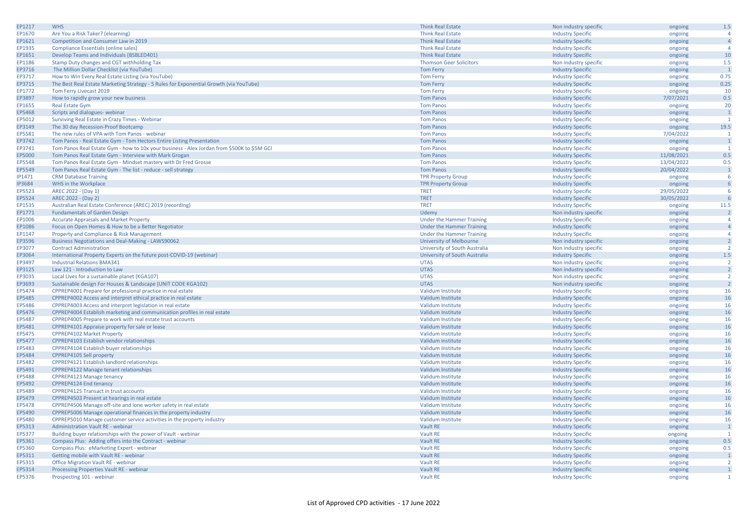| | | | | | |
|---|---|---|---|---|---|
| EP1217 | WHS | Think Real Estate | Non industry specific | ongoing | 1.5 |
| EP1670 | Are You a Risk Taker? (elearning) | Think Real Estate | Industry Specific | ongoing | 4 |
| EP1621 | Competition and Consumer Law in 2019 | Think Real Estate | Industry Specific | ongoing | 4 |
| EP1935 | Compliance Essentials (online sales) | Think Real Estate | Industry Specific | ongoing | 4 |
| EP1651 | Develop Teams and Individuals (BSBLED401) | Think Real Estate | Industry Specific | ongoing | 10 |
| EP1186 | Stamp Duty changes and CGT withholding Tax | Thomson Geer Solicitors | Non industry specific | ongoing | 1.5 |
| EP3716 | The Million Dollar Checklist (via YouTube) | Tom Ferry | Industry Specific | ongoing | 1 |
| EP3717 | How to Win Every Real Estate Listing (via YouTube) | Tom Ferry | Industry Specific | ongoing | 0.75 |
| EP3715 | The Best Real Estate Marketing Strategy - 5 Rules for Exponential Growth (via YouTube) | Tom Ferry | Industry Specific | ongoing | 0.25 |
| EP1772 | Tom Ferry Livecast 2019 | Tom Ferry | Industry Specific | ongoing | 10 |
| EP3897 | How to rapidly grow your new business | Tom Panos | Industry Specific | 7/07/2021 | 0.5 |
| EP1655 | Real Estate Gym | Tom Panos | Industry Specific | ongoing | 20 |
| EP5468 | Scripts and dialogues- webinar | Tom Panos | Industry Specific | ongoing | 1 |
| EP5012 | Surviving Real Estate in Crazy Times - Webinar | Tom Panos | Industry Specific | ongoing | 1 |
| EP3149 | The 30 day Recession-Proof Bootcamp | Tom Panos | Industry Specific | ongoing | 19.5 |
| EP5581 | The new rules of VPA with Tom Panos - webinar | Tom Panos | Industry Specific | 7/04/2022 | 1 |
| EP3742 | Tom Panos - Real Estate Gym - Tom Hectors Entire Listing Presentation | Tom Panos | Industry Specific | ongoing | 1 |
| EP3741 | Tom Panos Real Estate Gym - how to 10x your business - Alex Jordan from $500K to $5M GCI | Tom Panos | Industry Specific | ongoing | 1 |
| EP5000 | Tom Panos Real Estate Gym - Interview with Mark Grogan | Tom Panos | Industry Specific | 11/08/2021 | 0.5 |
| EP5548 | Tom Panos Real Estate Gym - Mindset mastery with Dr Fred Grosse | Tom Panos | Industry Specific | 13/04/2022 | 0.5 |
| EP5549 | Tom Panos Real Estate Gym - The list - reduce - sell strategy | Tom Panos | Industry Specific | 20/04/2022 | 1 |
| IP1471 | CRM Database Training | TPR Property Group | Industry Specific | ongoing | 6 |
| IP3684 | WHS in the Workplace | TPR Property Group | Industry Specific | ongoing | 6 |
| EP5523 | AREC 2022 - (Day 1) | TRET | Industry Specific | 29/05/2022 | 6 |
| EP5524 | AREC 2022 - (Day 2) | TRET | Industry Specific | 30/05/2022 | 6 |
| EP1535 | Australian Real Estate Conference (AREC) 2019 (recording) | TRET | Industry Specific | ongoing | 11.5 |
| EP1771 | Fundamentals of Garden Design | Udemy | Non industry specific | ongoing | 2 |
| EP1006 | Accurate Appraisals and Market Property | Under the Hammer Training | Industry Specific | ongoing | 4 |
| EP1086 | Focus on Open Homes & How to be a Better Negotiator | Under the Hammer Training | Industry Specific | ongoing | 4 |
| EP1147 | Property and Compliance & Risk Management | Under the Hammer Training | Industry Specific | ongoing | 4 |
| EP3596 | Business Negotiations and Deal-Making - LAWS90062 | University of Melbourne | Non industry specific | ongoing | 2 |
| EP3077 | Contract Administration | University of South Australia | Non industry specific | ongoing | 2 |
| EP3064 | International Property Experts on the future post-COVID-19 (webinar) | University of South Australia | Industry Specific | ongoing | 1.5 |
| EP3497 | Industrial Relations BMA341 | UTAS | Non industry specific | ongoing | 2 |
| EP3125 | Law 121 - Introduction to Law | UTAS | Non industry specific | ongoing | 2 |
| EP3035 | Local Lives for a sustainable planet (KGA107) | UTAS | Non industry specific | ongoing | 2 |
| EP3693 | Sustainable design For Houses & Landscape (UNIT CODE KGA102) | UTAS | Non industry specific | ongoing | 2 |
| EP5474 | CPPREP4001 Prepare for professional practice in real estate | Validum Institute | Industry Specific | ongoing | 16 |
| EP5485 | CPPREP4002 Access and interpret ethical practice in real estate | Validum Institute | Industry Specific | ongoing | 16 |
| EP5486 | CPPREP4003 Access and interpret legislation in real estate | Validum Institute | Industry Specific | ongoing | 16 |
| EP5476 | CPPREP4004 Establish marketing and communication profiles in real estate | Validum Institute | Industry Specific | ongoing | 16 |
| EP5487 | CPPREP4005 Prepare to work with real estate trust accounts | Validum Institute | Industry Specific | ongoing | 16 |
| EP5481 | CPPREP4101 Appraise property for sale or lease | Validum Institute | Industry Specific | ongoing | 16 |
| EP5475 | CPPREP4102 Market Property | Validum Institute | Industry Specific | ongoing | 16 |
| EP5477 | CPPREP4103 Establish vendor relationships | Validum Institute | Industry Specific | ongoing | 16 |
| EP5483 | CPPREP4104 Establish buyer relationships | Validum Institute | Industry Specific | ongoing | 16 |
| EP5484 | CPPREP4105 Sell property | Validum Institute | Industry Specific | ongoing | 16 |
| EP5482 | CPPREP4121 Establish landlord relationships | Validum Institute | Industry Specific | ongoing | 16 |
| EP5491 | CPPREP4122 Manage tenant relationships | Validum Institute | Industry Specific | ongoing | 16 |
| EP5488 | CPPREP4123 Manage tenancy | Validum Institute | Industry Specific | ongoing | 16 |
| EP5492 | CPPREP4124 End tenancy | Validum Institute | Industry Specific | ongoing | 16 |
| EP5489 | CPPREP4125 Transact in trust accounts | Validum Institute | Industry Specific | ongoing | 16 |
| EP5479 | CPPREP4503 Present at hearings in real estate | Validum Institute | Industry Specific | ongoing | 16 |
| EP5478 | CPPREP4506 Manage off-site and lone worker safety in real estate | Validum Institute | Industry Specific | ongoing | 16 |
| EP5490 | CPPREP5006 Manage operational finances in the property industry | Validum Institute | Industry Specific | ongoing | 16 |
| EP5480 | CPPREP5010 Manage customer service activities in the property industry | Validum Institute | Industry Specific | ongoing | 16 |
| EP5313 | Administration Vault RE - webinar | Vault RE | Industry Specific | ongoing | 1 |
| EP5377 | Building buyer relationships with the power of Vault - webinar | Vault RE | Industry Specific | ongoing | 1 |
| EP5361 | Compass Plus: Adding offers into the Contract - webinar | Vault RE | Industry Specific | ongoing | 0.5 |
| EP5360 | Compass Plus: eMarketing Expert - webinar | Vault RE | Industry Specific | ongoing | 0.5 |
| EP5311 | Getting mobile with Vault RE - webinar | Vault RE | Industry Specific | ongoing | 1 |
| EP5315 | Office Migration Vault RE - webinar | Vault RE | Industry Specific | ongoing | 2 |
| EP5314 | Processing Properties Vault RE - webinar | Vault RE | Industry Specific | ongoing | 1 |
| EP5376 | Prospecting 101 - webinar | Vault RE | Industry Specific | ongoing | 1 |

List of Approved CPD activities - 17 June 2022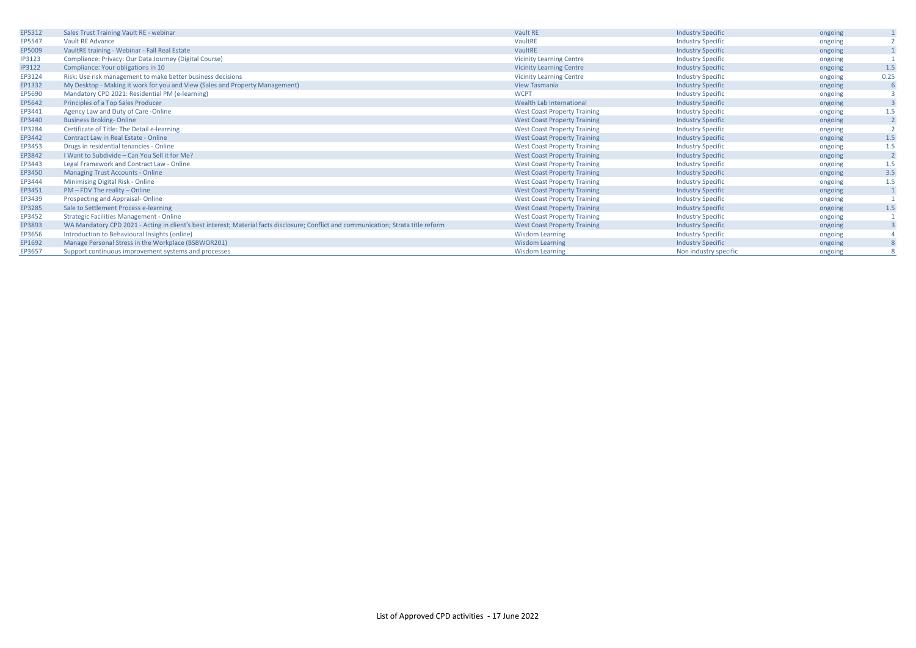| | | | | | |
|---|---|---|---|---|---|
| EP5312 | Sales Trust Training Vault RE - webinar | Vault RE | Industry Specific | ongoing | 1 |
| EP5547 | Vault RE Advance | VaultRE | Industry Specific | ongoing | 2 |
| EP5009 | VaultRE training - Webinar - Fall Real Estate | VaultRE | Industry Specific | ongoing | 1 |
| IP3123 | Compliance: Privacy: Our Data Journey (Digital Course) | Vicinity Learning Centre | Industry Specific | ongoing | 1 |
| IP3122 | Compliance: Your obligations in 10 | Vicinity Learning Centre | Industry Specific | ongoing | 1.5 |
| EP3124 | Risk: Use risk management to make better business decisions | Vicinity Learning Centre | Industry Specific | ongoing | 0.25 |
| EP1332 | My Desktop - Making it work for you and View (Sales and Property Management) | View Tasmania | Industry Specific | ongoing | 6 |
| EP5690 | Mandatory CPD 2021: Residential PM (e-learning) | WCPT | Industry Specific | ongoing | 3 |
| EP5642 | Principles of a Top Sales Producer | Wealth Lab International | Industry Specific | ongoing | 3 |
| EP3441 | Agency Law and Duty of Care -Online | West Coast Property Training | Industry Specific | ongoing | 1.5 |
| EP3440 | Business Broking- Online | West Coast Property Training | Industry Specific | ongoing | 2 |
| EP3284 | Certificate of Title: The Detail e-learning | West Coast Property Training | Industry Specific | ongoing | 2 |
| EP3442 | Contract Law in Real Estate - Online | West Coast Property Training | Industry Specific | ongoing | 1.5 |
| EP3453 | Drugs in residential tenancies - Online | West Coast Property Training | Industry Specific | ongoing | 1.5 |
| EP3842 | I Want to Subdivide – Can You Sell it for Me? | West Coast Property Training | Industry Specific | ongoing | 2 |
| EP3443 | Legal Framework and Contract Law - Online | West Coast Property Training | Industry Specific | ongoing | 1.5 |
| EP3450 | Managing Trust Accounts - Online | West Coast Property Training | Industry Specific | ongoing | 3.5 |
| EP3444 | Minimising Digital Risk - Online | West Coast Property Training | Industry Specific | ongoing | 1.5 |
| EP3451 | PM – FDV The reality – Online | West Coast Property Training | Industry Specific | ongoing | 1 |
| EP3439 | Prospecting and Appraisal- Online | West Coast Property Training | Industry Specific | ongoing | 1 |
| EP3285 | Sale to Settlement Process e-learning | West Coast Property Training | Industry Specific | ongoing | 1.5 |
| EP3452 | Strategic Facilities Management - Online | West Coast Property Training | Industry Specific | ongoing | 1 |
| EP3893 | WA Mandatory CPD 2021 - Acting in client's best interest; Material facts disclosure; Conflict and communication; Strata title reform | West Coast Property Training | Industry Specific | ongoing | 3 |
| EP3656 | Introduction to Behavioural Insights (online) | Wisdom Learning | Industry Specific | ongoing | 4 |
| EP1692 | Manage Personal Stress in the Workplace (BSBWOR201) | Wisdom Learning | Industry Specific | ongoing | 8 |
| EP3657 | Support continuous improvement systems and processes | Wisdom Learning | Non industry specific | ongoing | 8 |

List of Approved CPD activities - 17 June 2022